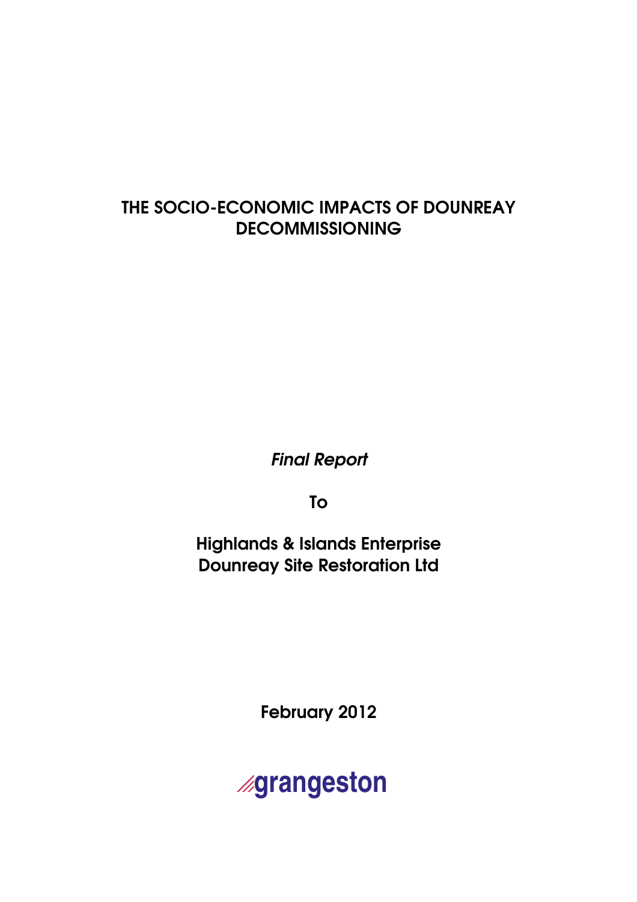# THE SOCIO-ECONOMIC IMPACTS OF DOUNREAY DECOMMISSIONING

*Final Report*

**To**

**Highlands & Islands Enterprise**
**Dounreay Site Restoration Ltd**

**February 2012**

**grangeston**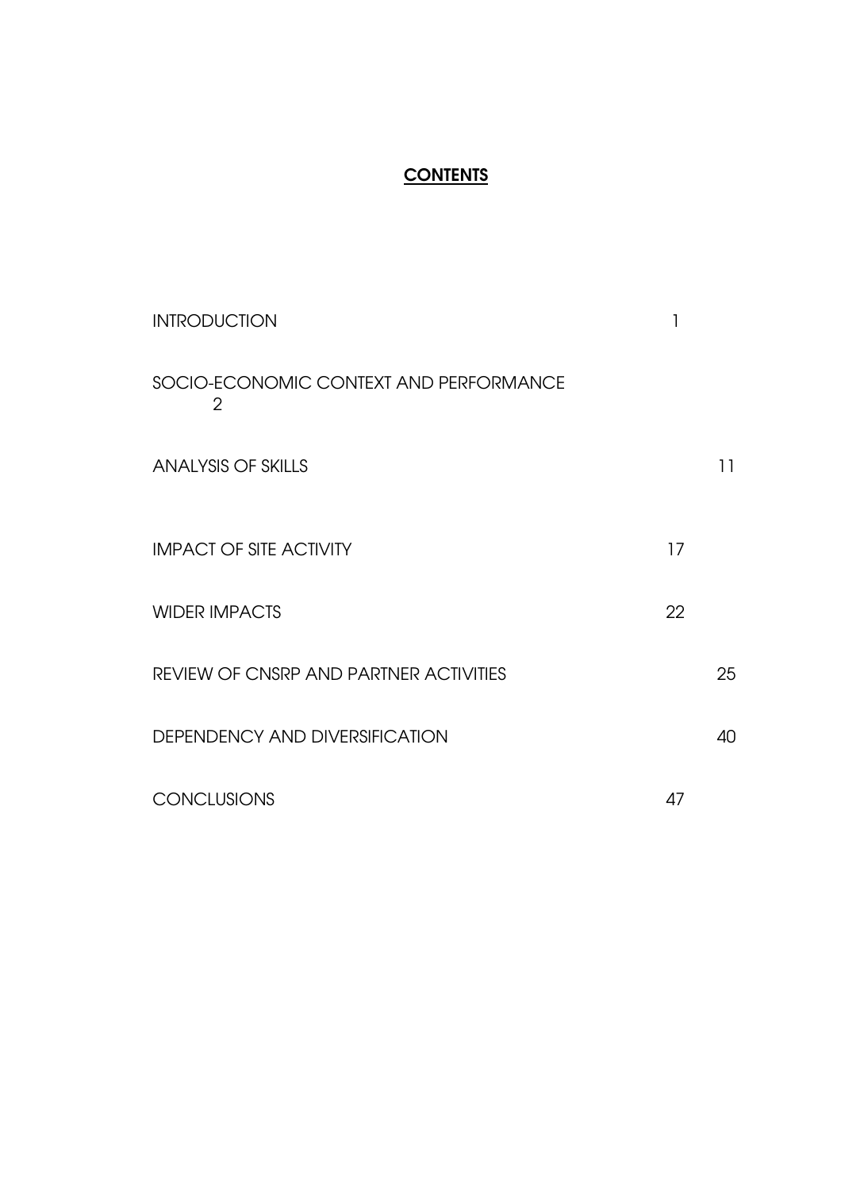# CONTENTS

| | |
|---|---|
| INTRODUCTION | 1 |
| SOCIO-ECONOMIC CONTEXT AND PERFORMANCE | 2 |
| ANALYSIS OF SKILLS | 11 |
| IMPACT OF SITE ACTIVITY | 17 |
| WIDER IMPACTS | 22 |
| REVIEW OF CNSRP AND PARTNER ACTIVITIES | 25 |
| DEPENDENCY AND DIVERSIFICATION | 40 |
| CONCLUSIONS | 47 |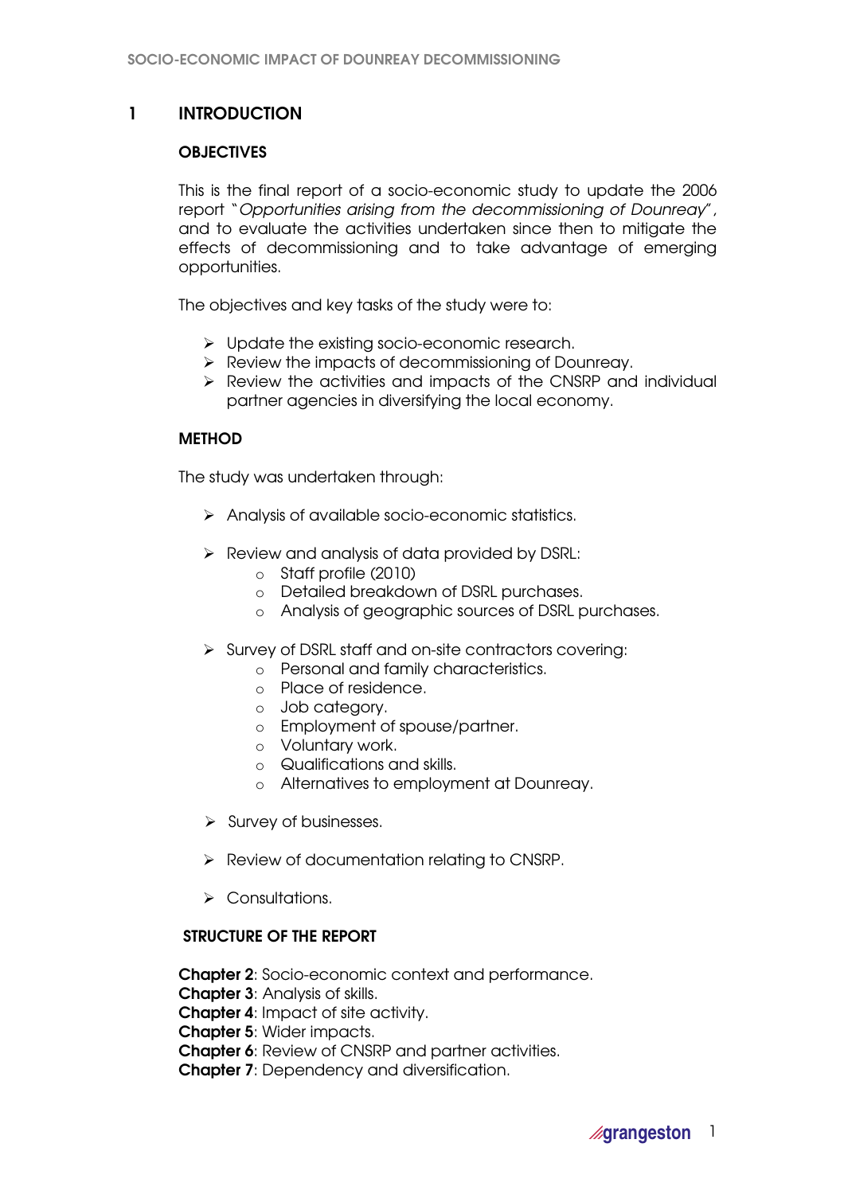# 1 INTRODUCTION

## OBJECTIVES

This is the final report of a socio-economic study to update the 2006 report "*Opportunities arising from the decommissioning of Dounreay*", and to evaluate the activities undertaken since then to mitigate the effects of decommissioning and to take advantage of emerging opportunities.

The objectives and key tasks of the study were to:

- Update the existing socio-economic research.
- Review the impacts of decommissioning of Dounreay.
- Review the activities and impacts of the CNSRP and individual partner agencies in diversifying the local economy.

## METHOD

The study was undertaken through:

- Analysis of available socio-economic statistics.
- Review and analysis of data provided by DSRL:
    - Staff profile (2010)
    - Detailed breakdown of DSRL purchases.
    - Analysis of geographic sources of DSRL purchases.
- Survey of DSRL staff and on-site contractors covering:
    - Personal and family characteristics.
    - Place of residence.
    - Job category.
    - Employment of spouse/partner.
    - Voluntary work.
    - Qualifications and skills.
    - Alternatives to employment at Dounreay.
- Survey of businesses.
- Review of documentation relating to CNSRP.
- Consultations.

## STRUCTURE OF THE REPORT

**Chapter 2**: Socio-economic context and performance.
**Chapter 3**: Analysis of skills.
**Chapter 4**: Impact of site activity.
**Chapter 5**: Wider impacts.
**Chapter 6**: Review of CNSRP and partner activities.
**Chapter 7**: Dependency and diversification.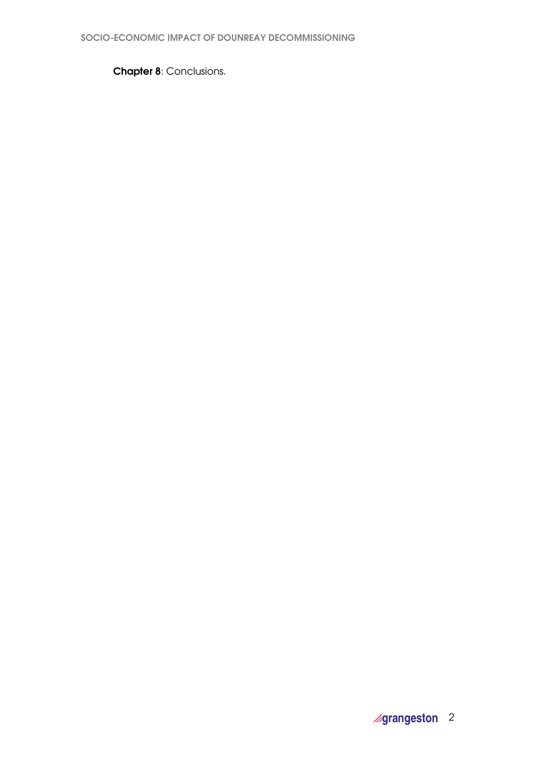**Chapter 8**: Conclusions.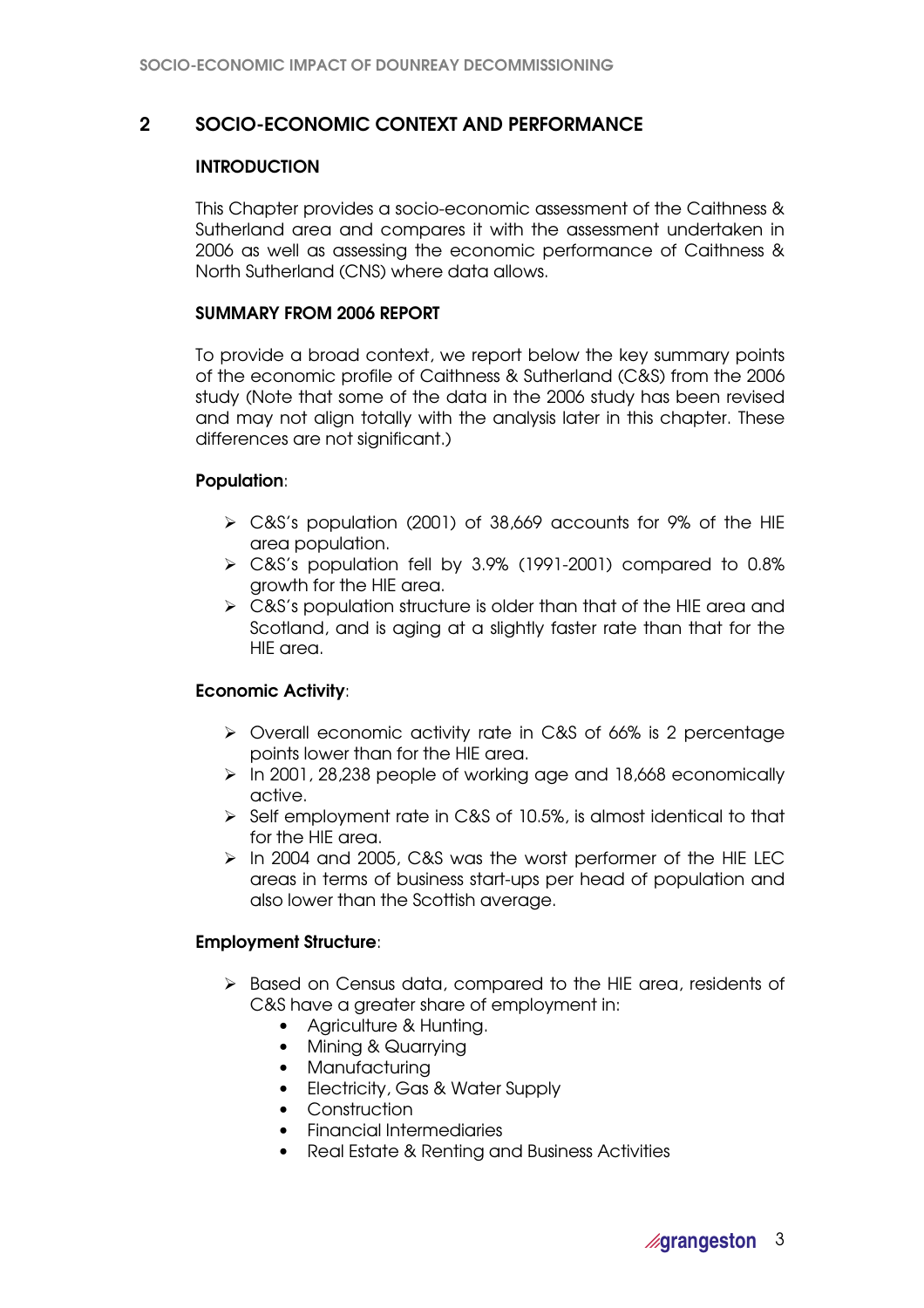## 2 SOCIO-ECONOMIC CONTEXT AND PERFORMANCE

### INTRODUCTION

This Chapter provides a socio-economic assessment of the Caithness & Sutherland area and compares it with the assessment undertaken in 2006 as well as assessing the economic performance of Caithness & North Sutherland (CNS) where data allows.

### SUMMARY FROM 2006 REPORT

To provide a broad context, we report below the key summary points of the economic profile of Caithness & Sutherland (C&S) from the 2006 study (Note that some of the data in the 2006 study has been revised and may not align totally with the analysis later in this chapter. These differences are not significant.)

**Population**:

- C&S's population (2001) of 38,669 accounts for 9% of the HIE area population.
- C&S's population fell by 3.9% (1991-2001) compared to 0.8% growth for the HIE area.
- C&S's population structure is older than that of the HIE area and Scotland, and is aging at a slightly faster rate than that for the HIE area.

**Economic Activity**:

- Overall economic activity rate in C&S of 66% is 2 percentage points lower than for the HIE area.
- In 2001, 28,238 people of working age and 18,668 economically active.
- Self employment rate in C&S of 10.5%, is almost identical to that for the HIE area.
- In 2004 and 2005, C&S was the worst performer of the HIE LEC areas in terms of business start-ups per head of population and also lower than the Scottish average.

**Employment Structure**:

- Based on Census data, compared to the HIE area, residents of C&S have a greater share of employment in:
  - Agriculture & Hunting.
  - Mining & Quarrying
  - Manufacturing
  - Electricity, Gas & Water Supply
  - Construction
  - Financial Intermediaries
  - Real Estate & Renting and Business Activities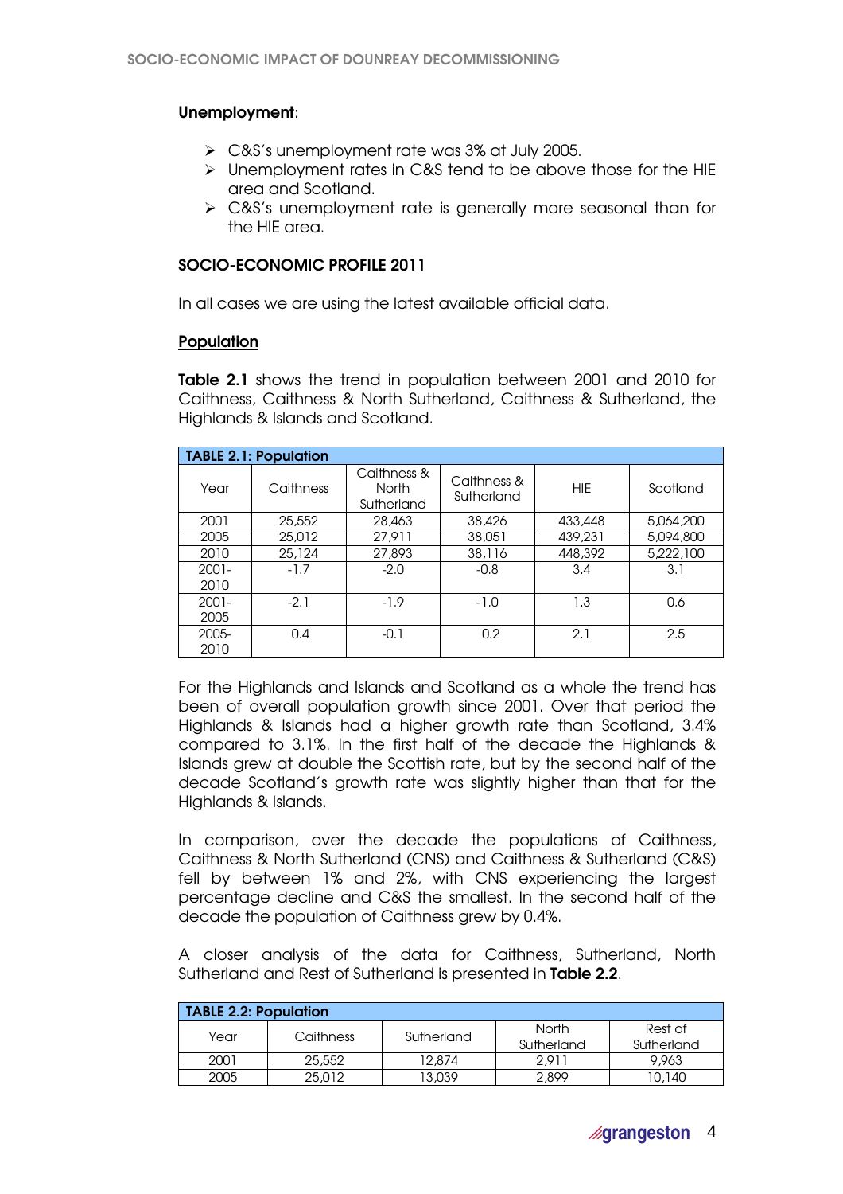**Unemployment**:

- C&S's unemployment rate was 3% at July 2005.
- Unemployment rates in C&S tend to be above those for the HIE area and Scotland.
- C&S's unemployment rate is generally more seasonal than for the HIE area.

## SOCIO-ECONOMIC PROFILE 2011

In all cases we are using the latest available official data.

### Population

**Table 2.1** shows the trend in population between 2001 and 2010 for Caithness, Caithness & North Sutherland, Caithness & Sutherland, the Highlands & Islands and Scotland.

**TABLE 2.1: Population**

| Year | Caithness | Caithness & North Sutherland | Caithness & Sutherland | HIE | Scotland |
|---|---|---|---|---|---|
| 2001 | 25,552 | 28,463 | 38,426 | 433,448 | 5,064,200 |
| 2005 | 25,012 | 27,911 | 38,051 | 439,231 | 5,094,800 |
| 2010 | 25,124 | 27,893 | 38,116 | 448,392 | 5,222,100 |
| 2001-2010 | -1.7 | -2.0 | -0.8 | 3.4 | 3.1 |
| 2001-2005 | -2.1 | -1.9 | -1.0 | 1.3 | 0.6 |
| 2005-2010 | 0.4 | -0.1 | 0.2 | 2.1 | 2.5 |

For the Highlands and Islands and Scotland as a whole the trend has been of overall population growth since 2001. Over that period the Highlands & Islands had a higher growth rate than Scotland, 3.4% compared to 3.1%. In the first half of the decade the Highlands & Islands grew at double the Scottish rate, but by the second half of the decade Scotland's growth rate was slightly higher than that for the Highlands & Islands.

In comparison, over the decade the populations of Caithness, Caithness & North Sutherland (CNS) and Caithness & Sutherland (C&S) fell by between 1% and 2%, with CNS experiencing the largest percentage decline and C&S the smallest. In the second half of the decade the population of Caithness grew by 0.4%.

A closer analysis of the data for Caithness, Sutherland, North Sutherland and Rest of Sutherland is presented in **Table 2.2**.

**TABLE 2.2: Population**

| Year | Caithness | Sutherland | North Sutherland | Rest of Sutherland |
|---|---|---|---|---|
| 2001 | 25,552 | 12,874 | 2,911 | 9,963 |
| 2005 | 25,012 | 13,039 | 2,899 | 10,140 |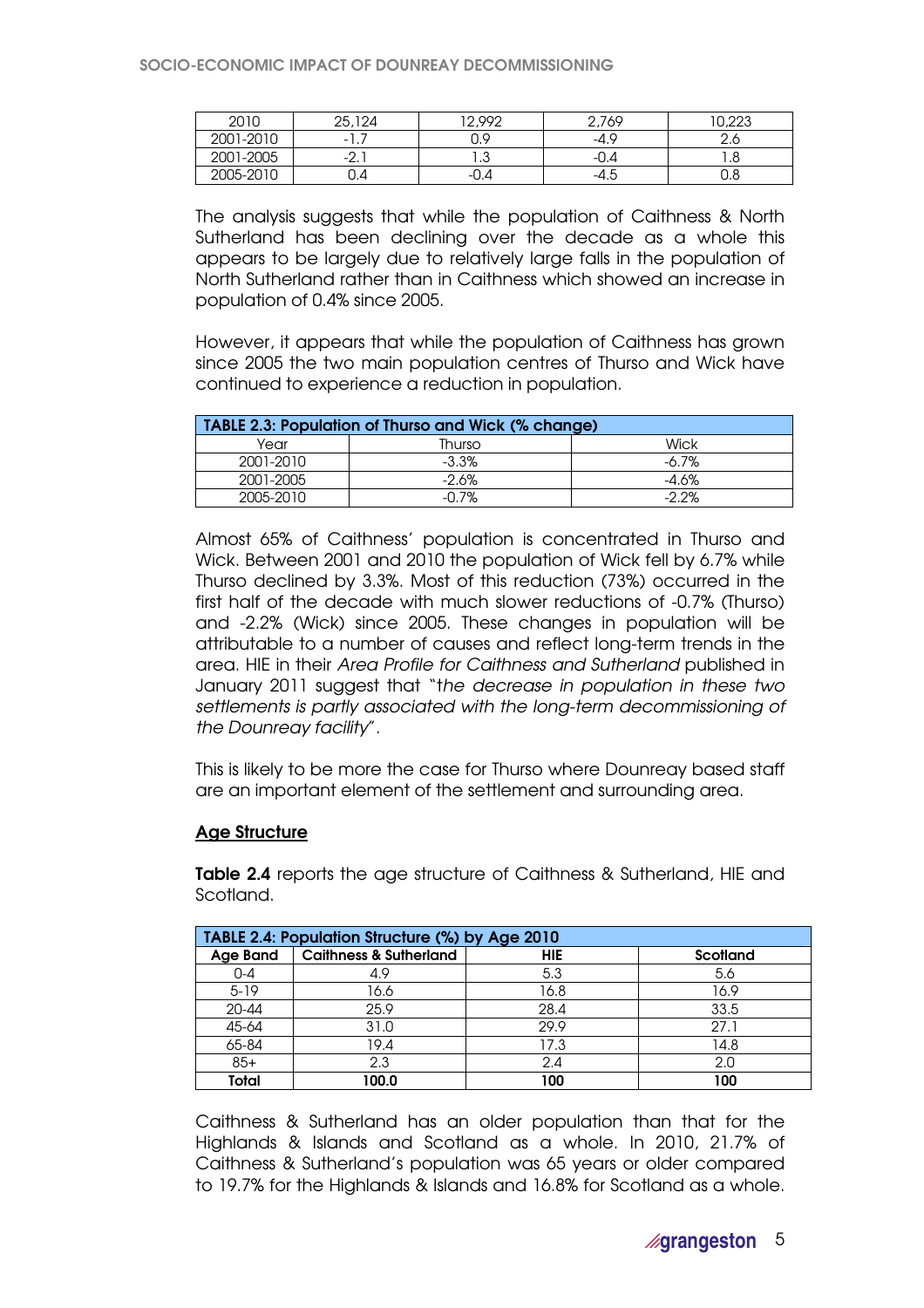| 2010 | 25,124 | 12,992 | 2,769 | 10,223 |
|---|---|---|---|---|
| 2001-2010 | -1.7 | 0.9 | -4.9 | 2.6 |
| 2001-2005 | -2.1 | 1.3 | -0.4 | 1.8 |
| 2005-2010 | 0.4 | -0.4 | -4.5 | 0.8 |

The analysis suggests that while the population of Caithness & North Sutherland has been declining over the decade as a whole this appears to be largely due to relatively large falls in the population of North Sutherland rather than in Caithness which showed an increase in population of 0.4% since 2005.

However, it appears that while the population of Caithness has grown since 2005 the two main population centres of Thurso and Wick have continued to experience a reduction in population.

| TABLE 2.3: Population of Thurso and Wick (% change) | | |
|---|---|---|
| Year | Thurso | Wick |
| 2001-2010 | -3.3% | -6.7% |
| 2001-2005 | -2.6% | -4.6% |
| 2005-2010 | -0.7% | -2.2% |

Almost 65% of Caithness' population is concentrated in Thurso and Wick. Between 2001 and 2010 the population of Wick fell by 6.7% while Thurso declined by 3.3%. Most of this reduction (73%) occurred in the first half of the decade with much slower reductions of -0.7% (Thurso) and -2.2% (Wick) since 2005. These changes in population will be attributable to a number of causes and reflect long-term trends in the area. HIE in their *Area Profile for Caithness and Sutherland* published in January 2011 suggest that "*the decrease in population in these two settlements is partly associated with the long-term decommissioning of the Dounreay facility*".

This is likely to be more the case for Thurso where Dounreay based staff are an important element of the settlement and surrounding area.

## Age Structure

**Table 2.4** reports the age structure of Caithness & Sutherland, HIE and Scotland.

| TABLE 2.4: Population Structure (%) by Age 2010 | | | |
|---|---|---|---|
| **Age Band** | **Caithness & Sutherland** | **HIE** | **Scotland** |
| 0-4 | 4.9 | 5.3 | 5.6 |
| 5-19 | 16.6 | 16.8 | 16.9 |
| 20-44 | 25.9 | 28.4 | 33.5 |
| 45-64 | 31.0 | 29.9 | 27.1 |
| 65-84 | 19.4 | 17.3 | 14.8 |
| 85+ | 2.3 | 2.4 | 2.0 |
| **Total** | **100.0** | **100** | **100** |

Caithness & Sutherland has an older population than that for the Highlands & Islands and Scotland as a whole. In 2010, 21.7% of Caithness & Sutherland's population was 65 years or older compared to 19.7% for the Highlands & Islands and 16.8% for Scotland as a whole.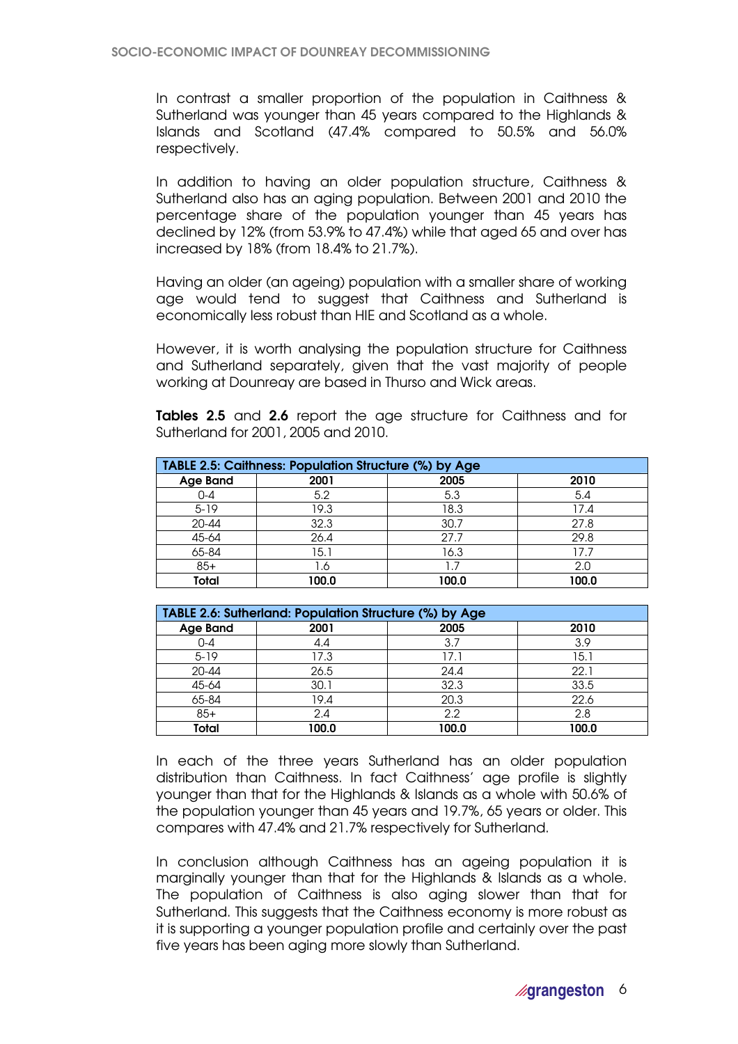In contrast a smaller proportion of the population in Caithness & Sutherland was younger than 45 years compared to the Highlands & Islands and Scotland (47.4% compared to 50.5% and 56.0% respectively.

In addition to having an older population structure, Caithness & Sutherland also has an aging population. Between 2001 and 2010 the percentage share of the population younger than 45 years has declined by 12% (from 53.9% to 47.4%) while that aged 65 and over has increased by 18% (from 18.4% to 21.7%).

Having an older (an ageing) population with a smaller share of working age would tend to suggest that Caithness and Sutherland is economically less robust than HIE and Scotland as a whole.

However, it is worth analysing the population structure for Caithness and Sutherland separately, given that the vast majority of people working at Dounreay are based in Thurso and Wick areas.

**Tables 2.5** and **2.6** report the age structure for Caithness and for Sutherland for 2001, 2005 and 2010.

**TABLE 2.5: Caithness: Population Structure (%) by Age**

| Age Band | 2001 | 2005 | 2010 |
|---|---|---|---|
| 0-4 | 5.2 | 5.3 | 5.4 |
| 5-19 | 19.3 | 18.3 | 17.4 |
| 20-44 | 32.3 | 30.7 | 27.8 |
| 45-64 | 26.4 | 27.7 | 29.8 |
| 65-84 | 15.1 | 16.3 | 17.7 |
| 85+ | 1.6 | 1.7 | 2.0 |
| **Total** | **100.0** | **100.0** | **100.0** |

**TABLE 2.6: Sutherland: Population Structure (%) by Age**

| Age Band | 2001 | 2005 | 2010 |
|---|---|---|---|
| 0-4 | 4.4 | 3.7 | 3.9 |
| 5-19 | 17.3 | 17.1 | 15.1 |
| 20-44 | 26.5 | 24.4 | 22.1 |
| 45-64 | 30.1 | 32.3 | 33.5 |
| 65-84 | 19.4 | 20.3 | 22.6 |
| 85+ | 2.4 | 2.2 | 2.8 |
| **Total** | **100.0** | **100.0** | **100.0** |

In each of the three years Sutherland has an older population distribution than Caithness. In fact Caithness' age profile is slightly younger than that for the Highlands & Islands as a whole with 50.6% of the population younger than 45 years and 19.7%, 65 years or older. This compares with 47.4% and 21.7% respectively for Sutherland.

In conclusion although Caithness has an ageing population it is marginally younger than that for the Highlands & Islands as a whole. The population of Caithness is also aging slower than that for Sutherland. This suggests that the Caithness economy is more robust as it is supporting a younger population profile and certainly over the past five years has been aging more slowly than Sutherland.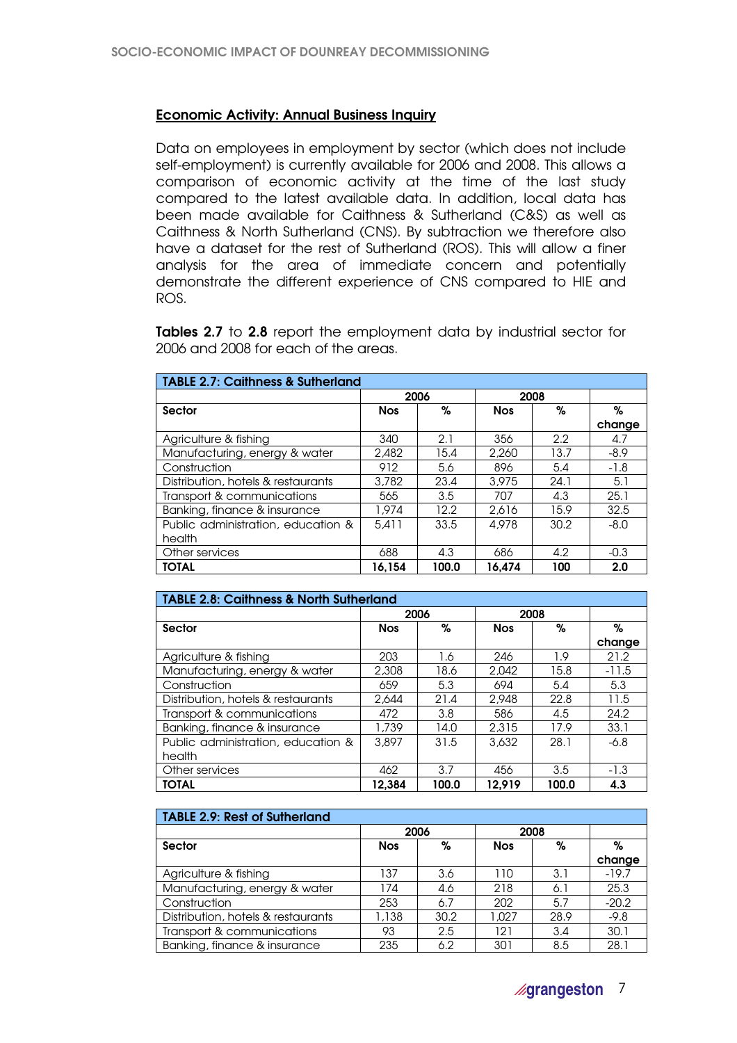## Economic Activity: Annual Business Inquiry

Data on employees in employment by sector (which does not include self-employment) is currently available for 2006 and 2008. This allows a comparison of economic activity at the time of the last study compared to the latest available data. In addition, local data has been made available for Caithness & Sutherland (C&S) as well as Caithness & North Sutherland (CNS). By subtraction we therefore also have a dataset for the rest of Sutherland (ROS). This will allow a finer analysis for the area of immediate concern and potentially demonstrate the different experience of CNS compared to HIE and ROS.

**Tables 2.7** to **2.8** report the employment data by industrial sector for 2006 and 2008 for each of the areas.

| **TABLE 2.7: Caithness & Sutherland** | | | | | |
|---|---|---|---|---|---|
| | 2006 | | 2008 | | |
| **Sector** | **Nos** | **%** | **Nos** | **%** | **% change** |
| Agriculture & fishing | 340 | 2.1 | 356 | 2.2 | 4.7 |
| Manufacturing, energy & water | 2,482 | 15.4 | 2,260 | 13.7 | -8.9 |
| Construction | 912 | 5.6 | 896 | 5.4 | -1.8 |
| Distribution, hotels & restaurants | 3,782 | 23.4 | 3,975 | 24.1 | 5.1 |
| Transport & communications | 565 | 3.5 | 707 | 4.3 | 25.1 |
| Banking, finance & insurance | 1,974 | 12.2 | 2,616 | 15.9 | 32.5 |
| Public administration, education & health | 5,411 | 33.5 | 4,978 | 30.2 | -8.0 |
| Other services | 688 | 4.3 | 686 | 4.2 | -0.3 |
| **TOTAL** | **16,154** | **100.0** | **16,474** | **100** | **2.0** |

| **TABLE 2.8: Caithness & North Sutherland** | | | | | |
|---|---|---|---|---|---|
| | 2006 | | 2008 | | |
| **Sector** | **Nos** | **%** | **Nos** | **%** | **% change** |
| Agriculture & fishing | 203 | 1.6 | 246 | 1.9 | 21.2 |
| Manufacturing, energy & water | 2,308 | 18.6 | 2,042 | 15.8 | -11.5 |
| Construction | 659 | 5.3 | 694 | 5.4 | 5.3 |
| Distribution, hotels & restaurants | 2,644 | 21.4 | 2,948 | 22.8 | 11.5 |
| Transport & communications | 472 | 3.8 | 586 | 4.5 | 24.2 |
| Banking, finance & insurance | 1,739 | 14.0 | 2,315 | 17.9 | 33.1 |
| Public administration, education & health | 3,897 | 31.5 | 3,632 | 28.1 | -6.8 |
| Other services | 462 | 3.7 | 456 | 3.5 | -1.3 |
| **TOTAL** | **12,384** | **100.0** | **12,919** | **100.0** | **4.3** |

| **TABLE 2.9: Rest of Sutherland** | | | | | |
|---|---|---|---|---|---|
| | 2006 | | 2008 | | |
| **Sector** | **Nos** | **%** | **Nos** | **%** | **% change** |
| Agriculture & fishing | 137 | 3.6 | 110 | 3.1 | -19.7 |
| Manufacturing, energy & water | 174 | 4.6 | 218 | 6.1 | 25.3 |
| Construction | 253 | 6.7 | 202 | 5.7 | -20.2 |
| Distribution, hotels & restaurants | 1,138 | 30.2 | 1,027 | 28.9 | -9.8 |
| Transport & communications | 93 | 2.5 | 121 | 3.4 | 30.1 |
| Banking, finance & insurance | 235 | 6.2 | 301 | 8.5 | 28.1 |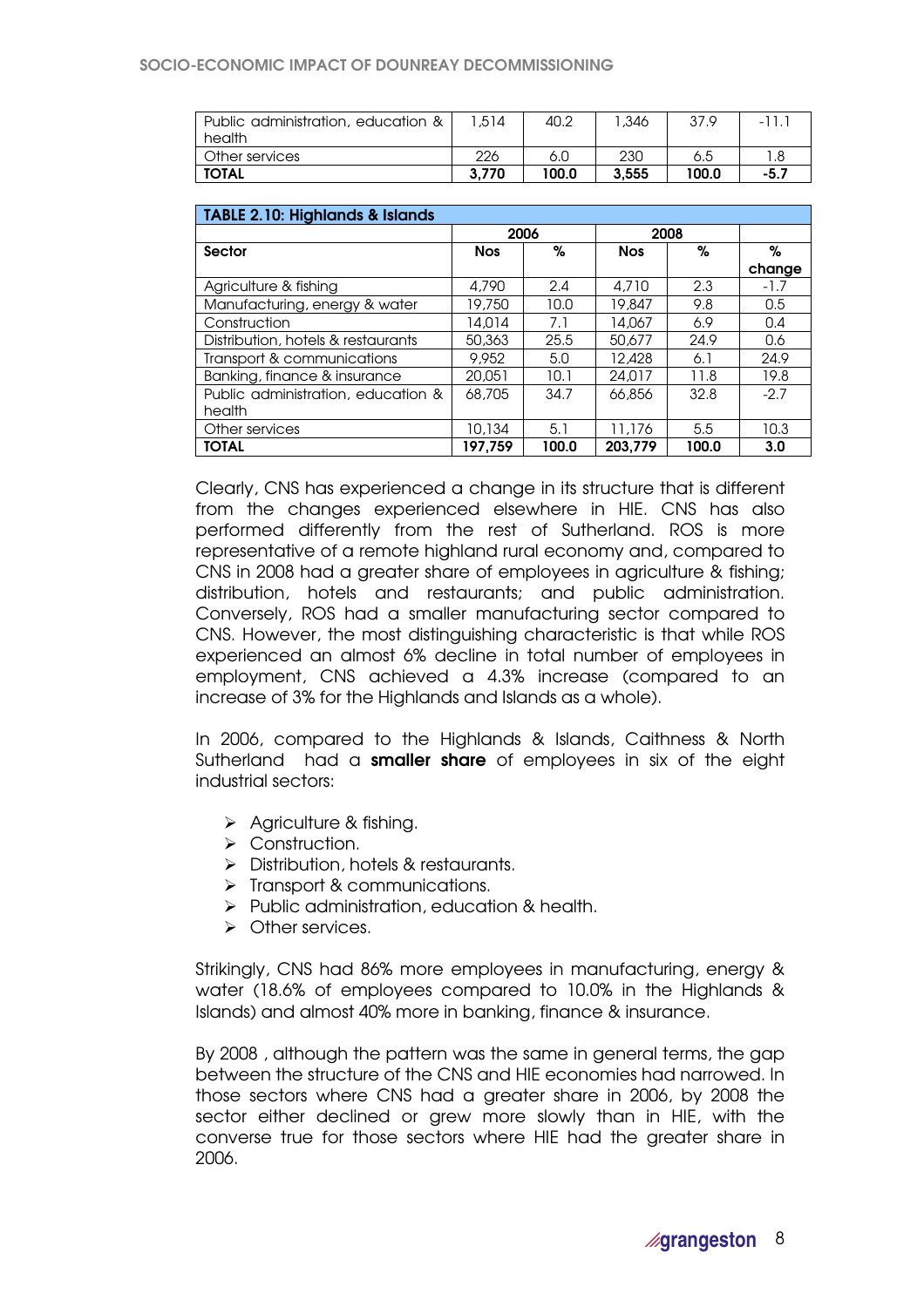| | | | | | |
|---|---|---|---|---|---|
| Public administration, education & health | 1,514 | 40.2 | 1,346 | 37.9 | -11.1 |
| Other services | 226 | 6.0 | 230 | 6.5 | 1.8 |
| **TOTAL** | **3,770** | **100.0** | **3,555** | **100.0** | **-5.7** |

**TABLE 2.10: Highlands & Islands**

| | 2006 | | 2008 | | |
|---|---|---|---|---|---|
| **Sector** | **Nos** | **%** | **Nos** | **%** | **% change** |
| Agriculture & fishing | 4,790 | 2.4 | 4,710 | 2.3 | -1.7 |
| Manufacturing, energy & water | 19,750 | 10.0 | 19,847 | 9.8 | 0.5 |
| Construction | 14,014 | 7.1 | 14,067 | 6.9 | 0.4 |
| Distribution, hotels & restaurants | 50,363 | 25.5 | 50,677 | 24.9 | 0.6 |
| Transport & communications | 9,952 | 5.0 | 12,428 | 6.1 | 24.9 |
| Banking, finance & insurance | 20,051 | 10.1 | 24,017 | 11.8 | 19.8 |
| Public administration, education & health | 68,705 | 34.7 | 66,856 | 32.8 | -2.7 |
| Other services | 10,134 | 5.1 | 11,176 | 5.5 | 10.3 |
| **TOTAL** | **197,759** | **100.0** | **203,779** | **100.0** | **3.0** |

Clearly, CNS has experienced a change in its structure that is different from the changes experienced elsewhere in HIE. CNS has also performed differently from the rest of Sutherland. ROS is more representative of a remote highland rural economy and, compared to CNS in 2008 had a greater share of employees in agriculture & fishing; distribution, hotels and restaurants; and public administration. Conversely, ROS had a smaller manufacturing sector compared to CNS. However, the most distinguishing characteristic is that while ROS experienced an almost 6% decline in total number of employees in employment, CNS achieved a 4.3% increase (compared to an increase of 3% for the Highlands and Islands as a whole).

In 2006, compared to the Highlands & Islands, Caithness & North Sutherland had a **smaller share** of employees in six of the eight industrial sectors:

- Agriculture & fishing.
- Construction.
- Distribution, hotels & restaurants.
- Transport & communications.
- Public administration, education & health.
- Other services.

Strikingly, CNS had 86% more employees in manufacturing, energy & water (18.6% of employees compared to 10.0% in the Highlands & Islands) and almost 40% more in banking, finance & insurance.

By 2008 , although the pattern was the same in general terms, the gap between the structure of the CNS and HIE economies had narrowed. In those sectors where CNS had a greater share in 2006, by 2008 the sector either declined or grew more slowly than in HIE, with the converse true for those sectors where HIE had the greater share in 2006.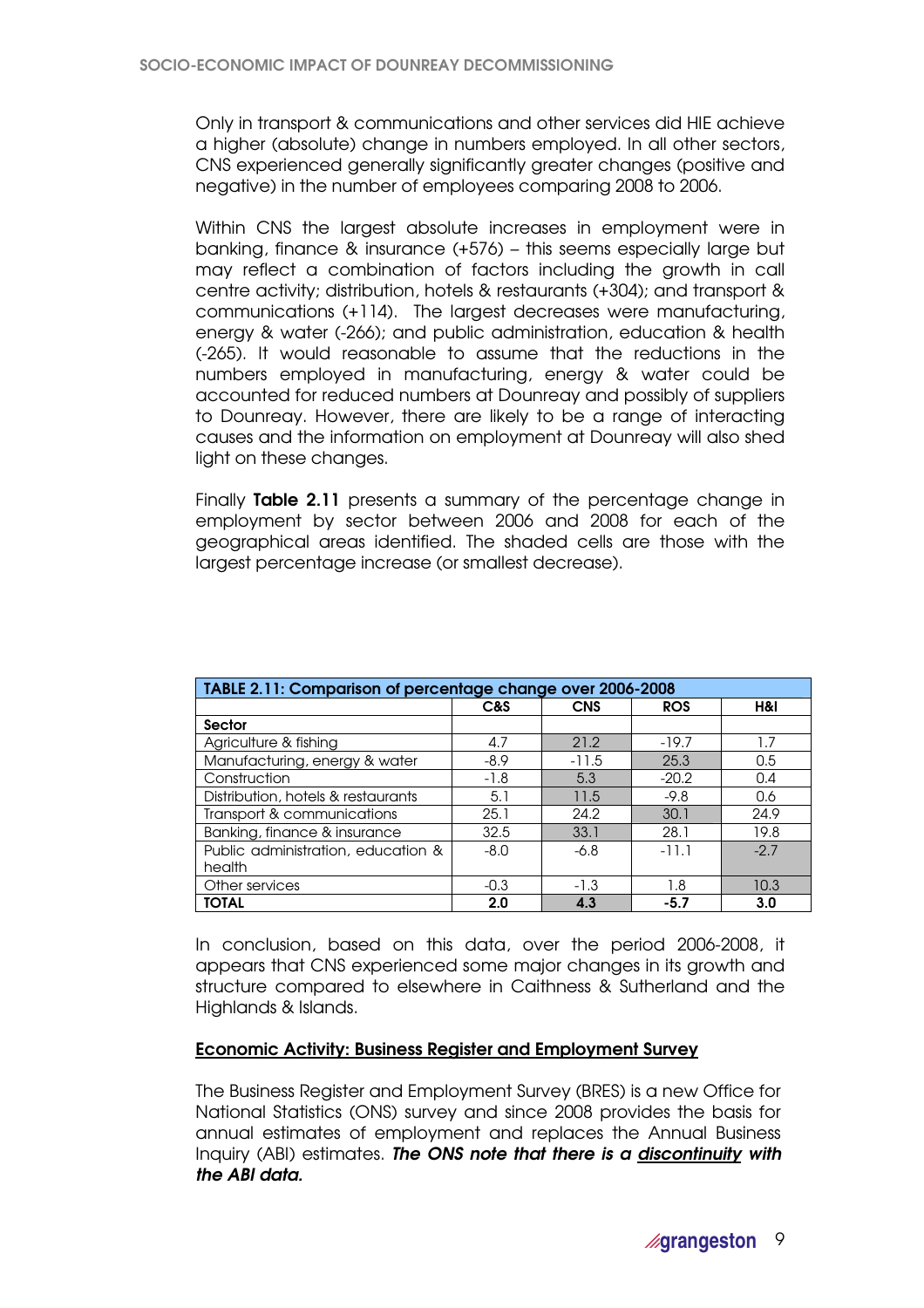Only in transport & communications and other services did HIE achieve a higher (absolute) change in numbers employed. In all other sectors, CNS experienced generally significantly greater changes (positive and negative) in the number of employees comparing 2008 to 2006.

Within CNS the largest absolute increases in employment were in banking, finance & insurance (+576) – this seems especially large but may reflect a combination of factors including the growth in call centre activity; distribution, hotels & restaurants (+304); and transport & communications (+114). The largest decreases were manufacturing, energy & water (-266); and public administration, education & health (-265). It would reasonable to assume that the reductions in the numbers employed in manufacturing, energy & water could be accounted for reduced numbers at Dounreay and possibly of suppliers to Dounreay. However, there are likely to be a range of interacting causes and the information on employment at Dounreay will also shed light on these changes.

Finally **Table 2.11** presents a summary of the percentage change in employment by sector between 2006 and 2008 for each of the geographical areas identified. The shaded cells are those with the largest percentage increase (or smallest decrease).

**TABLE 2.11: Comparison of percentage change over 2006-2008**

| | C&S | CNS | ROS | H&I |
|---|---|---|---|---|
| **Sector** | | | | |
| Agriculture & fishing | 4.7 | 21.2 | -19.7 | 1.7 |
| Manufacturing, energy & water | -8.9 | -11.5 | 25.3 | 0.5 |
| Construction | -1.8 | 5.3 | -20.2 | 0.4 |
| Distribution, hotels & restaurants | 5.1 | 11.5 | -9.8 | 0.6 |
| Transport & communications | 25.1 | 24.2 | 30.1 | 24.9 |
| Banking, finance & insurance | 32.5 | 33.1 | 28.1 | 19.8 |
| Public administration, education & health | -8.0 | -6.8 | -11.1 | -2.7 |
| Other services | -0.3 | -1.3 | 1.8 | 10.3 |
| **TOTAL** | **2.0** | **4.3** | **-5.7** | **3.0** |

In conclusion, based on this data, over the period 2006-2008, it appears that CNS experienced some major changes in its growth and structure compared to elsewhere in Caithness & Sutherland and the Highlands & Islands.

## Economic Activity: Business Register and Employment Survey

The Business Register and Employment Survey (BRES) is a new Office for National Statistics (ONS) survey and since 2008 provides the basis for annual estimates of employment and replaces the Annual Business Inquiry (ABI) estimates. ***The ONS note that there is a discontinuity with the ABI data.***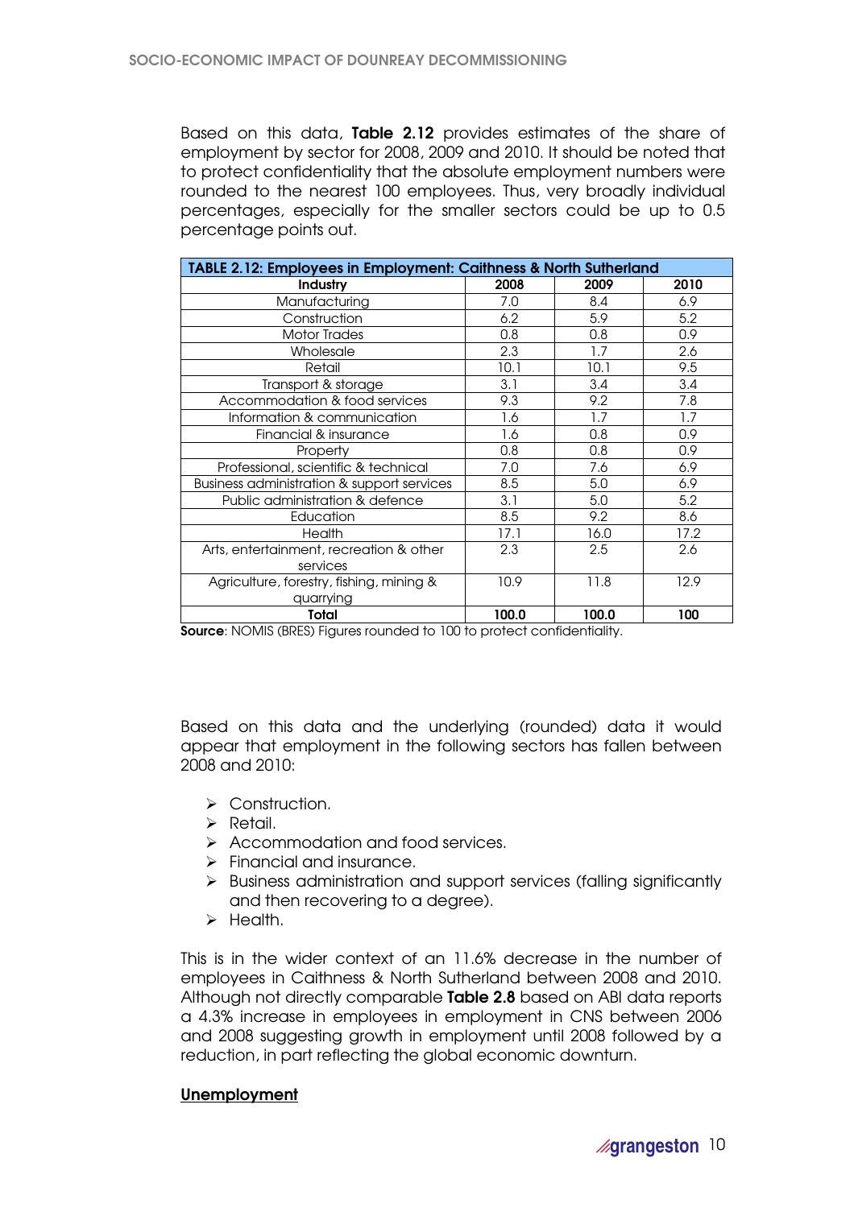Based on this data, **Table 2.12** provides estimates of the share of employment by sector for 2008, 2009 and 2010. It should be noted that to protect confidentiality that the absolute employment numbers were rounded to the nearest 100 employees. Thus, very broadly individual percentages, especially for the smaller sectors could be up to 0.5 percentage points out.

| TABLE 2.12: Employees in Employment: Caithness & North Sutherland | | | |
|---|---|---|---|
| **Industry** | **2008** | **2009** | **2010** |
| Manufacturing | 7.0 | 8.4 | 6.9 |
| Construction | 6.2 | 5.9 | 5.2 |
| Motor Trades | 0.8 | 0.8 | 0.9 |
| Wholesale | 2.3 | 1.7 | 2.6 |
| Retail | 10.1 | 10.1 | 9.5 |
| Transport & storage | 3.1 | 3.4 | 3.4 |
| Accommodation & food services | 9.3 | 9.2 | 7.8 |
| Information & communication | 1.6 | 1.7 | 1.7 |
| Financial & insurance | 1.6 | 0.8 | 0.9 |
| Property | 0.8 | 0.8 | 0.9 |
| Professional, scientific & technical | 7.0 | 7.6 | 6.9 |
| Business administration & support services | 8.5 | 5.0 | 6.9 |
| Public administration & defence | 3.1 | 5.0 | 5.2 |
| Education | 8.5 | 9.2 | 8.6 |
| Health | 17.1 | 16.0 | 17.2 |
| Arts, entertainment, recreation & other services | 2.3 | 2.5 | 2.6 |
| Agriculture, forestry, fishing, mining & quarrying | 10.9 | 11.8 | 12.9 |
| **Total** | **100.0** | **100.0** | **100** |

**Source**: NOMIS (BRES) Figures rounded to 100 to protect confidentiality.

Based on this data and the underlying (rounded) data it would appear that employment in the following sectors has fallen between 2008 and 2010:

- Construction.
- Retail.
- Accommodation and food services.
- Financial and insurance.
- Business administration and support services (falling significantly and then recovering to a degree).
- Health.

This is in the wider context of an 11.6% decrease in the number of employees in Caithness & North Sutherland between 2008 and 2010. Although not directly comparable **Table 2.8** based on ABI data reports a 4.3% increase in employees in employment in CNS between 2006 and 2008 suggesting growth in employment until 2008 followed by a reduction, in part reflecting the global economic downturn.

**Unemployment**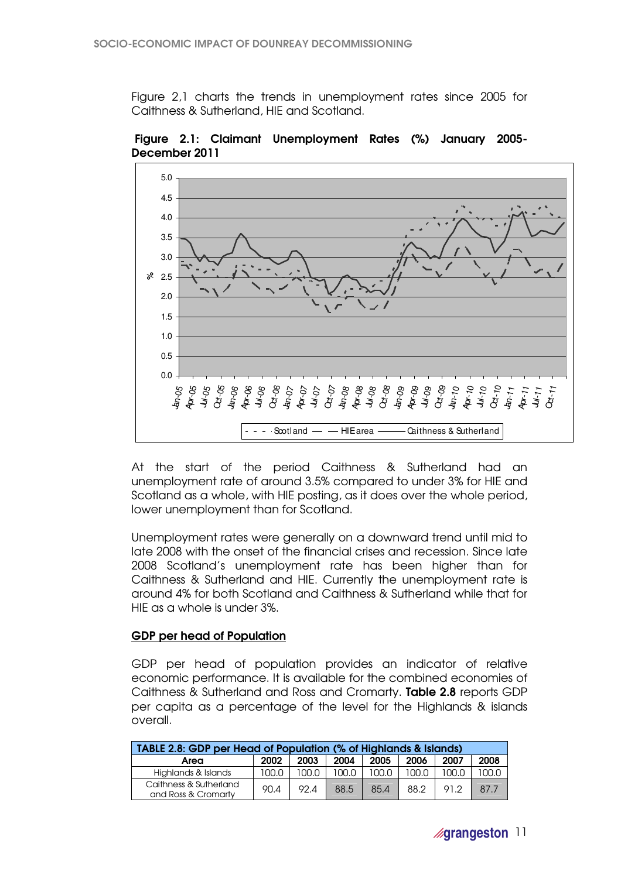Figure 2,1 charts the trends in unemployment rates since 2005 for Caithness & Sutherland, HIE and Scotland.

**Figure 2.1: Claimant Unemployment Rates (%) January 2005-December 2011**

At the start of the period Caithness & Sutherland had an unemployment rate of around 3.5% compared to under 3% for HIE and Scotland as a whole, with HIE posting, as it does over the whole period, lower unemployment than for Scotland.

Unemployment rates were generally on a downward trend until mid to late 2008 with the onset of the financial crises and recession. Since late 2008 Scotland's unemployment rate has been higher than for Caithness & Sutherland and HIE. Currently the unemployment rate is around 4% for both Scotland and Caithness & Sutherland while that for HIE as a whole is under 3%.

## GDP per head of Population

GDP per head of population provides an indicator of relative economic performance. It is available for the combined economies of Caithness & Sutherland and Ross and Cromarty. **Table 2.8** reports GDP per capita as a percentage of the level for the Highlands & islands overall.

| TABLE 2.8: GDP per Head of Population (% of Highlands & Islands) | | | | | | | |
|---|---|---|---|---|---|---|---|
| **Area** | **2002** | **2003** | **2004** | **2005** | **2006** | **2007** | **2008** |
| Highlands & Islands | 100.0 | 100.0 | 100.0 | 100.0 | 100.0 | 100.0 | 100.0 |
| Caithness & Sutherland and Ross & Cromarty | 90.4 | 92.4 | 88.5 | 85.4 | 88.2 | 91.2 | 87.7 |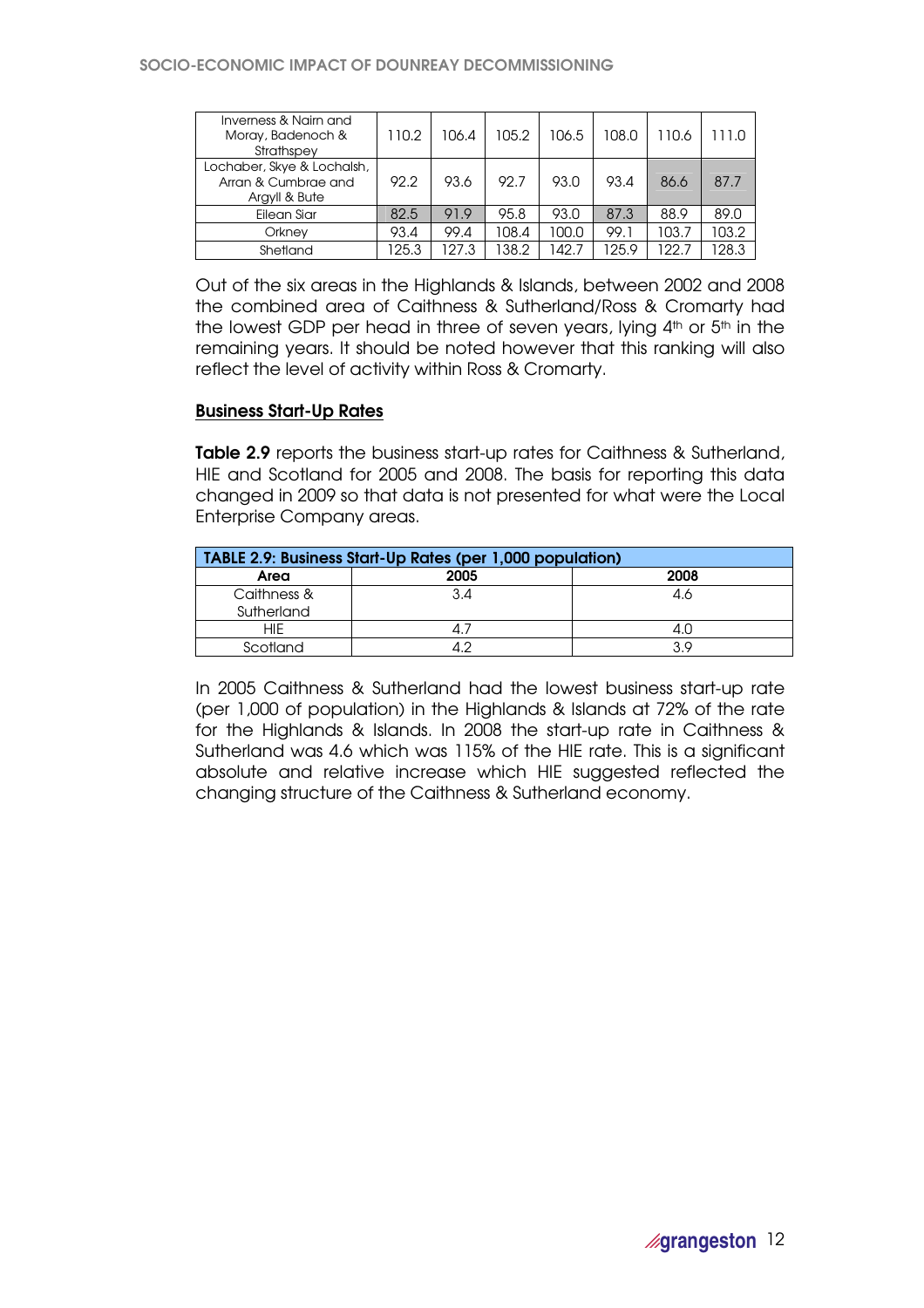| | | | | | | | |
|---|---|---|---|---|---|---|---|
| Inverness & Nairn and Moray, Badenoch & Strathspey | 110.2 | 106.4 | 105.2 | 106.5 | 108.0 | 110.6 | 111.0 |
| Lochaber, Skye & Lochalsh, Arran & Cumbrae and Argyll & Bute | 92.2 | 93.6 | 92.7 | 93.0 | 93.4 | 86.6 | 87.7 |
| Eilean Siar | 82.5 | 91.9 | 95.8 | 93.0 | 87.3 | 88.9 | 89.0 |
| Orkney | 93.4 | 99.4 | 108.4 | 100.0 | 99.1 | 103.7 | 103.2 |
| Shetland | 125.3 | 127.3 | 138.2 | 142.7 | 125.9 | 122.7 | 128.3 |

Out of the six areas in the Highlands & Islands, between 2002 and 2008 the combined area of Caithness & Sutherland/Ross & Cromarty had the lowest GDP per head in three of seven years, lying 4th or 5th in the remaining years. It should be noted however that this ranking will also reflect the level of activity within Ross & Cromarty.

**Business Start-Up Rates**

**Table 2.9** reports the business start-up rates for Caithness & Sutherland, HIE and Scotland for 2005 and 2008. The basis for reporting this data changed in 2009 so that data is not presented for what were the Local Enterprise Company areas.

**TABLE 2.9: Business Start-Up Rates (per 1,000 population)**

| Area | 2005 | 2008 |
|---|---|---|
| Caithness & Sutherland | 3.4 | 4.6 |
| HIE | 4.7 | 4.0 |
| Scotland | 4.2 | 3.9 |

In 2005 Caithness & Sutherland had the lowest business start-up rate (per 1,000 of population) in the Highlands & Islands at 72% of the rate for the Highlands & Islands. In 2008 the start-up rate in Caithness & Sutherland was 4.6 which was 115% of the HIE rate. This is a significant absolute and relative increase which HIE suggested reflected the changing structure of the Caithness & Sutherland economy.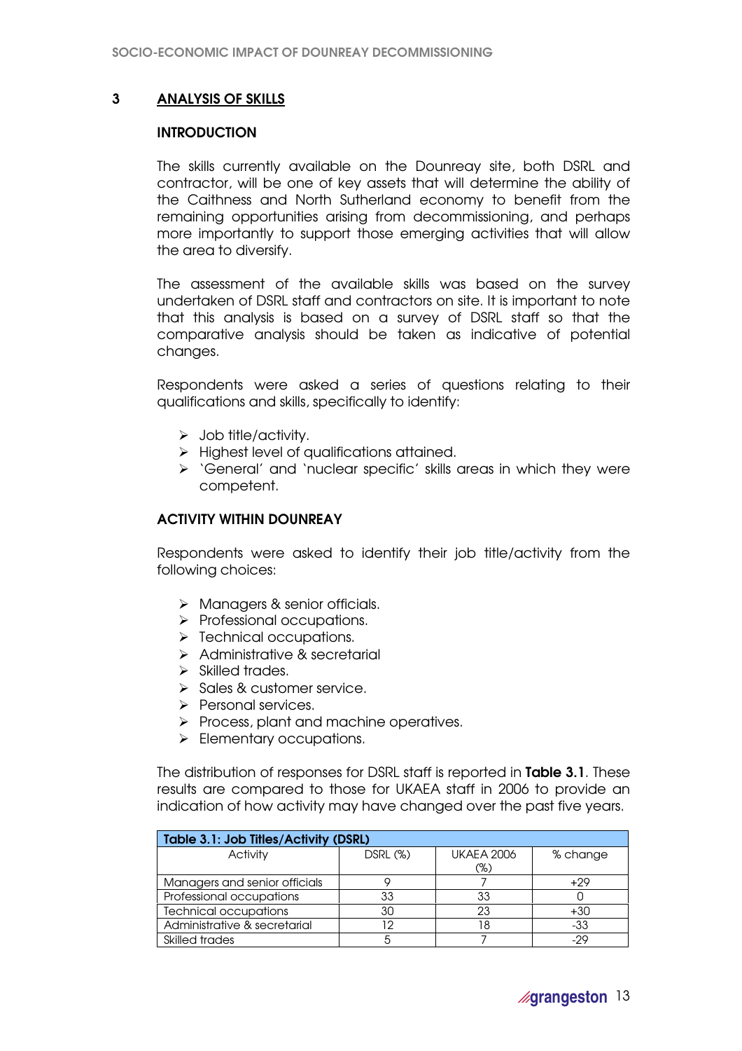## 3 ANALYSIS OF SKILLS

### INTRODUCTION

The skills currently available on the Dounreay site, both DSRL and contractor, will be one of key assets that will determine the ability of the Caithness and North Sutherland economy to benefit from the remaining opportunities arising from decommissioning, and perhaps more importantly to support those emerging activities that will allow the area to diversify.

The assessment of the available skills was based on the survey undertaken of DSRL staff and contractors on site. It is important to note that this analysis is based on a survey of DSRL staff so that the comparative analysis should be taken as indicative of potential changes.

Respondents were asked a series of questions relating to their qualifications and skills, specifically to identify:

- Job title/activity.
- Highest level of qualifications attained.
- 'General' and 'nuclear specific' skills areas in which they were competent.

### ACTIVITY WITHIN DOUNREAY

Respondents were asked to identify their job title/activity from the following choices:

- Managers & senior officials.
- Professional occupations.
- Technical occupations.
- Administrative & secretarial
- Skilled trades.
- Sales & customer service.
- Personal services.
- Process, plant and machine operatives.
- Elementary occupations.

The distribution of responses for DSRL staff is reported in **Table 3.1**. These results are compared to those for UKAEA staff in 2006 to provide an indication of how activity may have changed over the past five years.

**Table 3.1: Job Titles/Activity (DSRL)**

| Activity | DSRL (%) | UKAEA 2006 (%) | % change |
|---|---|---|---|
| Managers and senior officials | 9 | 7 | +29 |
| Professional occupations | 33 | 33 | 0 |
| Technical occupations | 30 | 23 | +30 |
| Administrative & secretarial | 12 | 18 | -33 |
| Skilled trades | 5 | 7 | -29 |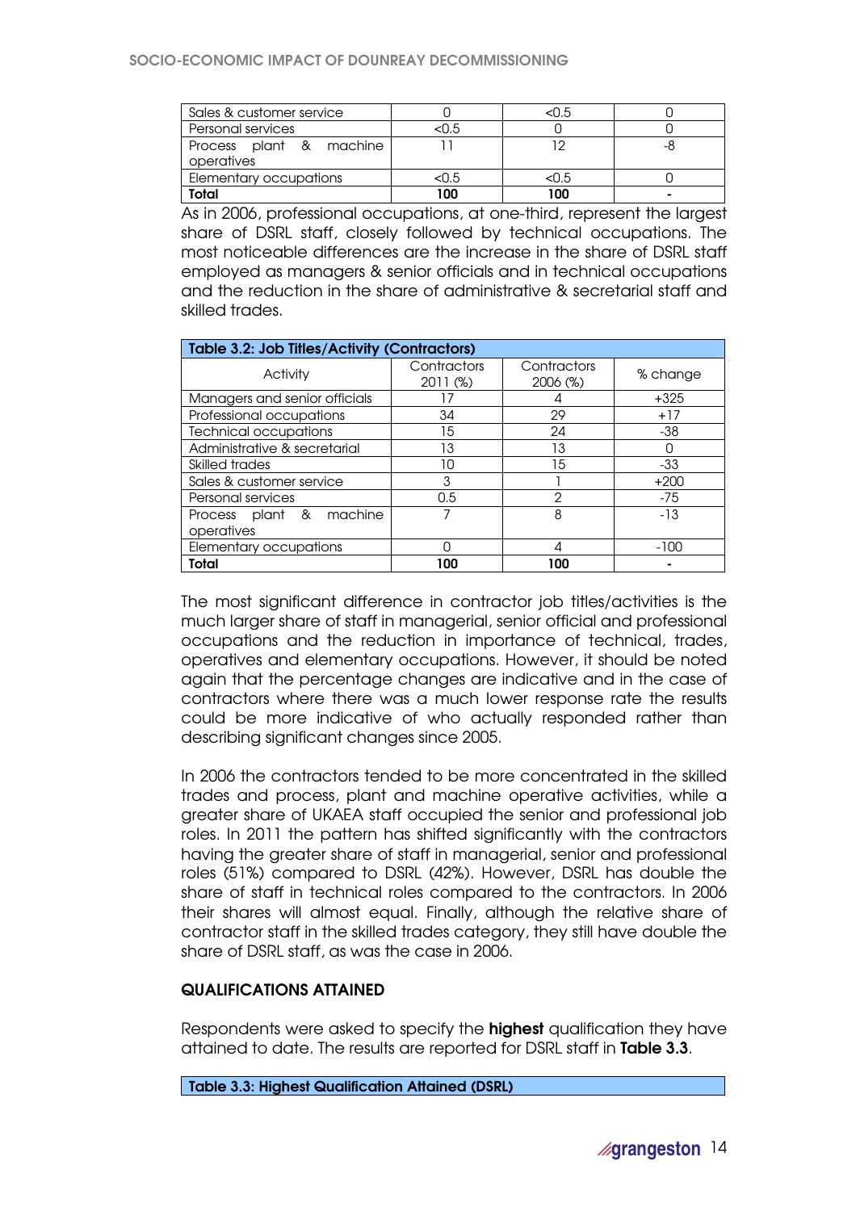| | | | |
|---|---|---|---|
| Sales & customer service | 0 | <0.5 | 0 |
| Personal services | <0.5 | 0 | 0 |
| Process plant & machine operatives | 11 | 12 | -8 |
| Elementary occupations | <0.5 | <0.5 | 0 |
| **Total** | **100** | **100** | **-** |

As in 2006, professional occupations, at one-third, represent the largest share of DSRL staff, closely followed by technical occupations. The most noticeable differences are the increase in the share of DSRL staff employed as managers & senior officials and in technical occupations and the reduction in the share of administrative & secretarial staff and skilled trades.

**Table 3.2: Job Titles/Activity (Contractors)**

| Activity | Contractors 2011 (%) | Contractors 2006 (%) | % change |
|---|---|---|---|
| Managers and senior officials | 17 | 4 | +325 |
| Professional occupations | 34 | 29 | +17 |
| Technical occupations | 15 | 24 | -38 |
| Administrative & secretarial | 13 | 13 | 0 |
| Skilled trades | 10 | 15 | -33 |
| Sales & customer service | 3 | 1 | +200 |
| Personal services | 0.5 | 2 | -75 |
| Process plant & machine operatives | 7 | 8 | -13 |
| Elementary occupations | 0 | 4 | -100 |
| **Total** | **100** | **100** | **-** |

The most significant difference in contractor job titles/activities is the much larger share of staff in managerial, senior official and professional occupations and the reduction in importance of technical, trades, operatives and elementary occupations. However, it should be noted again that the percentage changes are indicative and in the case of contractors where there was a much lower response rate the results could be more indicative of who actually responded rather than describing significant changes since 2005.

In 2006 the contractors tended to be more concentrated in the skilled trades and process, plant and machine operative activities, while a greater share of UKAEA staff occupied the senior and professional job roles. In 2011 the pattern has shifted significantly with the contractors having the greater share of staff in managerial, senior and professional roles (51%) compared to DSRL (42%). However, DSRL has double the share of staff in technical roles compared to the contractors. In 2006 their shares will almost equal. Finally, although the relative share of contractor staff in the skilled trades category, they still have double the share of DSRL staff, as was the case in 2006.

### QUALIFICATIONS ATTAINED

Respondents were asked to specify the **highest** qualification they have attained to date. The results are reported for DSRL staff in **Table 3.3**.

**Table 3.3: Highest Qualification Attained (DSRL)**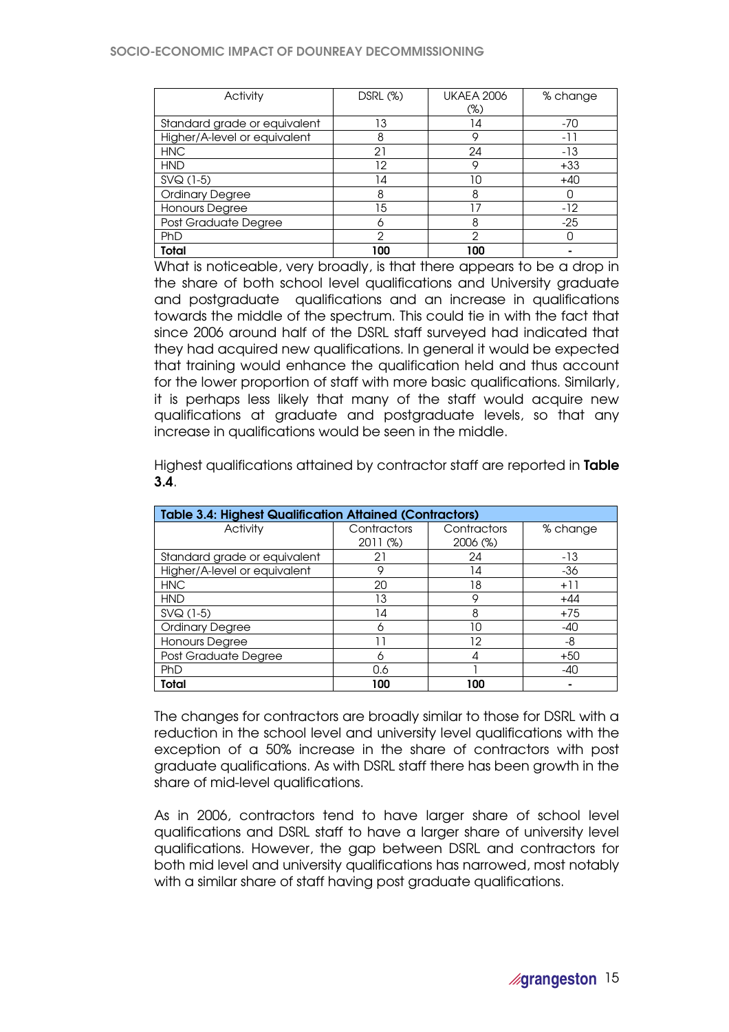| Activity | DSRL (%) | UKAEA 2006 (%) | % change |
|---|---|---|---|
| Standard grade or equivalent | 13 | 14 | -70 |
| Higher/A-level or equivalent | 8 | 9 | -11 |
| HNC | 21 | 24 | -13 |
| HND | 12 | 9 | +33 |
| SVQ (1-5) | 14 | 10 | +40 |
| Ordinary Degree | 8 | 8 | 0 |
| Honours Degree | 15 | 17 | -12 |
| Post Graduate Degree | 6 | 8 | -25 |
| PhD | 2 | 2 | 0 |
| **Total** | **100** | **100** | **-** |

What is noticeable, very broadly, is that there appears to be a drop in the share of both school level qualifications and University graduate and postgraduate qualifications and an increase in qualifications towards the middle of the spectrum. This could tie in with the fact that since 2006 around half of the DSRL staff surveyed had indicated that they had acquired new qualifications. In general it would be expected that training would enhance the qualification held and thus account for the lower proportion of staff with more basic qualifications. Similarly, it is perhaps less likely that many of the staff would acquire new qualifications at graduate and postgraduate levels, so that any increase in qualifications would be seen in the middle.

Highest qualifications attained by contractor staff are reported in **Table 3.4**.

**Table 3.4: Highest Qualification Attained (Contractors)**

| Activity | Contractors 2011 (%) | Contractors 2006 (%) | % change |
|---|---|---|---|
| Standard grade or equivalent | 21 | 24 | -13 |
| Higher/A-level or equivalent | 9 | 14 | -36 |
| HNC | 20 | 18 | +11 |
| HND | 13 | 9 | +44 |
| SVQ (1-5) | 14 | 8 | +75 |
| Ordinary Degree | 6 | 10 | -40 |
| Honours Degree | 11 | 12 | -8 |
| Post Graduate Degree | 6 | 4 | +50 |
| PhD | 0.6 | 1 | -40 |
| **Total** | **100** | **100** | **-** |

The changes for contractors are broadly similar to those for DSRL with a reduction in the school level and university level qualifications with the exception of a 50% increase in the share of contractors with post graduate qualifications. As with DSRL staff there has been growth in the share of mid-level qualifications.

As in 2006, contractors tend to have larger share of school level qualifications and DSRL staff to have a larger share of university level qualifications. However, the gap between DSRL and contractors for both mid level and university qualifications has narrowed, most notably with a similar share of staff having post graduate qualifications.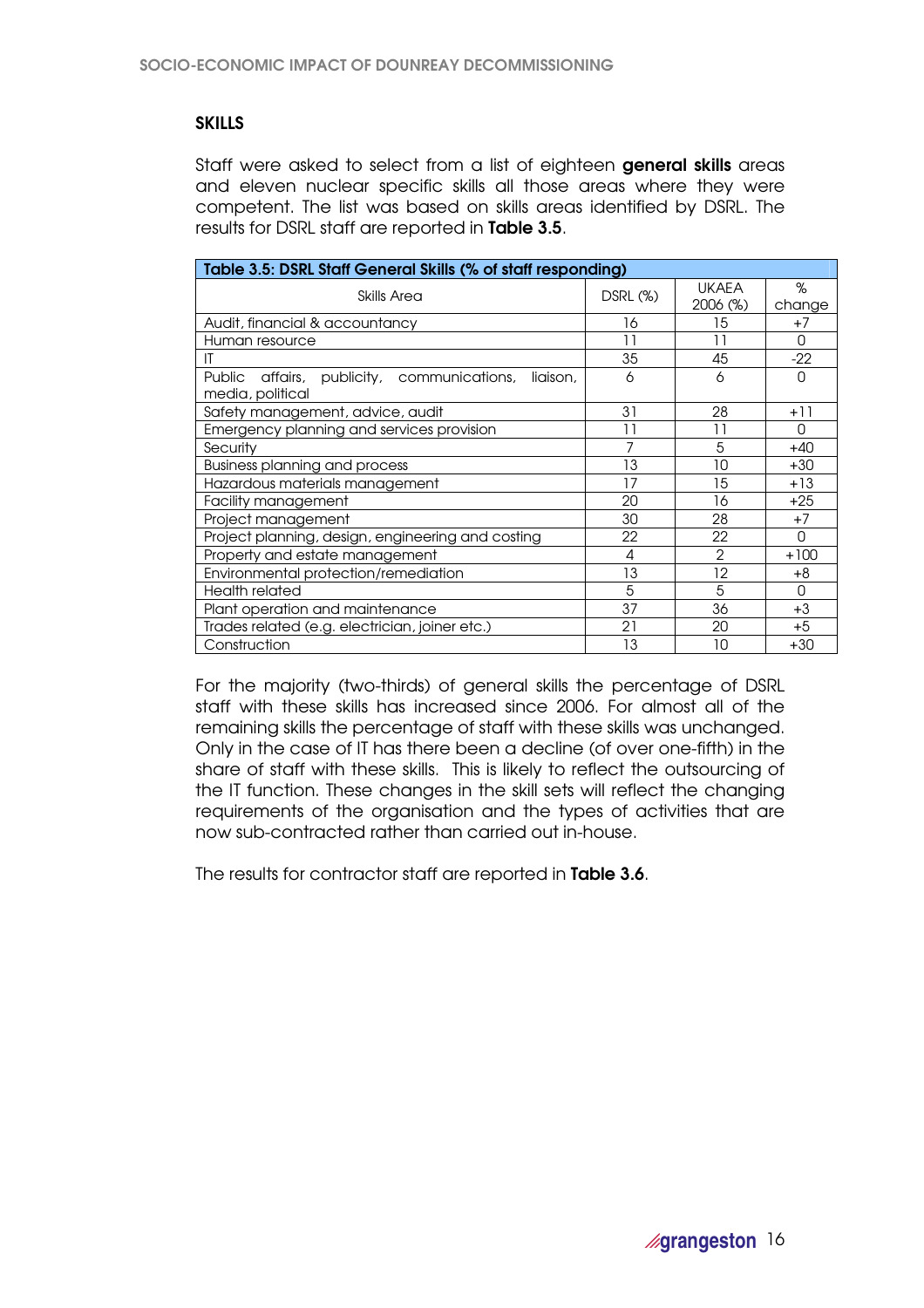## SKILLS

Staff were asked to select from a list of eighteen **general skills** areas and eleven nuclear specific skills all those areas where they were competent. The list was based on skills areas identified by DSRL. The results for DSRL staff are reported in **Table 3.5**.

| **Table 3.5: DSRL Staff General Skills (% of staff responding)** | | | |
|---|---|---|---|
| Skills Area | DSRL (%) | UKAEA 2006 (%) | % change |
| Audit, financial & accountancy | 16 | 15 | +7 |
| Human resource | 11 | 11 | 0 |
| IT | 35 | 45 | -22 |
| Public affairs, publicity, communications, liaison, media, political | 6 | 6 | 0 |
| Safety management, advice, audit | 31 | 28 | +11 |
| Emergency planning and services provision | 11 | 11 | 0 |
| Security | 7 | 5 | +40 |
| Business planning and process | 13 | 10 | +30 |
| Hazardous materials management | 17 | 15 | +13 |
| Facility management | 20 | 16 | +25 |
| Project management | 30 | 28 | +7 |
| Project planning, design, engineering and costing | 22 | 22 | 0 |
| Property and estate management | 4 | 2 | +100 |
| Environmental protection/remediation | 13 | 12 | +8 |
| Health related | 5 | 5 | 0 |
| Plant operation and maintenance | 37 | 36 | +3 |
| Trades related (e.g. electrician, joiner etc.) | 21 | 20 | +5 |
| Construction | 13 | 10 | +30 |

For the majority (two-thirds) of general skills the percentage of DSRL staff with these skills has increased since 2006. For almost all of the remaining skills the percentage of staff with these skills was unchanged. Only in the case of IT has there been a decline (of over one-fifth) in the share of staff with these skills. This is likely to reflect the outsourcing of the IT function. These changes in the skill sets will reflect the changing requirements of the organisation and the types of activities that are now sub-contracted rather than carried out in-house.

The results for contractor staff are reported in **Table 3.6**.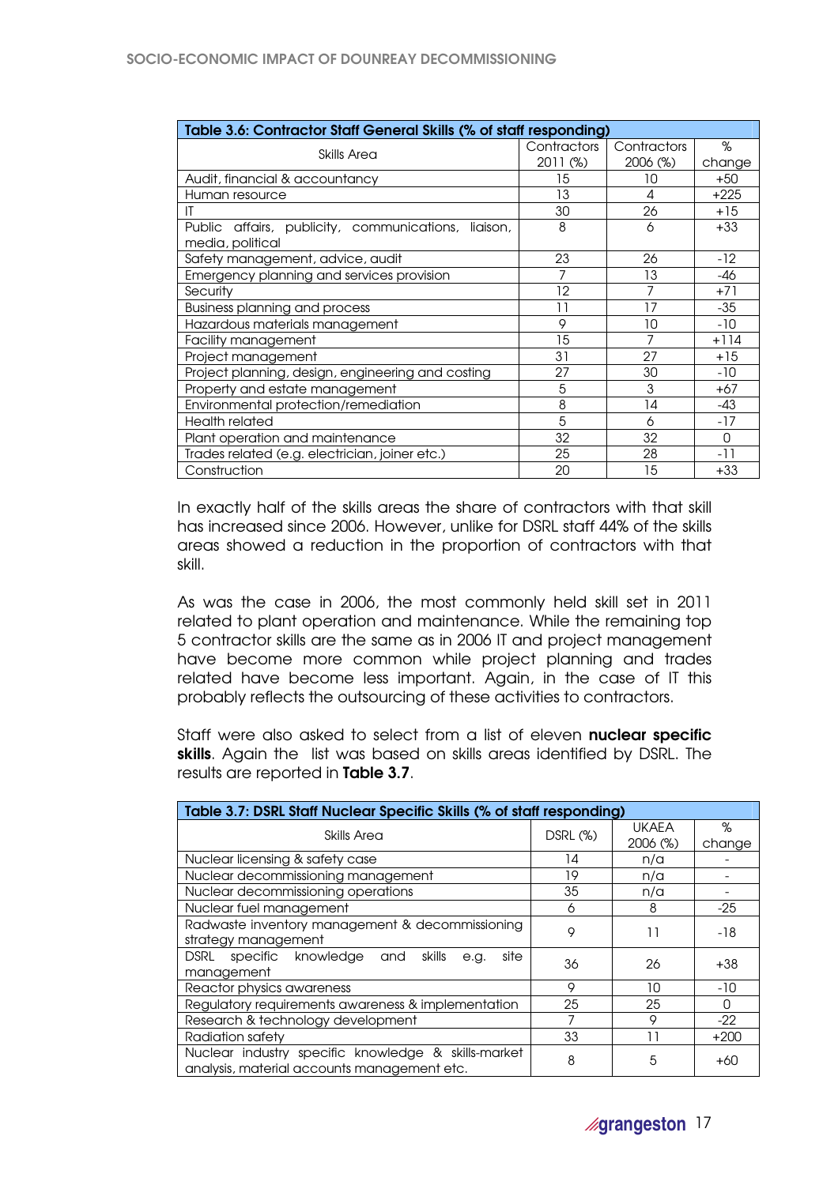| Table 3.6: Contractor Staff General Skills (% of staff responding) | | | |
|---|---|---|---|
| Skills Area | Contractors 2011 (%) | Contractors 2006 (%) | % change |
| Audit, financial & accountancy | 15 | 10 | +50 |
| Human resource | 13 | 4 | +225 |
| IT | 30 | 26 | +15 |
| Public affairs, publicity, communications, liaison, media, political | 8 | 6 | +33 |
| Safety management, advice, audit | 23 | 26 | -12 |
| Emergency planning and services provision | 7 | 13 | -46 |
| Security | 12 | 7 | +71 |
| Business planning and process | 11 | 17 | -35 |
| Hazardous materials management | 9 | 10 | -10 |
| Facility management | 15 | 7 | +114 |
| Project management | 31 | 27 | +15 |
| Project planning, design, engineering and costing | 27 | 30 | -10 |
| Property and estate management | 5 | 3 | +67 |
| Environmental protection/remediation | 8 | 14 | -43 |
| Health related | 5 | 6 | -17 |
| Plant operation and maintenance | 32 | 32 | 0 |
| Trades related (e.g. electrician, joiner etc.) | 25 | 28 | -11 |
| Construction | 20 | 15 | +33 |

In exactly half of the skills areas the share of contractors with that skill has increased since 2006. However, unlike for DSRL staff 44% of the skills areas showed a reduction in the proportion of contractors with that skill.

As was the case in 2006, the most commonly held skill set in 2011 related to plant operation and maintenance. While the remaining top 5 contractor skills are the same as in 2006 IT and project management have become more common while project planning and trades related have become less important. Again, in the case of IT this probably reflects the outsourcing of these activities to contractors.

Staff were also asked to select from a list of eleven **nuclear specific skills**. Again the list was based on skills areas identified by DSRL. The results are reported in **Table 3.7**.

| Table 3.7: DSRL Staff Nuclear Specific Skills (% of staff responding) | | | |
|---|---|---|---|
| Skills Area | DSRL (%) | UKAEA 2006 (%) | % change |
| Nuclear licensing & safety case | 14 | n/a | - |
| Nuclear decommissioning management | 19 | n/a | - |
| Nuclear decommissioning operations | 35 | n/a | - |
| Nuclear fuel management | 6 | 8 | -25 |
| Radwaste inventory management & decommissioning strategy management | 9 | 11 | -18 |
| DSRL specific knowledge and skills e.g. site management | 36 | 26 | +38 |
| Reactor physics awareness | 9 | 10 | -10 |
| Regulatory requirements awareness & implementation | 25 | 25 | 0 |
| Research & technology development | 7 | 9 | -22 |
| Radiation safety | 33 | 11 | +200 |
| Nuclear industry specific knowledge & skills-market analysis, material accounts management etc. | 8 | 5 | +60 |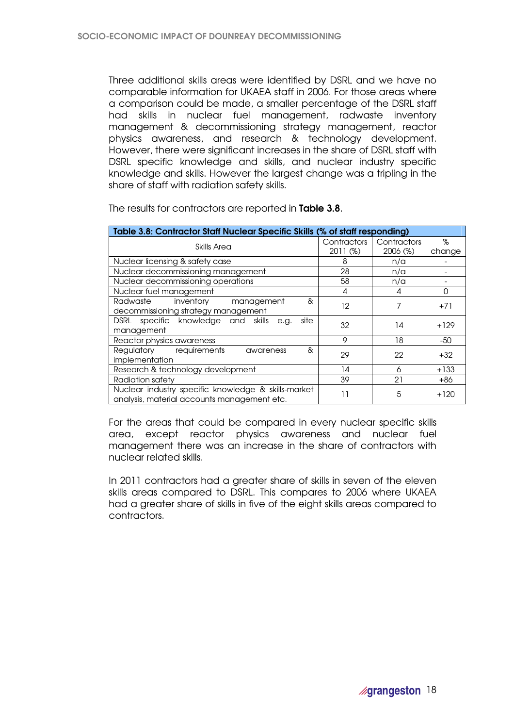Three additional skills areas were identified by DSRL and we have no comparable information for UKAEA staff in 2006. For those areas where a comparison could be made, a smaller percentage of the DSRL staff had skills in nuclear fuel management, radwaste inventory management & decommissioning strategy management, reactor physics awareness, and research & technology development. However, there were significant increases in the share of DSRL staff with DSRL specific knowledge and skills, and nuclear industry specific knowledge and skills. However the largest change was a tripling in the share of staff with radiation safety skills.

The results for contractors are reported in **Table 3.8**.

**Table 3.8: Contractor Staff Nuclear Specific Skills (% of staff responding)**

| Skills Area | Contractors 2011 (%) | Contractors 2006 (%) | % change |
|---|---|---|---|
| Nuclear licensing & safety case | 8 | n/a | - |
| Nuclear decommissioning management | 28 | n/a | - |
| Nuclear decommissioning operations | 58 | n/a | - |
| Nuclear fuel management | 4 | 4 | 0 |
| Radwaste inventory management & decommissioning strategy management | 12 | 7 | +71 |
| DSRL specific knowledge and skills e.g. site management | 32 | 14 | +129 |
| Reactor physics awareness | 9 | 18 | -50 |
| Regulatory requirements awareness & implementation | 29 | 22 | +32 |
| Research & technology development | 14 | 6 | +133 |
| Radiation safety | 39 | 21 | +86 |
| Nuclear industry specific knowledge & skills-market analysis, material accounts management etc. | 11 | 5 | +120 |

For the areas that could be compared in every nuclear specific skills area, except reactor physics awareness and nuclear fuel management there was an increase in the share of contractors with nuclear related skills.

In 2011 contractors had a greater share of skills in seven of the eleven skills areas compared to DSRL. This compares to 2006 where UKAEA had a greater share of skills in five of the eight skills areas compared to contractors.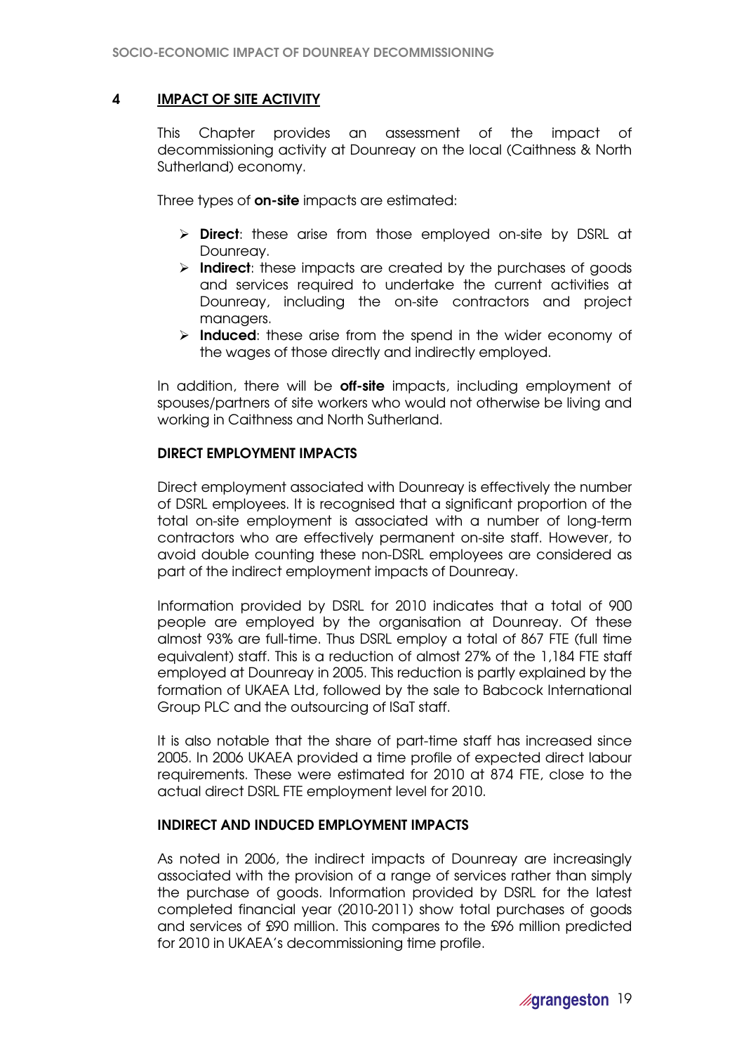## 4 IMPACT OF SITE ACTIVITY

This Chapter provides an assessment of the impact of decommissioning activity at Dounreay on the local (Caithness & North Sutherland) economy.

Three types of **on-site** impacts are estimated:

- **Direct**: these arise from those employed on-site by DSRL at Dounreay.
- **Indirect**: these impacts are created by the purchases of goods and services required to undertake the current activities at Dounreay, including the on-site contractors and project managers.
- **Induced**: these arise from the spend in the wider economy of the wages of those directly and indirectly employed.

In addition, there will be **off-site** impacts, including employment of spouses/partners of site workers who would not otherwise be living and working in Caithness and North Sutherland.

### DIRECT EMPLOYMENT IMPACTS

Direct employment associated with Dounreay is effectively the number of DSRL employees. It is recognised that a significant proportion of the total on-site employment is associated with a number of long-term contractors who are effectively permanent on-site staff. However, to avoid double counting these non-DSRL employees are considered as part of the indirect employment impacts of Dounreay.

Information provided by DSRL for 2010 indicates that a total of 900 people are employed by the organisation at Dounreay. Of these almost 93% are full-time. Thus DSRL employ a total of 867 FTE (full time equivalent) staff. This is a reduction of almost 27% of the 1,184 FTE staff employed at Dounreay in 2005. This reduction is partly explained by the formation of UKAEA Ltd, followed by the sale to Babcock International Group PLC and the outsourcing of ISaT staff.

It is also notable that the share of part-time staff has increased since 2005. In 2006 UKAEA provided a time profile of expected direct labour requirements. These were estimated for 2010 at 874 FTE, close to the actual direct DSRL FTE employment level for 2010.

### INDIRECT AND INDUCED EMPLOYMENT IMPACTS

As noted in 2006, the indirect impacts of Dounreay are increasingly associated with the provision of a range of services rather than simply the purchase of goods. Information provided by DSRL for the latest completed financial year (2010-2011) show total purchases of goods and services of £90 million. This compares to the £96 million predicted for 2010 in UKAEA's decommissioning time profile.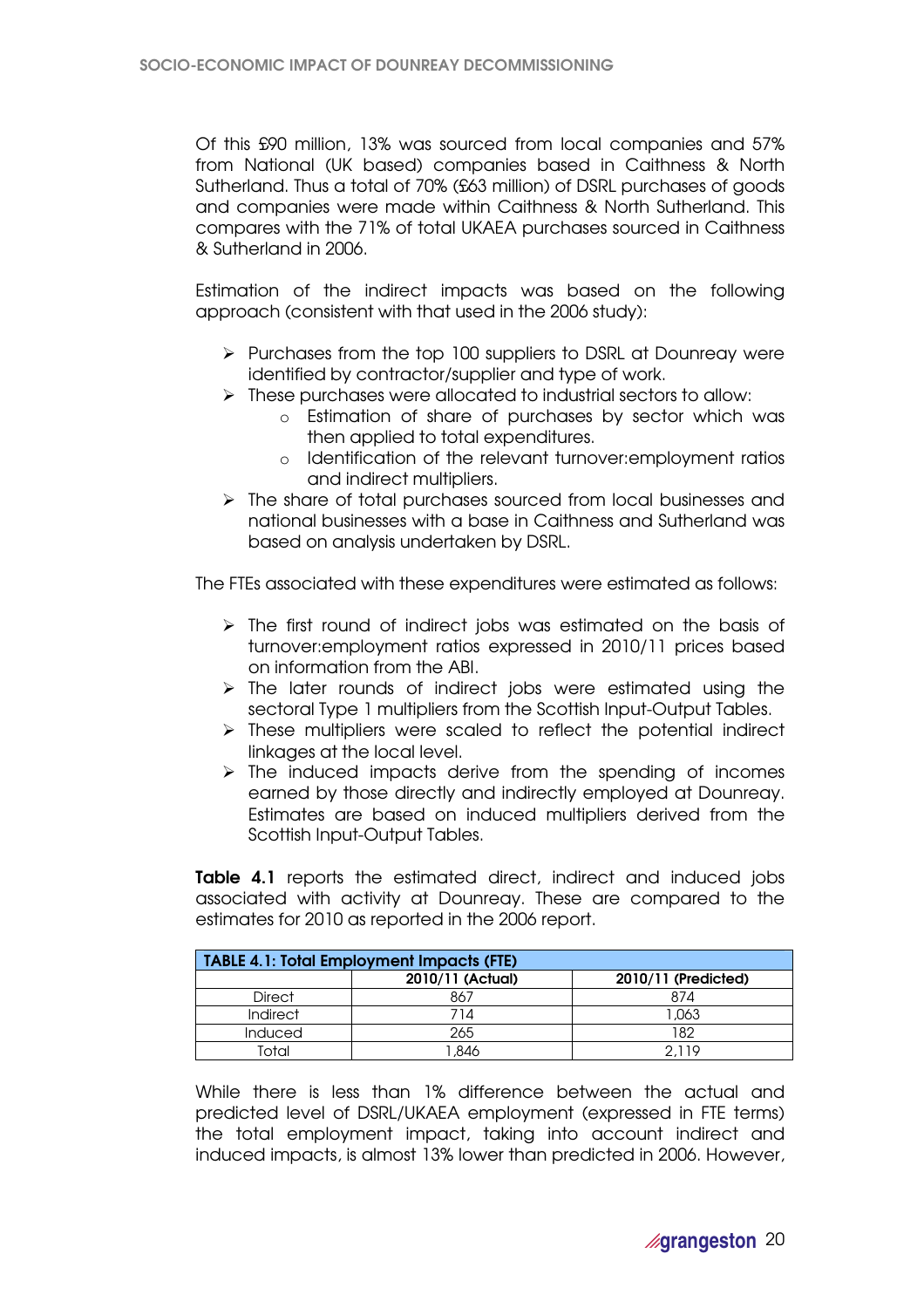Of this £90 million, 13% was sourced from local companies and 57% from National (UK based) companies based in Caithness & North Sutherland. Thus a total of 70% (£63 million) of DSRL purchases of goods and companies were made within Caithness & North Sutherland. This compares with the 71% of total UKAEA purchases sourced in Caithness & Sutherland in 2006.

Estimation of the indirect impacts was based on the following approach (consistent with that used in the 2006 study):

- Purchases from the top 100 suppliers to DSRL at Dounreay were identified by contractor/supplier and type of work.
- These purchases were allocated to industrial sectors to allow:
  - Estimation of share of purchases by sector which was then applied to total expenditures.
  - Identification of the relevant turnover:employment ratios and indirect multipliers.
- The share of total purchases sourced from local businesses and national businesses with a base in Caithness and Sutherland was based on analysis undertaken by DSRL.

The FTEs associated with these expenditures were estimated as follows:

- The first round of indirect jobs was estimated on the basis of turnover:employment ratios expressed in 2010/11 prices based on information from the ABI.
- The later rounds of indirect jobs were estimated using the sectoral Type 1 multipliers from the Scottish Input-Output Tables.
- These multipliers were scaled to reflect the potential indirect linkages at the local level.
- The induced impacts derive from the spending of incomes earned by those directly and indirectly employed at Dounreay. Estimates are based on induced multipliers derived from the Scottish Input-Output Tables.

**Table 4.1** reports the estimated direct, indirect and induced jobs associated with activity at Dounreay. These are compared to the estimates for 2010 as reported in the 2006 report.

| TABLE 4.1: Total Employment Impacts (FTE) | | |
|---|---|---|
| | 2010/11 (Actual) | 2010/11 (Predicted) |
| Direct | 867 | 874 |
| Indirect | 714 | 1,063 |
| Induced | 265 | 182 |
| Total | 1,846 | 2,119 |

While there is less than 1% difference between the actual and predicted level of DSRL/UKAEA employment (expressed in FTE terms) the total employment impact, taking into account indirect and induced impacts, is almost 13% lower than predicted in 2006. However,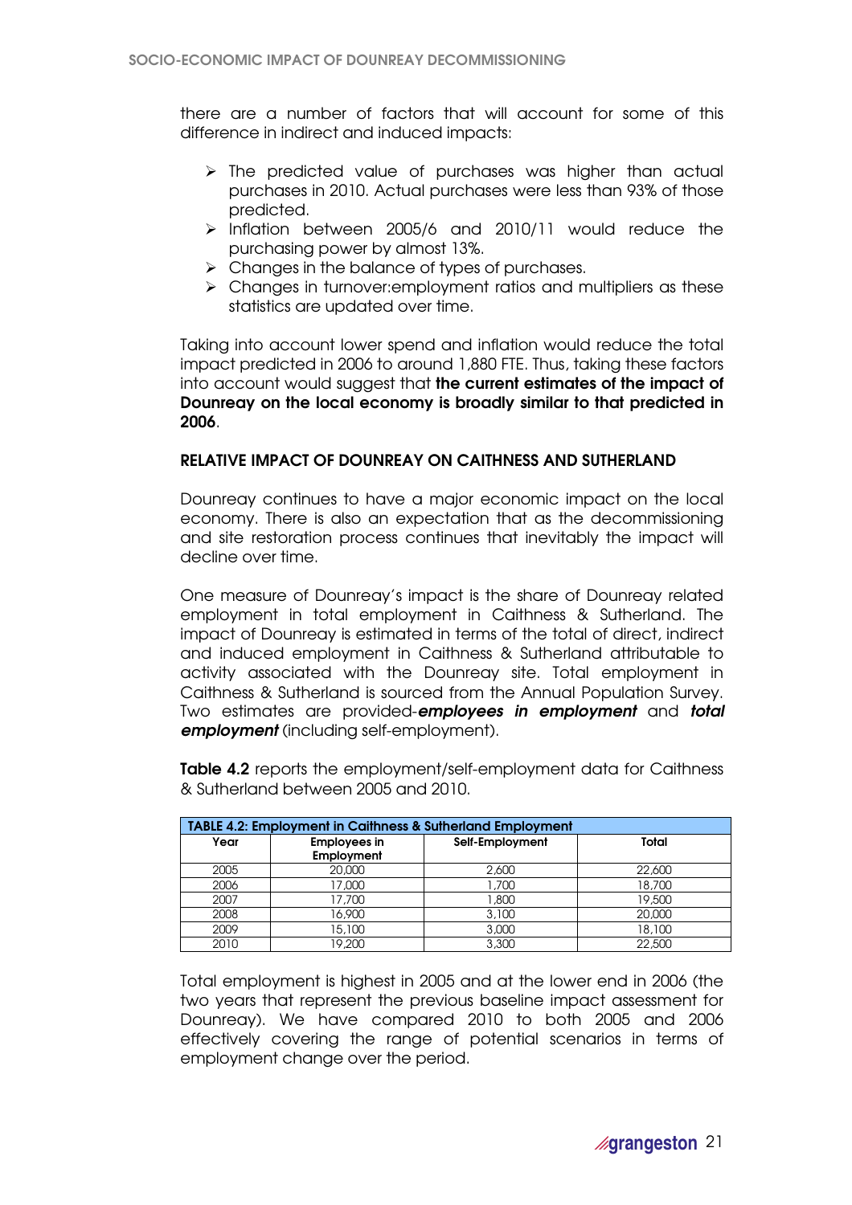there are a number of factors that will account for some of this difference in indirect and induced impacts:

- The predicted value of purchases was higher than actual purchases in 2010. Actual purchases were less than 93% of those predicted.
- Inflation between 2005/6 and 2010/11 would reduce the purchasing power by almost 13%.
- Changes in the balance of types of purchases.
- Changes in turnover:employment ratios and multipliers as these statistics are updated over time.

Taking into account lower spend and inflation would reduce the total impact predicted in 2006 to around 1,880 FTE. Thus, taking these factors into account would suggest that **the current estimates of the impact of Dounreay on the local economy is broadly similar to that predicted in 2006**.

### RELATIVE IMPACT OF DOUNREAY ON CAITHNESS AND SUTHERLAND

Dounreay continues to have a major economic impact on the local economy. There is also an expectation that as the decommissioning and site restoration process continues that inevitably the impact will decline over time.

One measure of Dounreay's impact is the share of Dounreay related employment in total employment in Caithness & Sutherland. The impact of Dounreay is estimated in terms of the total of direct, indirect and induced employment in Caithness & Sutherland attributable to activity associated with the Dounreay site. Total employment in Caithness & Sutherland is sourced from the Annual Population Survey. Two estimates are provided-***employees in employment*** and ***total employment*** (including self-employment).

**Table 4.2** reports the employment/self-employment data for Caithness & Sutherland between 2005 and 2010.

**TABLE 4.2: Employment in Caithness & Sutherland Employment**

| Year | Employees in Employment | Self-Employment | Total |
|---|---|---|---|
| 2005 | 20,000 | 2,600 | 22,600 |
| 2006 | 17,000 | 1,700 | 18,700 |
| 2007 | 17,700 | 1,800 | 19,500 |
| 2008 | 16,900 | 3,100 | 20,000 |
| 2009 | 15,100 | 3,000 | 18,100 |
| 2010 | 19,200 | 3,300 | 22,500 |

Total employment is highest in 2005 and at the lower end in 2006 (the two years that represent the previous baseline impact assessment for Dounreay). We have compared 2010 to both 2005 and 2006 effectively covering the range of potential scenarios in terms of employment change over the period.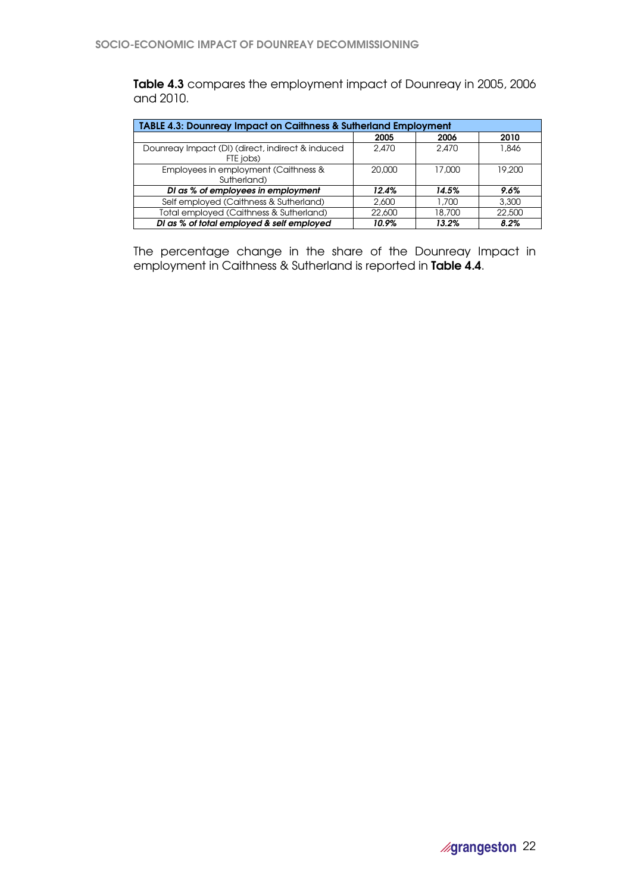**Table 4.3** compares the employment impact of Dounreay in 2005, 2006 and 2010.

| TABLE 4.3: Dounreay Impact on Caithness & Sutherland Employment | | | |
|---|---|---|---|
| | **2005** | **2006** | **2010** |
| Dounreay Impact (DI) (direct, indirect & induced FTE jobs) | 2,470 | 2,470 | 1,846 |
| Employees in employment (Caithness & Sutherland) | 20,000 | 17,000 | 19,200 |
| ***DI as % of employees in employment*** | ***12.4%*** | ***14.5%*** | ***9.6%*** |
| Self employed (Caithness & Sutherland) | 2,600 | 1,700 | 3,300 |
| Total employed (Caithness & Sutherland) | 22,600 | 18,700 | 22,500 |
| ***DI as % of total employed & self employed*** | ***10.9%*** | ***13.2%*** | ***8.2%*** |

The percentage change in the share of the Dounreay Impact in employment in Caithness & Sutherland is reported in **Table 4.4**.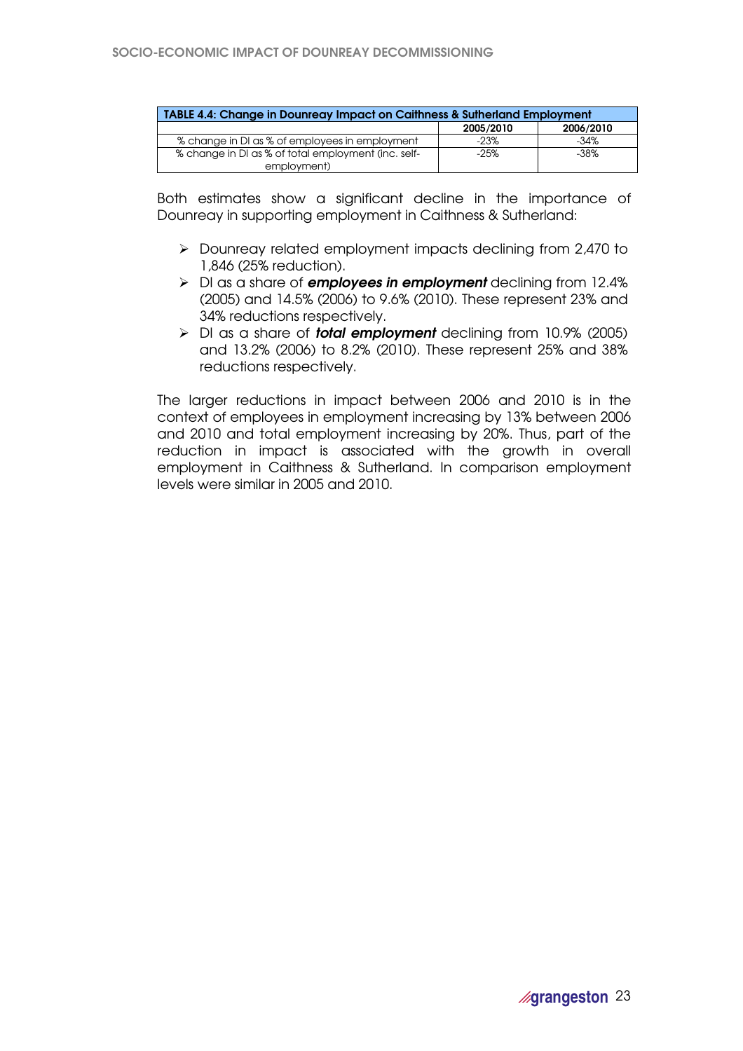| TABLE 4.4: Change in Dounreay Impact on Caithness & Sutherland Employment | | |
|---|---|---|
| | 2005/2010 | 2006/2010 |
| % change in DI as % of employees in employment | -23% | -34% |
| % change in DI as % of total employment (inc. self-employment) | -25% | -38% |

Both estimates show a significant decline in the importance of Dounreay in supporting employment in Caithness & Sutherland:

- Dounreay related employment impacts declining from 2,470 to 1,846 (25% reduction).
- DI as a share of ***employees in employment*** declining from 12.4% (2005) and 14.5% (2006) to 9.6% (2010). These represent 23% and 34% reductions respectively.
- DI as a share of ***total employment*** declining from 10.9% (2005) and 13.2% (2006) to 8.2% (2010). These represent 25% and 38% reductions respectively.

The larger reductions in impact between 2006 and 2010 is in the context of employees in employment increasing by 13% between 2006 and 2010 and total employment increasing by 20%. Thus, part of the reduction in impact is associated with the growth in overall employment in Caithness & Sutherland. In comparison employment levels were similar in 2005 and 2010.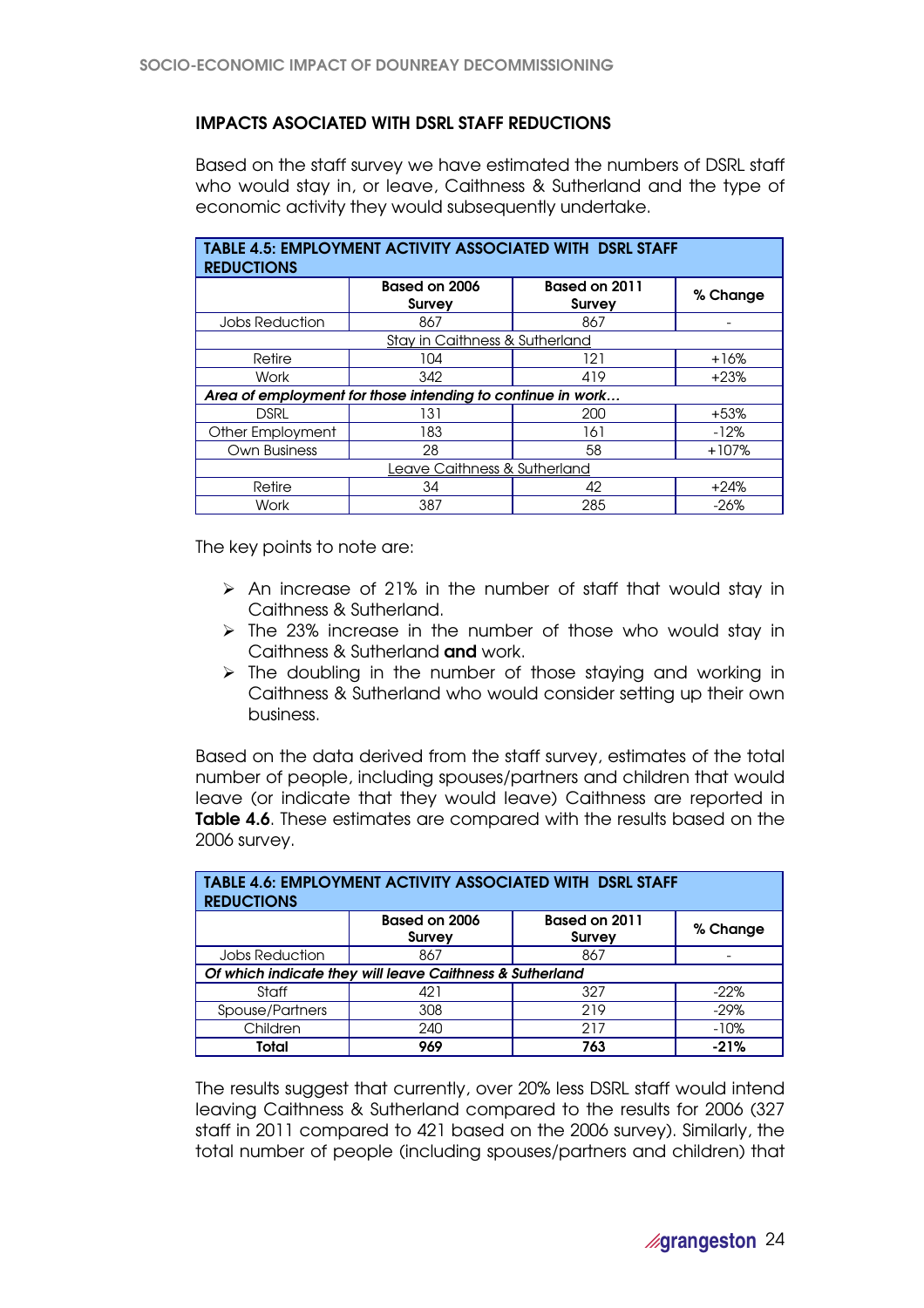### IMPACTS ASOCIATED WITH DSRL STAFF REDUCTIONS

Based on the staff survey we have estimated the numbers of DSRL staff who would stay in, or leave, Caithness & Sutherland and the type of economic activity they would subsequently undertake.

**TABLE 4.5: EMPLOYMENT ACTIVITY ASSOCIATED WITH DSRL STAFF REDUCTIONS**

| | Based on 2006 Survey | Based on 2011 Survey | % Change |
|---|---|---|---|
| Jobs Reduction | 867 | 867 | - |
| Stay in Caithness & Sutherland | | | |
| Retire | 104 | 121 | +16% |
| Work | 342 | 419 | +23% |
| *Area of employment for those intending to continue in work…* | | | |
| DSRL | 131 | 200 | +53% |
| Other Employment | 183 | 161 | -12% |
| Own Business | 28 | 58 | +107% |
| Leave Caithness & Sutherland | | | |
| Retire | 34 | 42 | +24% |
| Work | 387 | 285 | -26% |

The key points to note are:

- An increase of 21% in the number of staff that would stay in Caithness & Sutherland.
- The 23% increase in the number of those who would stay in Caithness & Sutherland **and** work.
- The doubling in the number of those staying and working in Caithness & Sutherland who would consider setting up their own business.

Based on the data derived from the staff survey, estimates of the total number of people, including spouses/partners and children that would leave (or indicate that they would leave) Caithness are reported in **Table 4.6**. These estimates are compared with the results based on the 2006 survey.

**TABLE 4.6: EMPLOYMENT ACTIVITY ASSOCIATED WITH DSRL STAFF REDUCTIONS**

| | Based on 2006 Survey | Based on 2011 Survey | % Change |
|---|---|---|---|
| Jobs Reduction | 867 | 867 | - |
| *Of which indicate they will leave Caithness & Sutherland* | | | |
| Staff | 421 | 327 | -22% |
| Spouse/Partners | 308 | 219 | -29% |
| Children | 240 | 217 | -10% |
| **Total** | **969** | **763** | **-21%** |

The results suggest that currently, over 20% less DSRL staff would intend leaving Caithness & Sutherland compared to the results for 2006 (327 staff in 2011 compared to 421 based on the 2006 survey). Similarly, the total number of people (including spouses/partners and children) that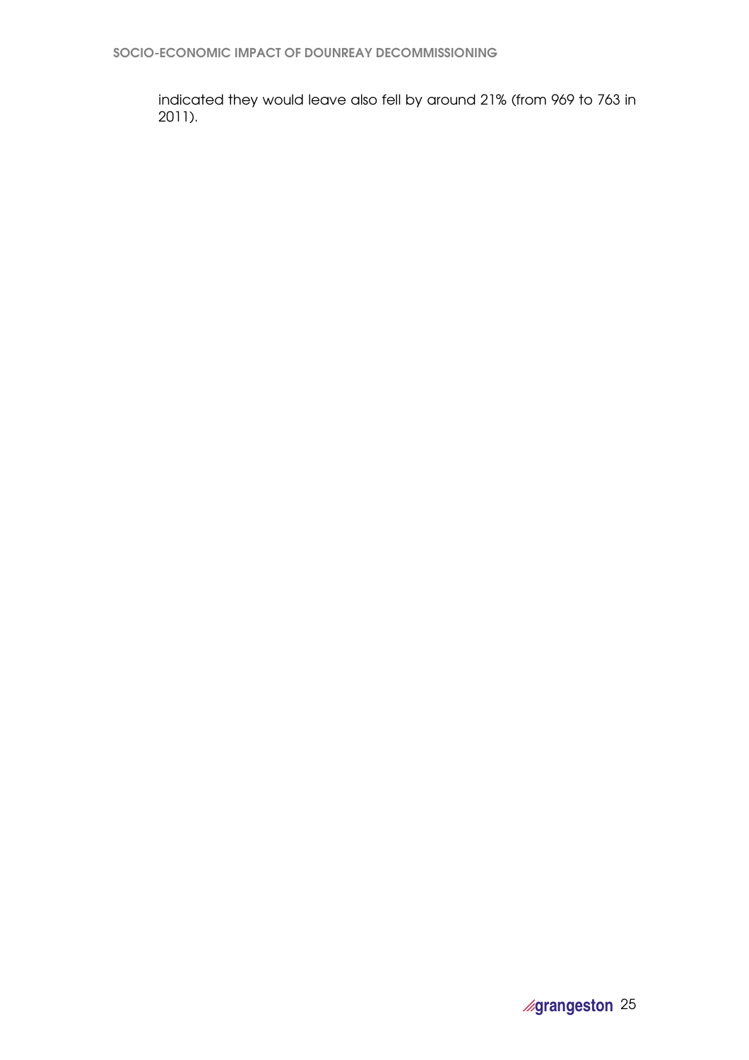indicated they would leave also fell by around 21% (from 969 to 763 in 2011).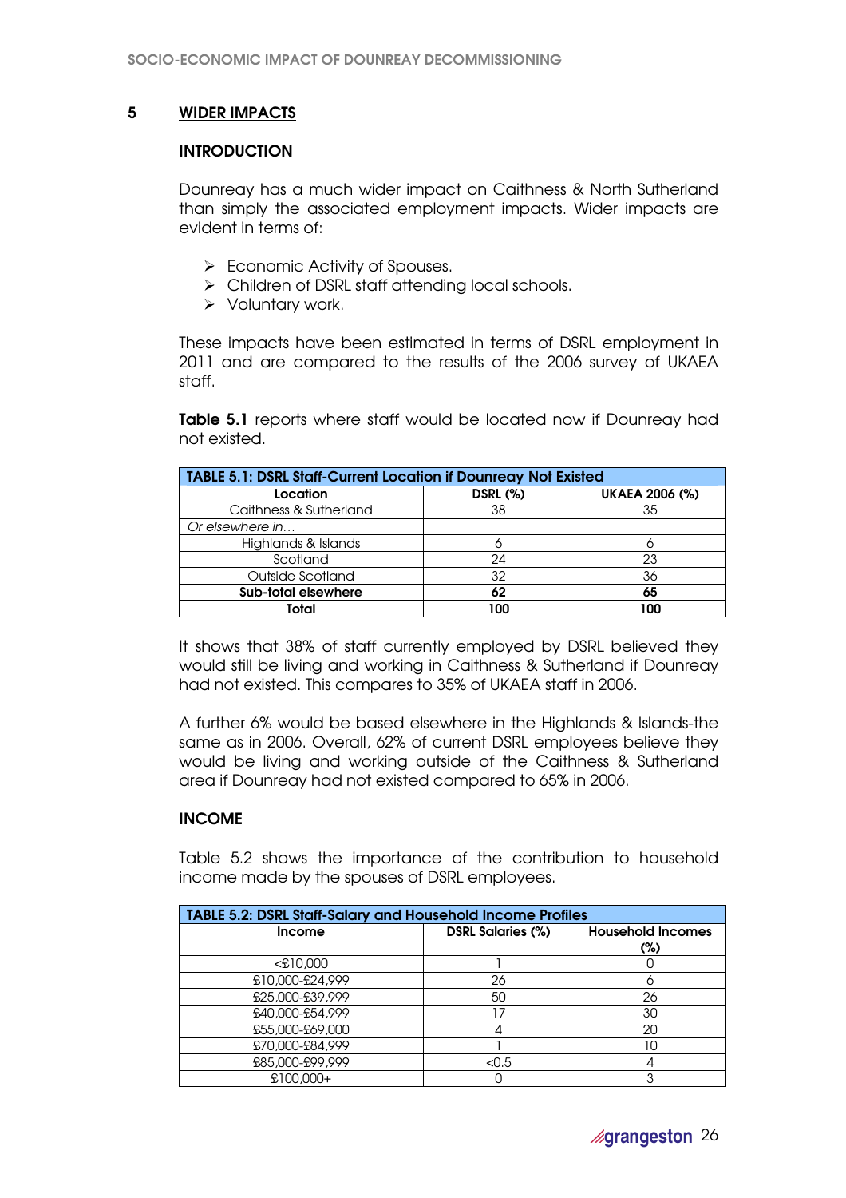## 5 WIDER IMPACTS

### INTRODUCTION

Dounreay has a much wider impact on Caithness & North Sutherland than simply the associated employment impacts. Wider impacts are evident in terms of:

- Economic Activity of Spouses.
- Children of DSRL staff attending local schools.
- Voluntary work.

These impacts have been estimated in terms of DSRL employment in 2011 and are compared to the results of the 2006 survey of UKAEA staff.

**Table 5.1** reports where staff would be located now if Dounreay had not existed.

| TABLE 5.1: DSRL Staff-Current Location if Dounreay Not Existed | | |
|---|---|---|
| **Location** | **DSRL (%)** | **UKAEA 2006 (%)** |
| Caithness & Sutherland | 38 | 35 |
| *Or elsewhere in…* | | |
| Highlands & Islands | 6 | 6 |
| Scotland | 24 | 23 |
| Outside Scotland | 32 | 36 |
| **Sub-total elsewhere** | **62** | **65** |
| **Total** | **100** | **100** |

It shows that 38% of staff currently employed by DSRL believed they would still be living and working in Caithness & Sutherland if Dounreay had not existed. This compares to 35% of UKAEA staff in 2006.

A further 6% would be based elsewhere in the Highlands & Islands-the same as in 2006. Overall, 62% of current DSRL employees believe they would be living and working outside of the Caithness & Sutherland area if Dounreay had not existed compared to 65% in 2006.

### INCOME

Table 5.2 shows the importance of the contribution to household income made by the spouses of DSRL employees.

| TABLE 5.2: DSRL Staff-Salary and Household Income Profiles | | |
|---|---|---|
| **Income** | **DSRL Salaries (%)** | **Household Incomes (%)** |
| <£10,000 | 1 | 0 |
| £10,000-£24,999 | 26 | 6 |
| £25,000-£39,999 | 50 | 26 |
| £40,000-£54,999 | 17 | 30 |
| £55,000-£69,000 | 4 | 20 |
| £70,000-£84,999 | 1 | 10 |
| £85,000-£99,999 | <0.5 | 4 |
| £100,000+ | 0 | 3 |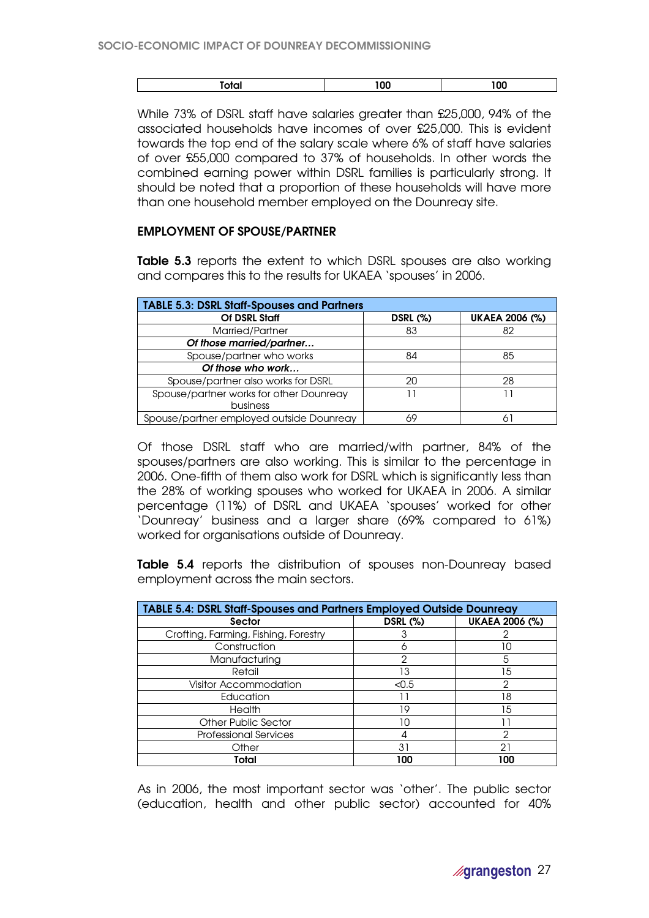| Total | 100 | 100 |
|---|---|---|

While 73% of DSRL staff have salaries greater than £25,000, 94% of the associated households have incomes of over £25,000. This is evident towards the top end of the salary scale where 6% of staff have salaries of over £55,000 compared to 37% of households. In other words the combined earning power within DSRL families is particularly strong. It should be noted that a proportion of these households will have more than one household member employed on the Dounreay site.

### EMPLOYMENT OF SPOUSE/PARTNER

**Table 5.3** reports the extent to which DSRL spouses are also working and compares this to the results for UKAEA 'spouses' in 2006.

**TABLE 5.3: DSRL Staff-Spouses and Partners**

| Of DSRL Staff | DSRL (%) | UKAEA 2006 (%) |
|---|---|---|
| Married/Partner | 83 | 82 |
| ***Of those married/partner…*** | | |
| Spouse/partner who works | 84 | 85 |
| ***Of those who work…*** | | |
| Spouse/partner also works for DSRL | 20 | 28 |
| Spouse/partner works for other Dounreay business | 11 | 11 |
| Spouse/partner employed outside Dounreay | 69 | 61 |

Of those DSRL staff who are married/with partner, 84% of the spouses/partners are also working. This is similar to the percentage in 2006. One-fifth of them also work for DSRL which is significantly less than the 28% of working spouses who worked for UKAEA in 2006. A similar percentage (11%) of DSRL and UKAEA 'spouses' worked for other 'Dounreay' business and a larger share (69% compared to 61%) worked for organisations outside of Dounreay.

**Table 5.4** reports the distribution of spouses non-Dounreay based employment across the main sectors.

**TABLE 5.4: DSRL Staff-Spouses and Partners Employed Outside Dounreay**

| Sector | DSRL (%) | UKAEA 2006 (%) |
|---|---|---|
| Crofting, Farming, Fishing, Forestry | 3 | 2 |
| Construction | 6 | 10 |
| Manufacturing | 2 | 5 |
| Retail | 13 | 15 |
| Visitor Accommodation | <0.5 | 2 |
| Education | 11 | 18 |
| Health | 19 | 15 |
| Other Public Sector | 10 | 11 |
| Professional Services | 4 | 2 |
| Other | 31 | 21 |
| **Total** | **100** | **100** |

As in 2006, the most important sector was 'other'. The public sector (education, health and other public sector) accounted for 40%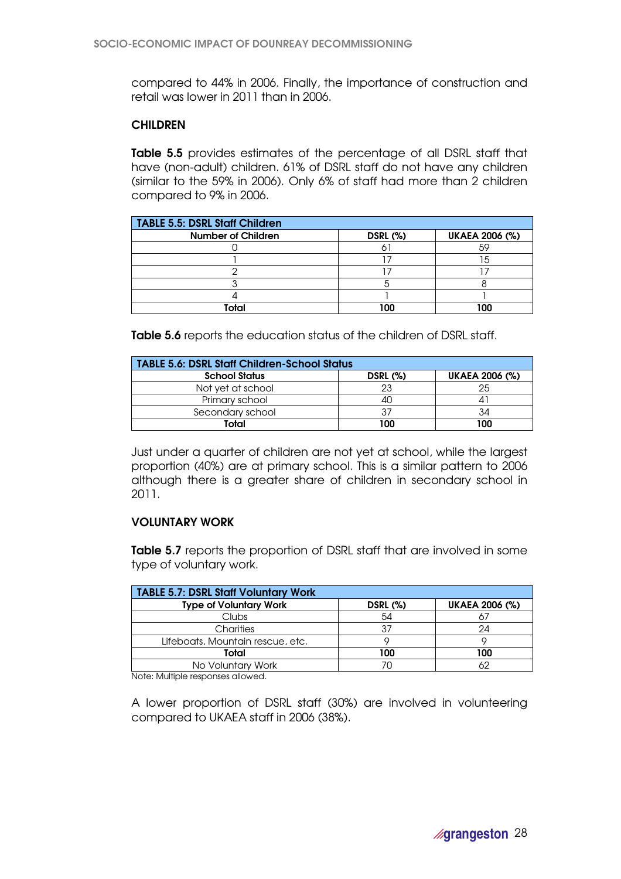compared to 44% in 2006. Finally, the importance of construction and retail was lower in 2011 than in 2006.

### CHILDREN

**Table 5.5** provides estimates of the percentage of all DSRL staff that have (non-adult) children. 61% of DSRL staff do not have any children (similar to the 59% in 2006). Only 6% of staff had more than 2 children compared to 9% in 2006.

| TABLE 5.5: DSRL Staff Children | | |
|---|---|---|
| **Number of Children** | **DSRL (%)** | **UKAEA 2006 (%)** |
| 0 | 61 | 59 |
| 1 | 17 | 15 |
| 2 | 17 | 17 |
| 3 | 5 | 8 |
| 4 | 1 | 1 |
| **Total** | **100** | **100** |

**Table 5.6** reports the education status of the children of DSRL staff.

| TABLE 5.6: DSRL Staff Children-School Status | | |
|---|---|---|
| **School Status** | **DSRL (%)** | **UKAEA 2006 (%)** |
| Not yet at school | 23 | 25 |
| Primary school | 40 | 41 |
| Secondary school | 37 | 34 |
| **Total** | **100** | **100** |

Just under a quarter of children are not yet at school, while the largest proportion (40%) are at primary school. This is a similar pattern to 2006 although there is a greater share of children in secondary school in 2011.

### VOLUNTARY WORK

**Table 5.7** reports the proportion of DSRL staff that are involved in some type of voluntary work.

| TABLE 5.7: DSRL Staff Voluntary Work | | |
|---|---|---|
| **Type of Voluntary Work** | **DSRL (%)** | **UKAEA 2006 (%)** |
| Clubs | 54 | 67 |
| Charities | 37 | 24 |
| Lifeboats, Mountain rescue, etc. | 9 | 9 |
| **Total** | **100** | **100** |
| No Voluntary Work | 70 | 62 |

Note: Multiple responses allowed.

A lower proportion of DSRL staff (30%) are involved in volunteering compared to UKAEA staff in 2006 (38%).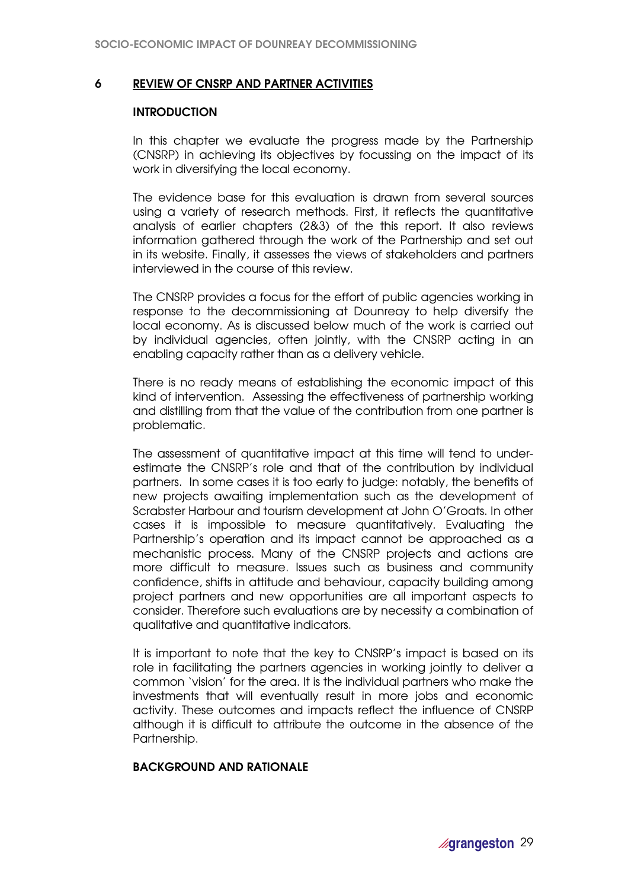## 6 REVIEW OF CNSRP AND PARTNER ACTIVITIES

### INTRODUCTION

In this chapter we evaluate the progress made by the Partnership (CNSRP) in achieving its objectives by focussing on the impact of its work in diversifying the local economy.

The evidence base for this evaluation is drawn from several sources using a variety of research methods. First, it reflects the quantitative analysis of earlier chapters (2&3) of the this report. It also reviews information gathered through the work of the Partnership and set out in its website. Finally, it assesses the views of stakeholders and partners interviewed in the course of this review.

The CNSRP provides a focus for the effort of public agencies working in response to the decommissioning at Dounreay to help diversify the local economy. As is discussed below much of the work is carried out by individual agencies, often jointly, with the CNSRP acting in an enabling capacity rather than as a delivery vehicle.

There is no ready means of establishing the economic impact of this kind of intervention. Assessing the effectiveness of partnership working and distilling from that the value of the contribution from one partner is problematic.

The assessment of quantitative impact at this time will tend to under-estimate the CNSRP's role and that of the contribution by individual partners. In some cases it is too early to judge: notably, the benefits of new projects awaiting implementation such as the development of Scrabster Harbour and tourism development at John O'Groats. In other cases it is impossible to measure quantitatively. Evaluating the Partnership's operation and its impact cannot be approached as a mechanistic process. Many of the CNSRP projects and actions are more difficult to measure. Issues such as business and community confidence, shifts in attitude and behaviour, capacity building among project partners and new opportunities are all important aspects to consider. Therefore such evaluations are by necessity a combination of qualitative and quantitative indicators.

It is important to note that the key to CNSRP's impact is based on its role in facilitating the partners agencies in working jointly to deliver a common 'vision' for the area. It is the individual partners who make the investments that will eventually result in more jobs and economic activity. These outcomes and impacts reflect the influence of CNSRP although it is difficult to attribute the outcome in the absence of the Partnership.

### BACKGROUND AND RATIONALE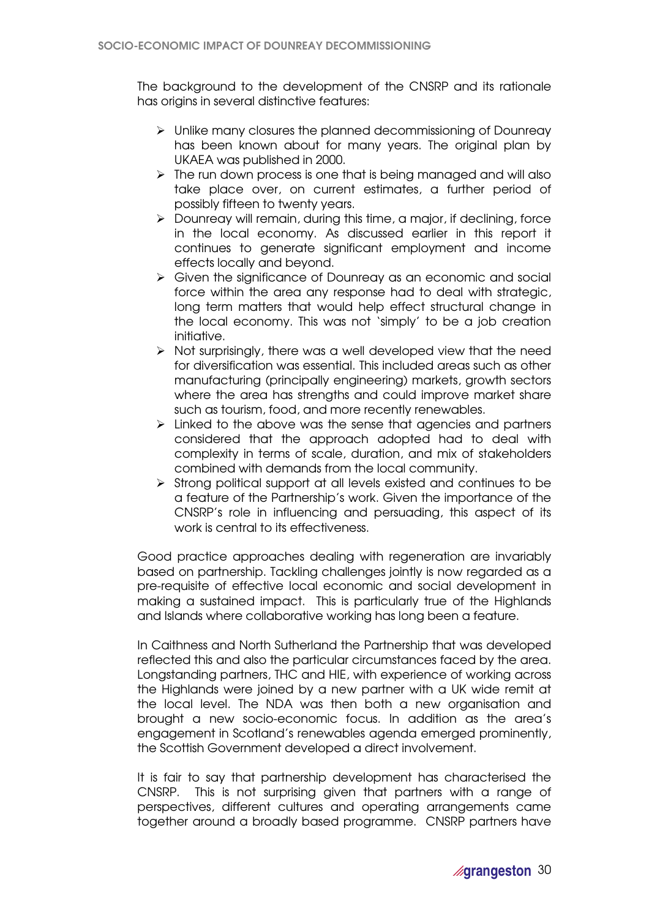The background to the development of the CNSRP and its rationale has origins in several distinctive features:

- Unlike many closures the planned decommissioning of Dounreay has been known about for many years. The original plan by UKAEA was published in 2000.
- The run down process is one that is being managed and will also take place over, on current estimates, a further period of possibly fifteen to twenty years.
- Dounreay will remain, during this time, a major, if declining, force in the local economy. As discussed earlier in this report it continues to generate significant employment and income effects locally and beyond.
- Given the significance of Dounreay as an economic and social force within the area any response had to deal with strategic, long term matters that would help effect structural change in the local economy. This was not 'simply' to be a job creation initiative.
- Not surprisingly, there was a well developed view that the need for diversification was essential. This included areas such as other manufacturing (principally engineering) markets, growth sectors where the area has strengths and could improve market share such as tourism, food, and more recently renewables.
- Linked to the above was the sense that agencies and partners considered that the approach adopted had to deal with complexity in terms of scale, duration, and mix of stakeholders combined with demands from the local community.
- Strong political support at all levels existed and continues to be a feature of the Partnership's work. Given the importance of the CNSRP's role in influencing and persuading, this aspect of its work is central to its effectiveness.

Good practice approaches dealing with regeneration are invariably based on partnership. Tackling challenges jointly is now regarded as a pre-requisite of effective local economic and social development in making a sustained impact. This is particularly true of the Highlands and Islands where collaborative working has long been a feature.

In Caithness and North Sutherland the Partnership that was developed reflected this and also the particular circumstances faced by the area. Longstanding partners, THC and HIE, with experience of working across the Highlands were joined by a new partner with a UK wide remit at the local level. The NDA was then both a new organisation and brought a new socio-economic focus. In addition as the area's engagement in Scotland's renewables agenda emerged prominently, the Scottish Government developed a direct involvement.

It is fair to say that partnership development has characterised the CNSRP. This is not surprising given that partners with a range of perspectives, different cultures and operating arrangements came together around a broadly based programme. CNSRP partners have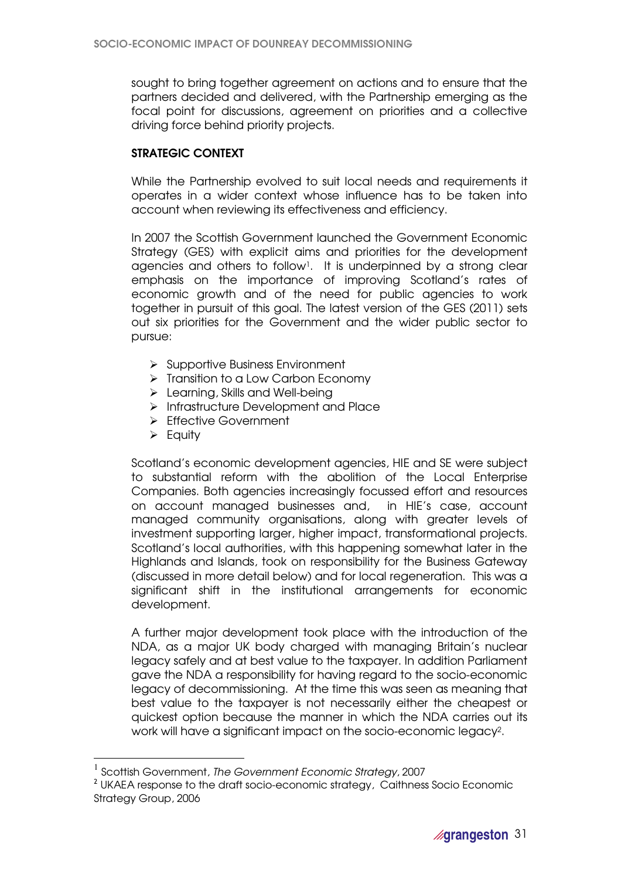sought to bring together agreement on actions and to ensure that the partners decided and delivered, with the Partnership emerging as the focal point for discussions, agreement on priorities and a collective driving force behind priority projects.

## STRATEGIC CONTEXT

While the Partnership evolved to suit local needs and requirements it operates in a wider context whose influence has to be taken into account when reviewing its effectiveness and efficiency.

In 2007 the Scottish Government launched the Government Economic Strategy (GES) with explicit aims and priorities for the development agencies and others to follow[1]. It is underpinned by a strong clear emphasis on the importance of improving Scotland's rates of economic growth and of the need for public agencies to work together in pursuit of this goal. The latest version of the GES (2011) sets out six priorities for the Government and the wider public sector to pursue:

- Supportive Business Environment
- Transition to a Low Carbon Economy
- Learning, Skills and Well-being
- Infrastructure Development and Place
- Effective Government
- Equity

Scotland's economic development agencies, HIE and SE were subject to substantial reform with the abolition of the Local Enterprise Companies. Both agencies increasingly focussed effort and resources on account managed businesses and, in HIE's case, account managed community organisations, along with greater levels of investment supporting larger, higher impact, transformational projects. Scotland's local authorities, with this happening somewhat later in the Highlands and Islands, took on responsibility for the Business Gateway (discussed in more detail below) and for local regeneration. This was a significant shift in the institutional arrangements for economic development.

A further major development took place with the introduction of the NDA, as a major UK body charged with managing Britain's nuclear legacy safely and at best value to the taxpayer. In addition Parliament gave the NDA a responsibility for having regard to the socio-economic legacy of decommissioning. At the time this was seen as meaning that best value to the taxpayer is not necessarily either the cheapest or quickest option because the manner in which the NDA carries out its work will have a significant impact on the socio-economic legacy[2].

---

[1] Scottish Government, *The Government Economic Strategy*, 2007

[2] UKAEA response to the draft socio-economic strategy, Caithness Socio Economic Strategy Group, 2006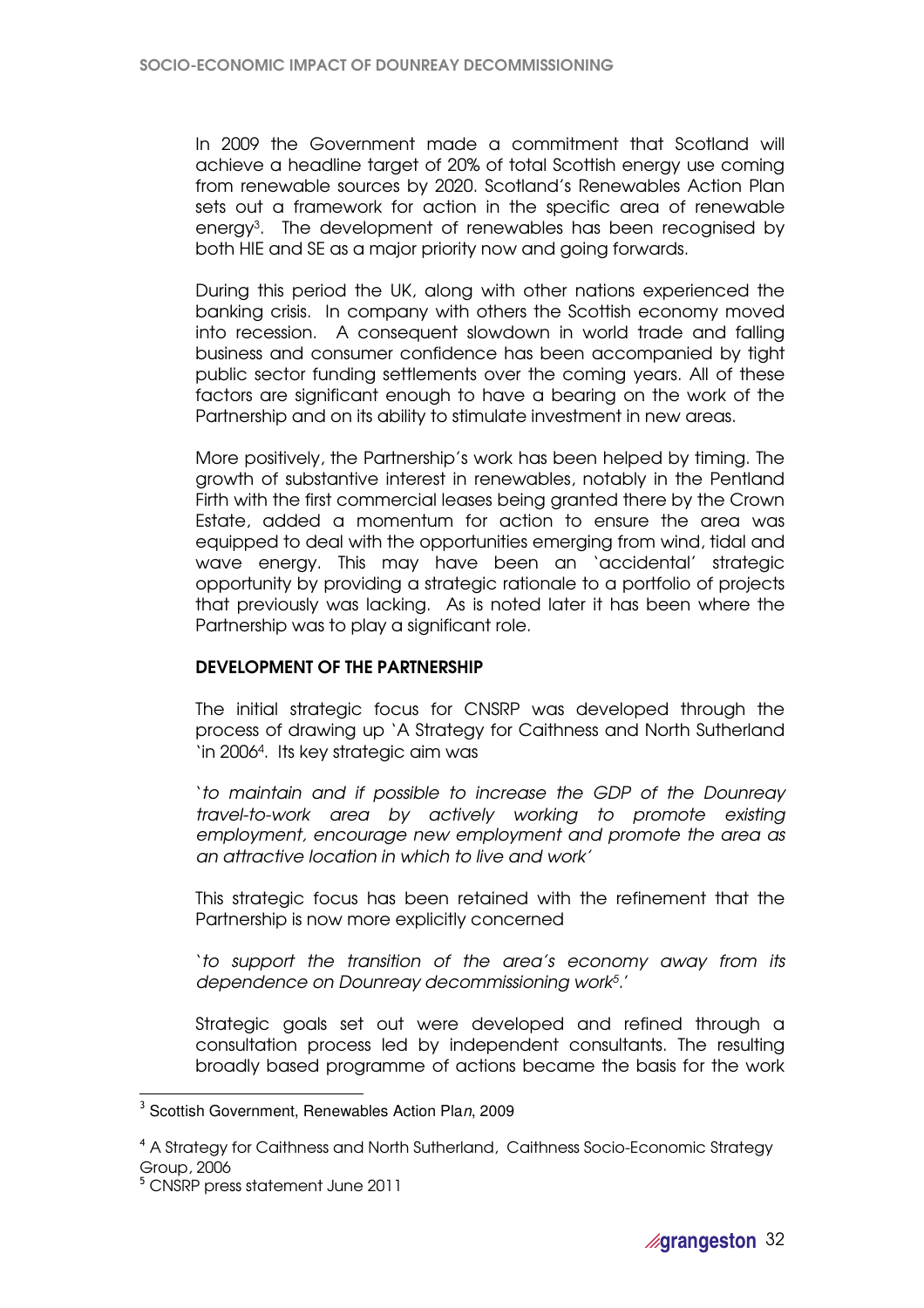In 2009 the Government made a commitment that Scotland will achieve a headline target of 20% of total Scottish energy use coming from renewable sources by 2020. Scotland's Renewables Action Plan sets out a framework for action in the specific area of renewable energy[3]. The development of renewables has been recognised by both HIE and SE as a major priority now and going forwards.

During this period the UK, along with other nations experienced the banking crisis. In company with others the Scottish economy moved into recession. A consequent slowdown in world trade and falling business and consumer confidence has been accompanied by tight public sector funding settlements over the coming years. All of these factors are significant enough to have a bearing on the work of the Partnership and on its ability to stimulate investment in new areas.

More positively, the Partnership's work has been helped by timing. The growth of substantive interest in renewables, notably in the Pentland Firth with the first commercial leases being granted there by the Crown Estate, added a momentum for action to ensure the area was equipped to deal with the opportunities emerging from wind, tidal and wave energy. This may have been an 'accidental' strategic opportunity by providing a strategic rationale to a portfolio of projects that previously was lacking. As is noted later it has been where the Partnership was to play a significant role.

**DEVELOPMENT OF THE PARTNERSHIP**

The initial strategic focus for CNSRP was developed through the process of drawing up 'A Strategy for Caithness and North Sutherland 'in 2006[4]. Its key strategic aim was

'*to maintain and if possible to increase the GDP of the Dounreay travel-to-work area by actively working to promote existing employment, encourage new employment and promote the area as an attractive location in which to live and work*'

This strategic focus has been retained with the refinement that the Partnership is now more explicitly concerned

'*to support the transition of the area's economy away from its dependence on Dounreay decommissioning work*[5]*.*'

Strategic goals set out were developed and refined through a consultation process led by independent consultants. The resulting broadly based programme of actions became the basis for the work

---

[3] Scottish Government, Renewables Action Plan, 2009

[4] A Strategy for Caithness and North Sutherland, Caithness Socio-Economic Strategy Group, 2006

[5] CNSRP press statement June 2011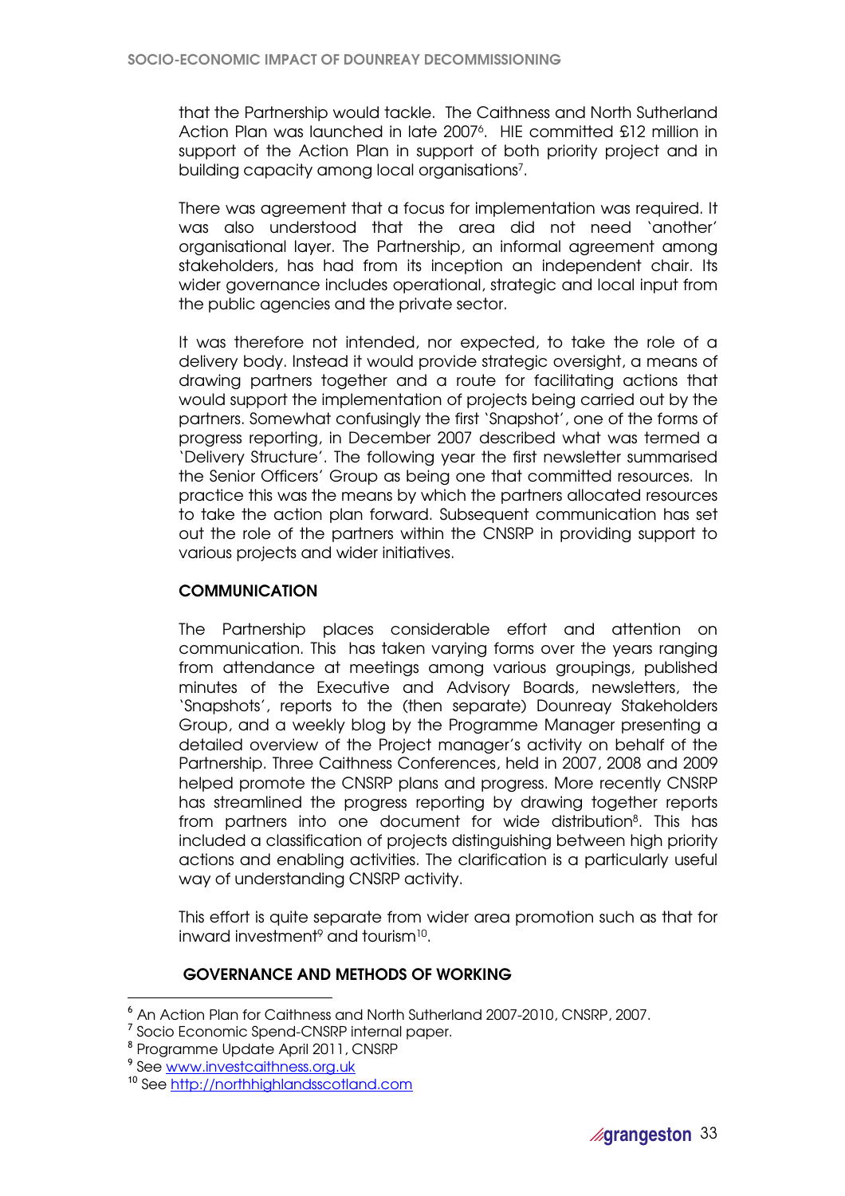that the Partnership would tackle. The Caithness and North Sutherland Action Plan was launched in late 2007[6]. HIE committed £12 million in support of the Action Plan in support of both priority project and in building capacity among local organisations[7].

There was agreement that a focus for implementation was required. It was also understood that the area did not need 'another' organisational layer. The Partnership, an informal agreement among stakeholders, has had from its inception an independent chair. Its wider governance includes operational, strategic and local input from the public agencies and the private sector.

It was therefore not intended, nor expected, to take the role of a delivery body. Instead it would provide strategic oversight, a means of drawing partners together and a route for facilitating actions that would support the implementation of projects being carried out by the partners. Somewhat confusingly the first 'Snapshot', one of the forms of progress reporting, in December 2007 described what was termed a 'Delivery Structure'. The following year the first newsletter summarised the Senior Officers' Group as being one that committed resources. In practice this was the means by which the partners allocated resources to take the action plan forward. Subsequent communication has set out the role of the partners within the CNSRP in providing support to various projects and wider initiatives.

## COMMUNICATION

The Partnership places considerable effort and attention on communication. This has taken varying forms over the years ranging from attendance at meetings among various groupings, published minutes of the Executive and Advisory Boards, newsletters, the 'Snapshots', reports to the (then separate) Dounreay Stakeholders Group, and a weekly blog by the Programme Manager presenting a detailed overview of the Project manager's activity on behalf of the Partnership. Three Caithness Conferences, held in 2007, 2008 and 2009 helped promote the CNSRP plans and progress. More recently CNSRP has streamlined the progress reporting by drawing together reports from partners into one document for wide distribution[8]. This has included a classification of projects distinguishing between high priority actions and enabling activities. The clarification is a particularly useful way of understanding CNSRP activity.

This effort is quite separate from wider area promotion such as that for inward investment[9] and tourism[10].

## GOVERNANCE AND METHODS OF WORKING

---

[6] An Action Plan for Caithness and North Sutherland 2007-2010, CNSRP, 2007.

[7] Socio Economic Spend-CNSRP internal paper.

[8] Programme Update April 2011, CNSRP

[9] See www.investcaithness.org.uk

[10] See http://northhighlandsscotland.com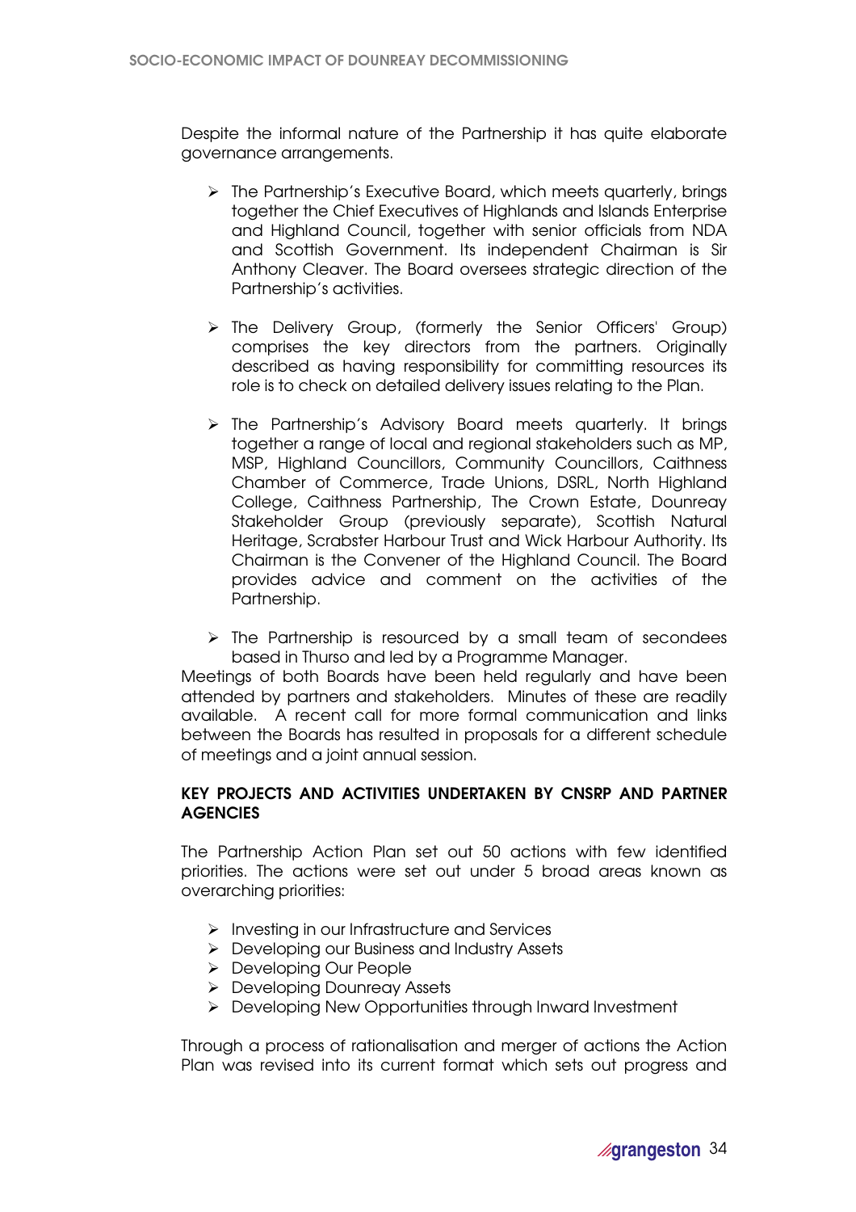Despite the informal nature of the Partnership it has quite elaborate governance arrangements.

- The Partnership's Executive Board, which meets quarterly, brings together the Chief Executives of Highlands and Islands Enterprise and Highland Council, together with senior officials from NDA and Scottish Government. Its independent Chairman is Sir Anthony Cleaver. The Board oversees strategic direction of the Partnership's activities.

- The Delivery Group, (formerly the Senior Officers' Group) comprises the key directors from the partners. Originally described as having responsibility for committing resources its role is to check on detailed delivery issues relating to the Plan.

- The Partnership's Advisory Board meets quarterly. It brings together a range of local and regional stakeholders such as MP, MSP, Highland Councillors, Community Councillors, Caithness Chamber of Commerce, Trade Unions, DSRL, North Highland College, Caithness Partnership, The Crown Estate, Dounreay Stakeholder Group (previously separate), Scottish Natural Heritage, Scrabster Harbour Trust and Wick Harbour Authority. Its Chairman is the Convener of the Highland Council. The Board provides advice and comment on the activities of the Partnership.

- The Partnership is resourced by a small team of secondees based in Thurso and led by a Programme Manager.

Meetings of both Boards have been held regularly and have been attended by partners and stakeholders. Minutes of these are readily available. A recent call for more formal communication and links between the Boards has resulted in proposals for a different schedule of meetings and a joint annual session.

## KEY PROJECTS AND ACTIVITIES UNDERTAKEN BY CNSRP AND PARTNER AGENCIES

The Partnership Action Plan set out 50 actions with few identified priorities. The actions were set out under 5 broad areas known as overarching priorities:

- Investing in our Infrastructure and Services
- Developing our Business and Industry Assets
- Developing Our People
- Developing Dounreay Assets
- Developing New Opportunities through Inward Investment

Through a process of rationalisation and merger of actions the Action Plan was revised into its current format which sets out progress and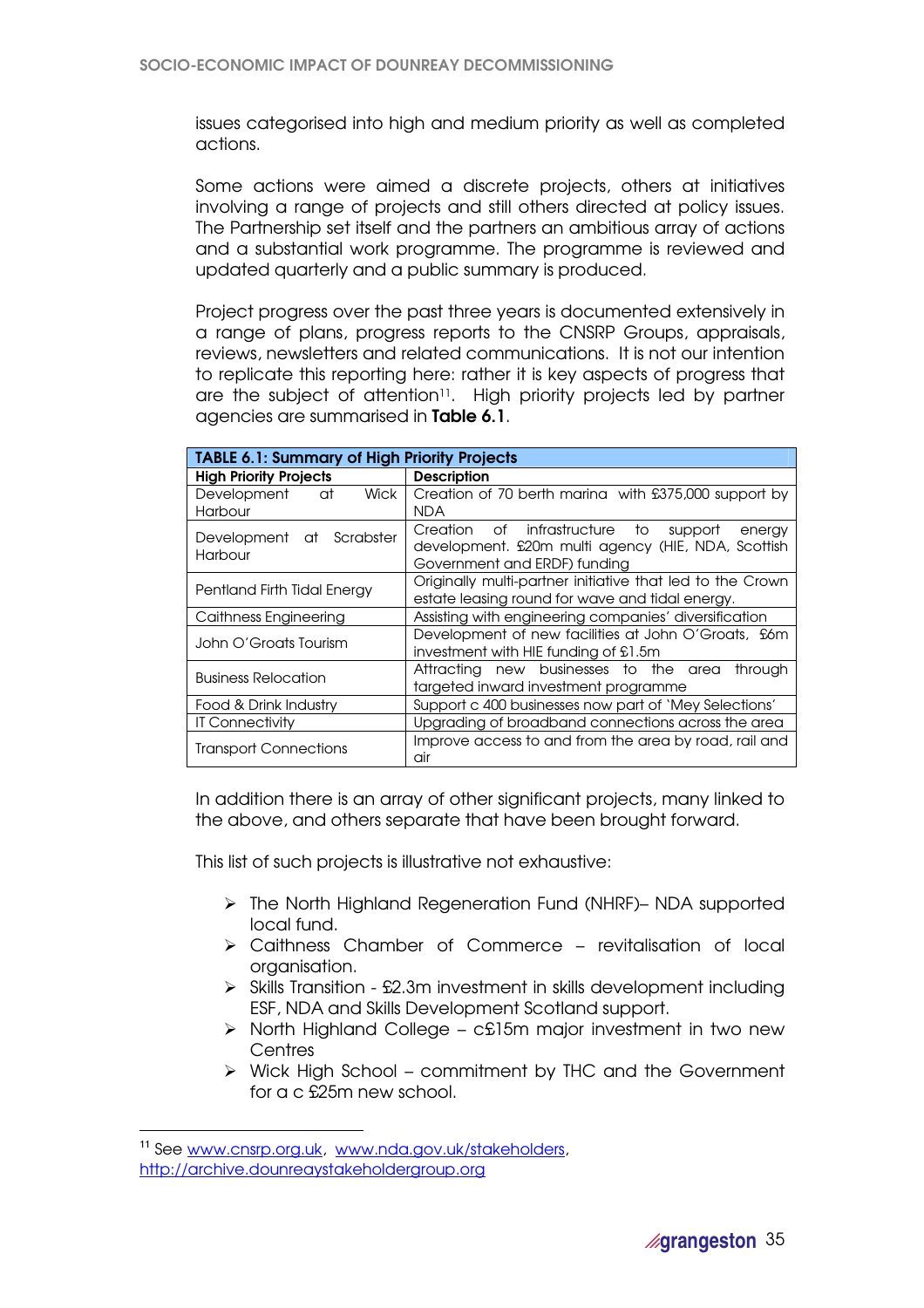issues categorised into high and medium priority as well as completed actions.

Some actions were aimed a discrete projects, others at initiatives involving a range of projects and still others directed at policy issues. The Partnership set itself and the partners an ambitious array of actions and a substantial work programme. The programme is reviewed and updated quarterly and a public summary is produced.

Project progress over the past three years is documented extensively in a range of plans, progress reports to the CNSRP Groups, appraisals, reviews, newsletters and related communications. It is not our intention to replicate this reporting here: rather it is key aspects of progress that are the subject of attention[11]. High priority projects led by partner agencies are summarised in **Table 6.1**.

**TABLE 6.1: Summary of High Priority Projects**

| High Priority Projects | Description |
|---|---|
| Development at Wick Harbour | Creation of 70 berth marina with £375,000 support by NDA |
| Development at Scrabster Harbour | Creation of infrastructure to support energy development. £20m multi agency (HIE, NDA, Scottish Government and ERDF) funding |
| Pentland Firth Tidal Energy | Originally multi-partner initiative that led to the Crown estate leasing round for wave and tidal energy. |
| Caithness Engineering | Assisting with engineering companies' diversification |
| John O'Groats Tourism | Development of new facilities at John O'Groats, £6m investment with HIE funding of £1.5m |
| Business Relocation | Attracting new businesses to the area through targeted inward investment programme |
| Food & Drink Industry | Support c 400 businesses now part of 'Mey Selections' |
| IT Connectivity | Upgrading of broadband connections across the area |
| Transport Connections | Improve access to and from the area by road, rail and air |

In addition there is an array of other significant projects, many linked to the above, and others separate that have been brought forward.

This list of such projects is illustrative not exhaustive:

- The North Highland Regeneration Fund (NHRF)– NDA supported local fund.
- Caithness Chamber of Commerce – revitalisation of local organisation.
- Skills Transition - £2.3m investment in skills development including ESF, NDA and Skills Development Scotland support.
- North Highland College – c£15m major investment in two new Centres
- Wick High School – commitment by THC and the Government for a c £25m new school.

[11] See www.cnsrp.org.uk, www.nda.gov.uk/stakeholders, http://archive.dounreaystakeholdergroup.org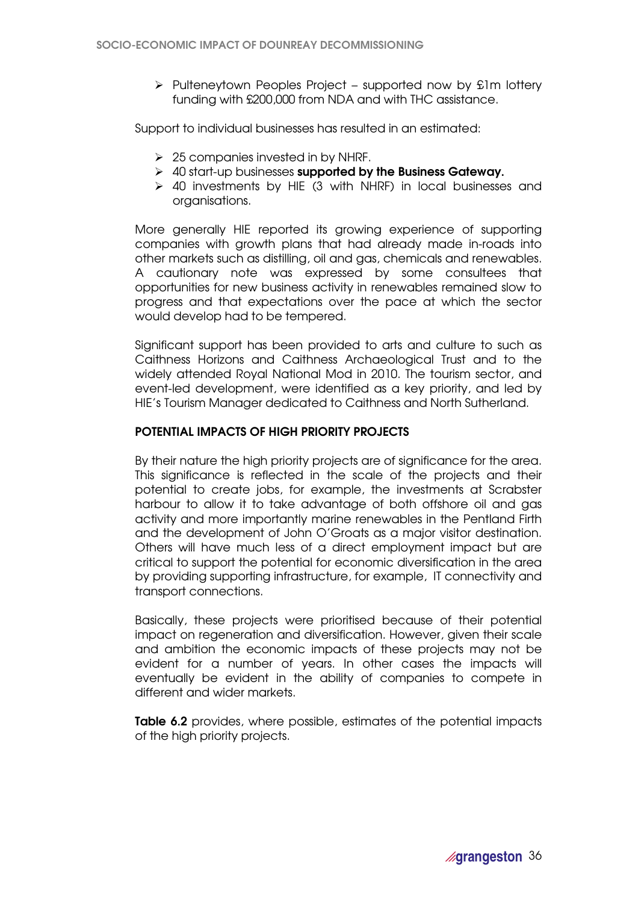- Pulteneytown Peoples Project – supported now by £1m lottery funding with £200,000 from NDA and with THC assistance.

Support to individual businesses has resulted in an estimated:

- 25 companies invested in by NHRF.
- 40 start-up businesses **supported by the Business Gateway.**
- 40 investments by HIE (3 with NHRF) in local businesses and organisations.

More generally HIE reported its growing experience of supporting companies with growth plans that had already made in-roads into other markets such as distilling, oil and gas, chemicals and renewables. A cautionary note was expressed by some consultees that opportunities for new business activity in renewables remained slow to progress and that expectations over the pace at which the sector would develop had to be tempered.

Significant support has been provided to arts and culture to such as Caithness Horizons and Caithness Archaeological Trust and to the widely attended Royal National Mod in 2010. The tourism sector, and event-led development, were identified as a key priority, and led by HIE's Tourism Manager dedicated to Caithness and North Sutherland.

**POTENTIAL IMPACTS OF HIGH PRIORITY PROJECTS**

By their nature the high priority projects are of significance for the area. This significance is reflected in the scale of the projects and their potential to create jobs, for example, the investments at Scrabster harbour to allow it to take advantage of both offshore oil and gas activity and more importantly marine renewables in the Pentland Firth and the development of John O'Groats as a major visitor destination. Others will have much less of a direct employment impact but are critical to support the potential for economic diversification in the area by providing supporting infrastructure, for example, IT connectivity and transport connections.

Basically, these projects were prioritised because of their potential impact on regeneration and diversification. However, given their scale and ambition the economic impacts of these projects may not be evident for a number of years. In other cases the impacts will eventually be evident in the ability of companies to compete in different and wider markets.

**Table 6.2** provides, where possible, estimates of the potential impacts of the high priority projects.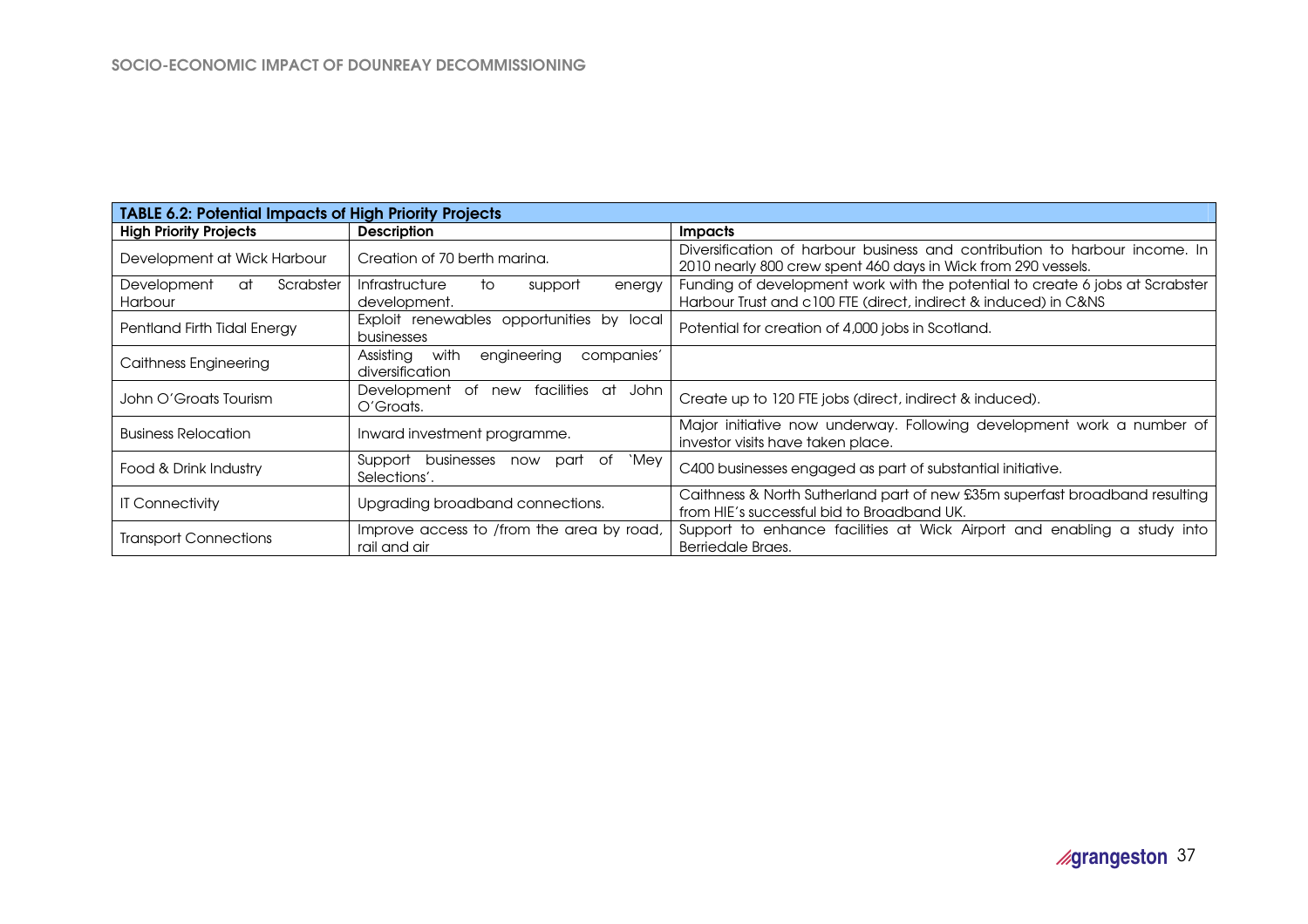**TABLE 6.2: Potential Impacts of High Priority Projects**

| High Priority Projects | Description | Impacts |
|---|---|---|
| Development at Wick Harbour | Creation of 70 berth marina. | Diversification of harbour business and contribution to harbour income. In 2010 nearly 800 crew spent 460 days in Wick from 290 vessels. |
| Development at Scrabster Harbour | Infrastructure to support energy development. | Funding of development work with the potential to create 6 jobs at Scrabster Harbour Trust and c100 FTE (direct, indirect & induced) in C&NS |
| Pentland Firth Tidal Energy | Exploit renewables opportunities by local businesses | Potential for creation of 4,000 jobs in Scotland. |
| Caithness Engineering | Assisting with engineering companies' diversification | |
| John O'Groats Tourism | Development of new facilities at John O'Groats. | Create up to 120 FTE jobs (direct, indirect & induced). |
| Business Relocation | Inward investment programme. | Major initiative now underway. Following development work a number of investor visits have taken place. |
| Food & Drink Industry | Support businesses now part of 'Mey Selections'. | C400 businesses engaged as part of substantial initiative. |
| IT Connectivity | Upgrading broadband connections. | Caithness & North Sutherland part of new £35m superfast broadband resulting from HIE's successful bid to Broadband UK. |
| Transport Connections | Improve access to /from the area by road, rail and air | Support to enhance facilities at Wick Airport and enabling a study into Berriedale Braes. |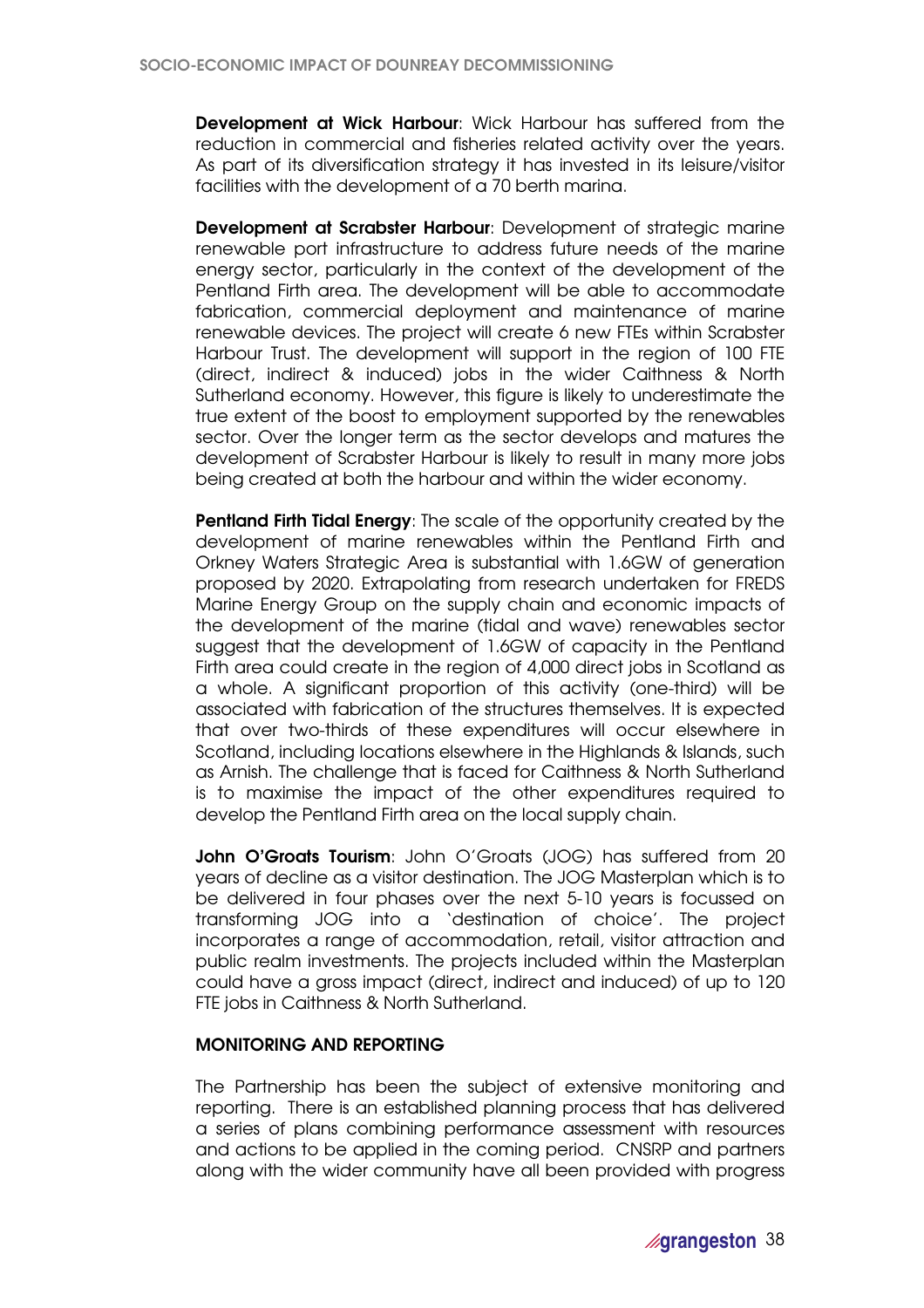**Development at Wick Harbour**: Wick Harbour has suffered from the reduction in commercial and fisheries related activity over the years. As part of its diversification strategy it has invested in its leisure/visitor facilities with the development of a 70 berth marina.

**Development at Scrabster Harbour**: Development of strategic marine renewable port infrastructure to address future needs of the marine energy sector, particularly in the context of the development of the Pentland Firth area. The development will be able to accommodate fabrication, commercial deployment and maintenance of marine renewable devices. The project will create 6 new FTEs within Scrabster Harbour Trust. The development will support in the region of 100 FTE (direct, indirect & induced) jobs in the wider Caithness & North Sutherland economy. However, this figure is likely to underestimate the true extent of the boost to employment supported by the renewables sector. Over the longer term as the sector develops and matures the development of Scrabster Harbour is likely to result in many more jobs being created at both the harbour and within the wider economy.

**Pentland Firth Tidal Energy**: The scale of the opportunity created by the development of marine renewables within the Pentland Firth and Orkney Waters Strategic Area is substantial with 1.6GW of generation proposed by 2020. Extrapolating from research undertaken for FREDS Marine Energy Group on the supply chain and economic impacts of the development of the marine (tidal and wave) renewables sector suggest that the development of 1.6GW of capacity in the Pentland Firth area could create in the region of 4,000 direct jobs in Scotland as a whole. A significant proportion of this activity (one-third) will be associated with fabrication of the structures themselves. It is expected that over two-thirds of these expenditures will occur elsewhere in Scotland, including locations elsewhere in the Highlands & Islands, such as Arnish. The challenge that is faced for Caithness & North Sutherland is to maximise the impact of the other expenditures required to develop the Pentland Firth area on the local supply chain.

**John O'Groats Tourism**: John O'Groats (JOG) has suffered from 20 years of decline as a visitor destination. The JOG Masterplan which is to be delivered in four phases over the next 5-10 years is focussed on transforming JOG into a 'destination of choice'. The project incorporates a range of accommodation, retail, visitor attraction and public realm investments. The projects included within the Masterplan could have a gross impact (direct, indirect and induced) of up to 120 FTE jobs in Caithness & North Sutherland.

## MONITORING AND REPORTING

The Partnership has been the subject of extensive monitoring and reporting. There is an established planning process that has delivered a series of plans combining performance assessment with resources and actions to be applied in the coming period. CNSRP and partners along with the wider community have all been provided with progress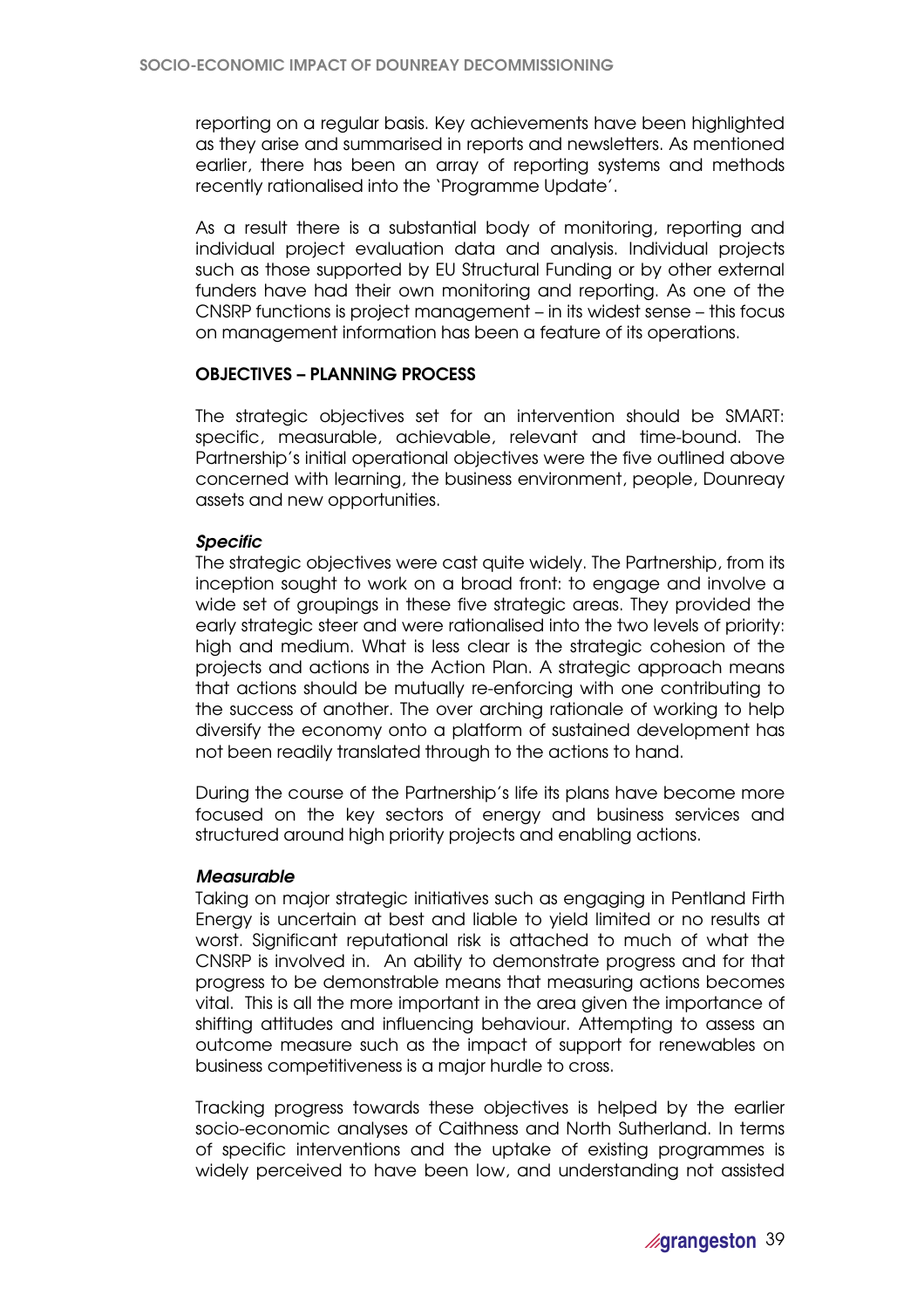reporting on a regular basis. Key achievements have been highlighted as they arise and summarised in reports and newsletters. As mentioned earlier, there has been an array of reporting systems and methods recently rationalised into the 'Programme Update'.

As a result there is a substantial body of monitoring, reporting and individual project evaluation data and analysis. Individual projects such as those supported by EU Structural Funding or by other external funders have had their own monitoring and reporting. As one of the CNSRP functions is project management – in its widest sense – this focus on management information has been a feature of its operations.

### OBJECTIVES – PLANNING PROCESS

The strategic objectives set for an intervention should be SMART: specific, measurable, achievable, relevant and time-bound. The Partnership's initial operational objectives were the five outlined above concerned with learning, the business environment, people, Dounreay assets and new opportunities.

#### *Specific*

The strategic objectives were cast quite widely. The Partnership, from its inception sought to work on a broad front: to engage and involve a wide set of groupings in these five strategic areas. They provided the early strategic steer and were rationalised into the two levels of priority: high and medium. What is less clear is the strategic cohesion of the projects and actions in the Action Plan. A strategic approach means that actions should be mutually re-enforcing with one contributing to the success of another. The over arching rationale of working to help diversify the economy onto a platform of sustained development has not been readily translated through to the actions to hand.

During the course of the Partnership's life its plans have become more focused on the key sectors of energy and business services and structured around high priority projects and enabling actions.

#### *Measurable*

Taking on major strategic initiatives such as engaging in Pentland Firth Energy is uncertain at best and liable to yield limited or no results at worst. Significant reputational risk is attached to much of what the CNSRP is involved in. An ability to demonstrate progress and for that progress to be demonstrable means that measuring actions becomes vital. This is all the more important in the area given the importance of shifting attitudes and influencing behaviour. Attempting to assess an outcome measure such as the impact of support for renewables on business competitiveness is a major hurdle to cross.

Tracking progress towards these objectives is helped by the earlier socio-economic analyses of Caithness and North Sutherland. In terms of specific interventions and the uptake of existing programmes is widely perceived to have been low, and understanding not assisted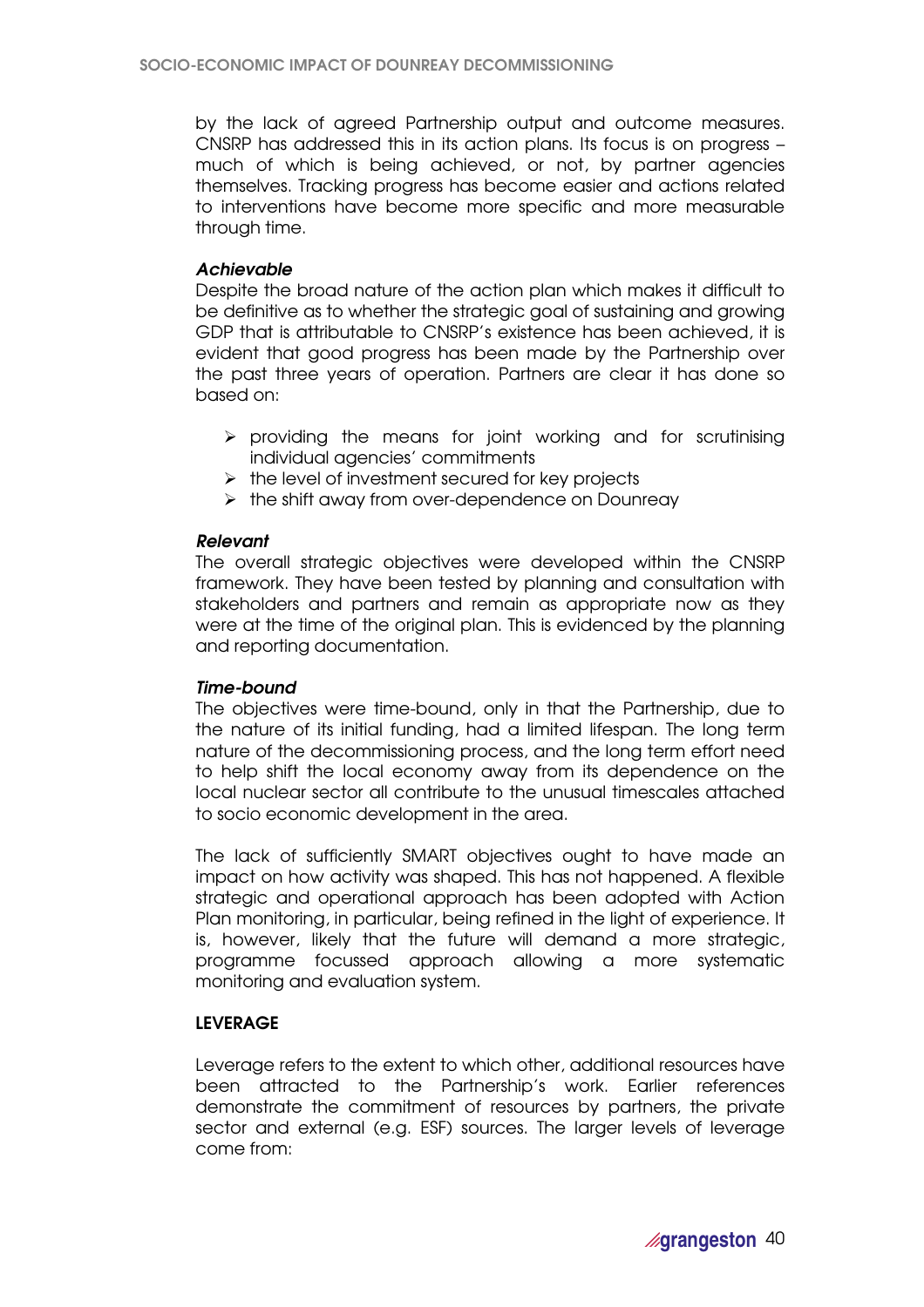by the lack of agreed Partnership output and outcome measures. CNSRP has addressed this in its action plans. Its focus is on progress – much of which is being achieved, or not, by partner agencies themselves. Tracking progress has become easier and actions related to interventions have become more specific and more measurable through time.

***Achievable***

Despite the broad nature of the action plan which makes it difficult to be definitive as to whether the strategic goal of sustaining and growing GDP that is attributable to CNSRP's existence has been achieved, it is evident that good progress has been made by the Partnership over the past three years of operation. Partners are clear it has done so based on:

- providing the means for joint working and for scrutinising individual agencies' commitments
- the level of investment secured for key projects
- the shift away from over-dependence on Dounreay

***Relevant***

The overall strategic objectives were developed within the CNSRP framework. They have been tested by planning and consultation with stakeholders and partners and remain as appropriate now as they were at the time of the original plan. This is evidenced by the planning and reporting documentation.

***Time-bound***

The objectives were time-bound, only in that the Partnership, due to the nature of its initial funding, had a limited lifespan. The long term nature of the decommissioning process, and the long term effort need to help shift the local economy away from its dependence on the local nuclear sector all contribute to the unusual timescales attached to socio economic development in the area.

The lack of sufficiently SMART objectives ought to have made an impact on how activity was shaped. This has not happened. A flexible strategic and operational approach has been adopted with Action Plan monitoring, in particular, being refined in the light of experience. It is, however, likely that the future will demand a more strategic, programme focussed approach allowing a more systematic monitoring and evaluation system.

**LEVERAGE**

Leverage refers to the extent to which other, additional resources have been attracted to the Partnership's work. Earlier references demonstrate the commitment of resources by partners, the private sector and external (e.g. ESF) sources. The larger levels of leverage come from: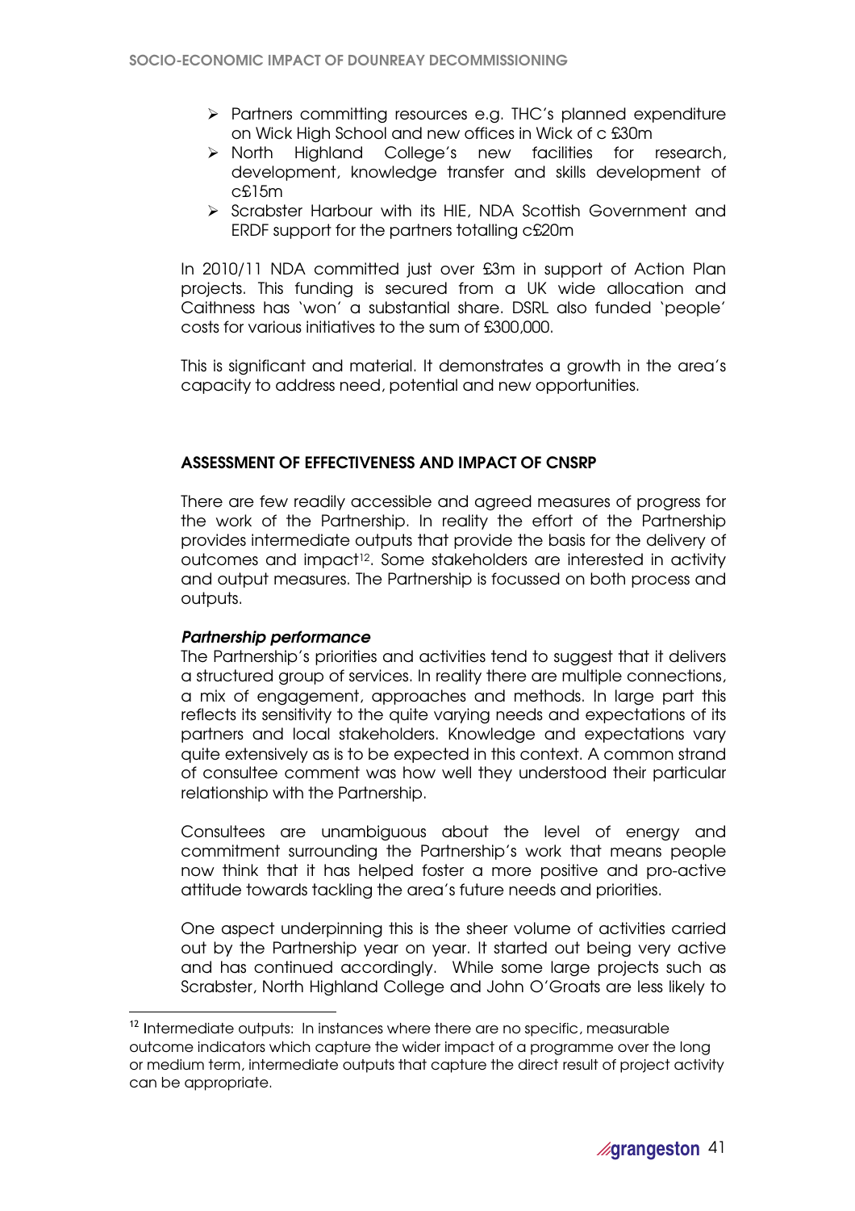- Partners committing resources e.g. THC's planned expenditure on Wick High School and new offices in Wick of c £30m
- North Highland College's new facilities for research, development, knowledge transfer and skills development of c£15m
- Scrabster Harbour with its HIE, NDA Scottish Government and ERDF support for the partners totalling c£20m

In 2010/11 NDA committed just over £3m in support of Action Plan projects. This funding is secured from a UK wide allocation and Caithness has 'won' a substantial share. DSRL also funded 'people' costs for various initiatives to the sum of £300,000.

This is significant and material. It demonstrates a growth in the area's capacity to address need, potential and new opportunities.

### ASSESSMENT OF EFFECTIVENESS AND IMPACT OF CNSRP

There are few readily accessible and agreed measures of progress for the work of the Partnership. In reality the effort of the Partnership provides intermediate outputs that provide the basis for the delivery of outcomes and impact[12]. Some stakeholders are interested in activity and output measures. The Partnership is focussed on both process and outputs.

#### *Partnership performance*

The Partnership's priorities and activities tend to suggest that it delivers a structured group of services. In reality there are multiple connections, a mix of engagement, approaches and methods. In large part this reflects its sensitivity to the quite varying needs and expectations of its partners and local stakeholders. Knowledge and expectations vary quite extensively as is to be expected in this context. A common strand of consultee comment was how well they understood their particular relationship with the Partnership.

Consultees are unambiguous about the level of energy and commitment surrounding the Partnership's work that means people now think that it has helped foster a more positive and pro-active attitude towards tackling the area's future needs and priorities.

One aspect underpinning this is the sheer volume of activities carried out by the Partnership year on year. It started out being very active and has continued accordingly. While some large projects such as Scrabster, North Highland College and John O'Groats are less likely to

---

[12] Intermediate outputs: In instances where there are no specific, measurable outcome indicators which capture the wider impact of a programme over the long or medium term, intermediate outputs that capture the direct result of project activity can be appropriate.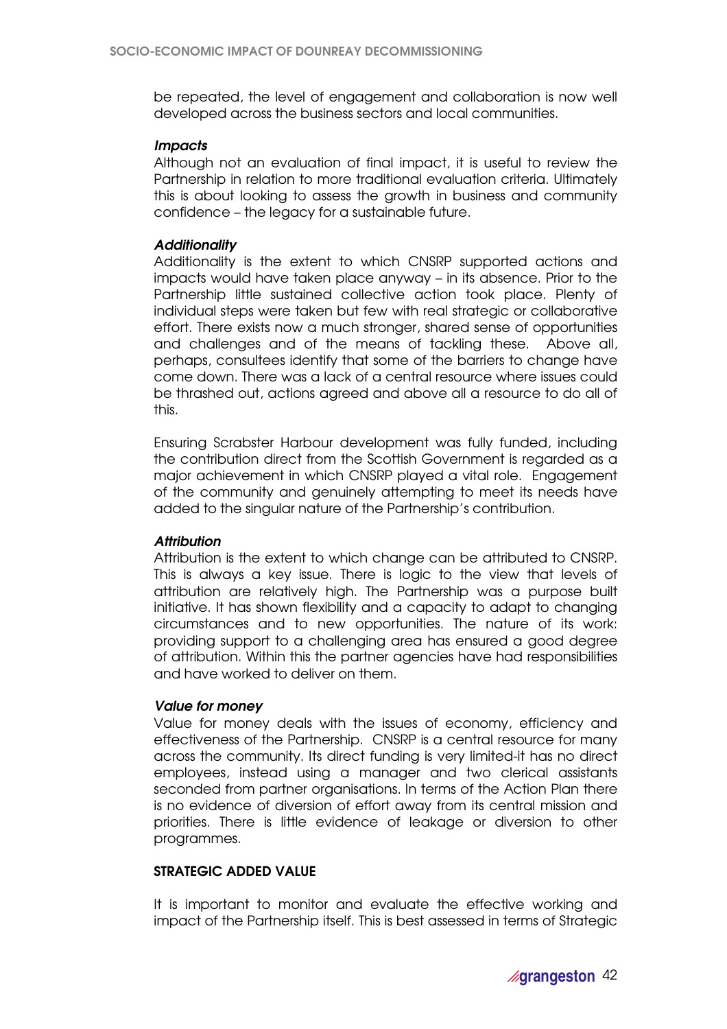be repeated, the level of engagement and collaboration is now well developed across the business sectors and local communities.

### *Impacts*

Although not an evaluation of final impact, it is useful to review the Partnership in relation to more traditional evaluation criteria. Ultimately this is about looking to assess the growth in business and community confidence – the legacy for a sustainable future.

### *Additionality*

Additionality is the extent to which CNSRP supported actions and impacts would have taken place anyway – in its absence. Prior to the Partnership little sustained collective action took place. Plenty of individual steps were taken but few with real strategic or collaborative effort. There exists now a much stronger, shared sense of opportunities and challenges and of the means of tackling these. Above all, perhaps, consultees identify that some of the barriers to change have come down. There was a lack of a central resource where issues could be thrashed out, actions agreed and above all a resource to do all of this.

Ensuring Scrabster Harbour development was fully funded, including the contribution direct from the Scottish Government is regarded as a major achievement in which CNSRP played a vital role. Engagement of the community and genuinely attempting to meet its needs have added to the singular nature of the Partnership's contribution.

### *Attribution*

Attribution is the extent to which change can be attributed to CNSRP. This is always a key issue. There is logic to the view that levels of attribution are relatively high. The Partnership was a purpose built initiative. It has shown flexibility and a capacity to adapt to changing circumstances and to new opportunities. The nature of its work: providing support to a challenging area has ensured a good degree of attribution. Within this the partner agencies have had responsibilities and have worked to deliver on them.

### *Value for money*

Value for money deals with the issues of economy, efficiency and effectiveness of the Partnership. CNSRP is a central resource for many across the community. Its direct funding is very limited-it has no direct employees, instead using a manager and two clerical assistants seconded from partner organisations. In terms of the Action Plan there is no evidence of diversion of effort away from its central mission and priorities. There is little evidence of leakage or diversion to other programmes.

## STRATEGIC ADDED VALUE

It is important to monitor and evaluate the effective working and impact of the Partnership itself. This is best assessed in terms of Strategic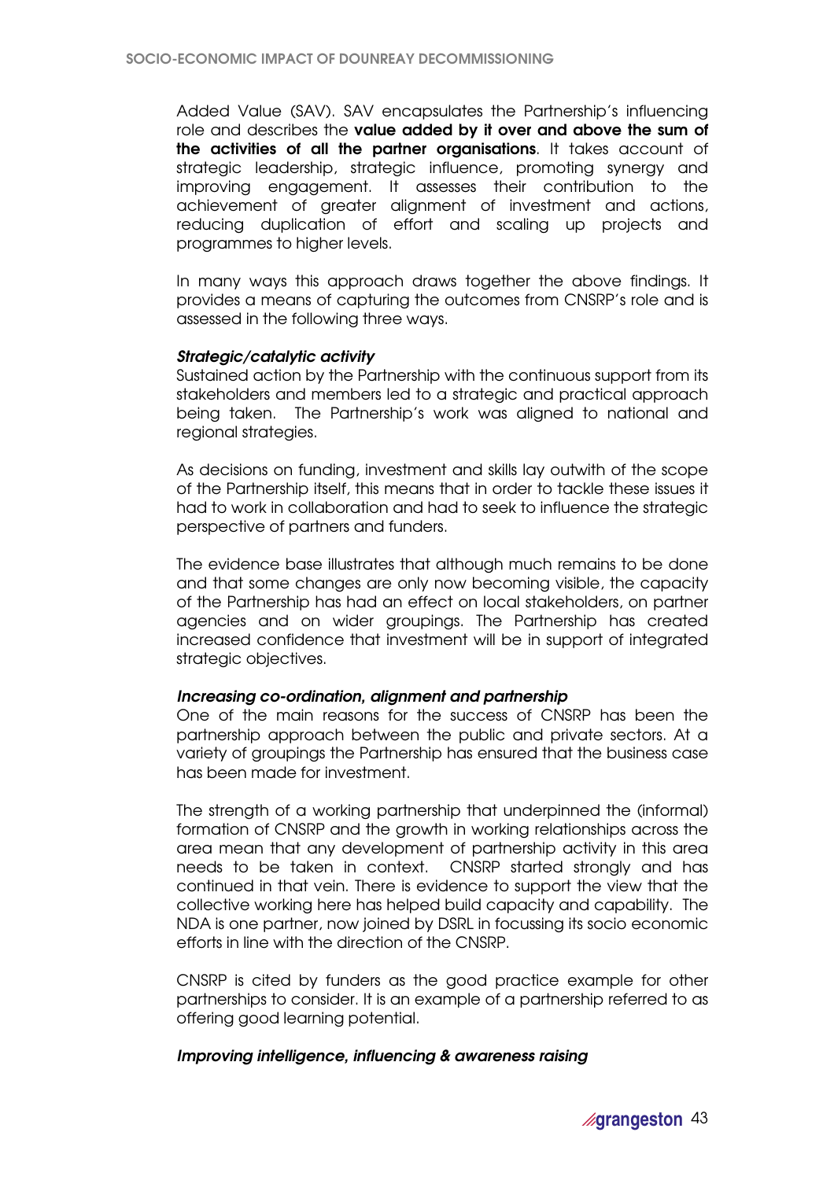Added Value (SAV). SAV encapsulates the Partnership's influencing role and describes the **value added by it over and above the sum of the activities of all the partner organisations**. It takes account of strategic leadership, strategic influence, promoting synergy and improving engagement. It assesses their contribution to the achievement of greater alignment of investment and actions, reducing duplication of effort and scaling up projects and programmes to higher levels.

In many ways this approach draws together the above findings. It provides a means of capturing the outcomes from CNSRP's role and is assessed in the following three ways.

***Strategic/catalytic activity***
Sustained action by the Partnership with the continuous support from its stakeholders and members led to a strategic and practical approach being taken. The Partnership's work was aligned to national and regional strategies.

As decisions on funding, investment and skills lay outwith of the scope of the Partnership itself, this means that in order to tackle these issues it had to work in collaboration and had to seek to influence the strategic perspective of partners and funders.

The evidence base illustrates that although much remains to be done and that some changes are only now becoming visible, the capacity of the Partnership has had an effect on local stakeholders, on partner agencies and on wider groupings. The Partnership has created increased confidence that investment will be in support of integrated strategic objectives.

***Increasing co-ordination, alignment and partnership***
One of the main reasons for the success of CNSRP has been the partnership approach between the public and private sectors. At a variety of groupings the Partnership has ensured that the business case has been made for investment.

The strength of a working partnership that underpinned the (informal) formation of CNSRP and the growth in working relationships across the area mean that any development of partnership activity in this area needs to be taken in context. CNSRP started strongly and has continued in that vein. There is evidence to support the view that the collective working here has helped build capacity and capability. The NDA is one partner, now joined by DSRL in focussing its socio economic efforts in line with the direction of the CNSRP.

CNSRP is cited by funders as the good practice example for other partnerships to consider. It is an example of a partnership referred to as offering good learning potential.

***Improving intelligence, influencing & awareness raising***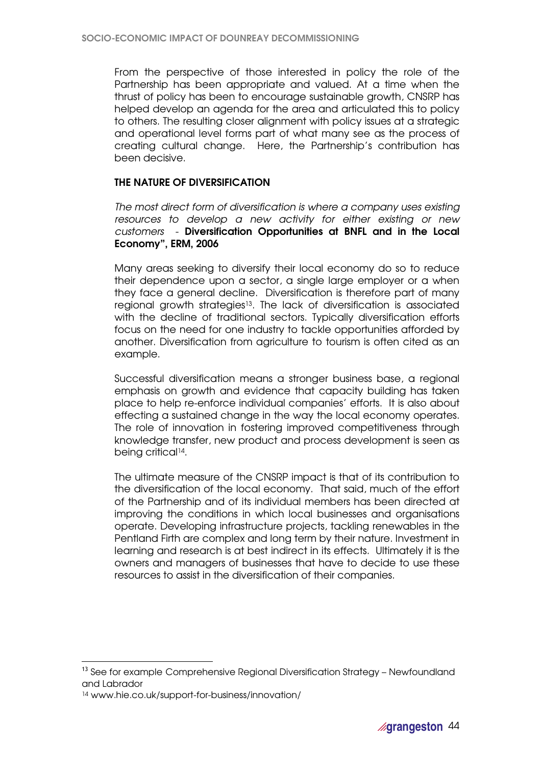From the perspective of those interested in policy the role of the Partnership has been appropriate and valued. At a time when the thrust of policy has been to encourage sustainable growth, CNSRP has helped develop an agenda for the area and articulated this to policy to others. The resulting closer alignment with policy issues at a strategic and operational level forms part of what many see as the process of creating cultural change. Here, the Partnership's contribution has been decisive.

## THE NATURE OF DIVERSIFICATION

*The most direct form of diversification is where a company uses existing resources to develop a new activity for either existing or new customers* - **Diversification Opportunities at BNFL and in the Local Economy", ERM, 2006**

Many areas seeking to diversify their local economy do so to reduce their dependence upon a sector, a single large employer or a when they face a general decline. Diversification is therefore part of many regional growth strategies[13]. The lack of diversification is associated with the decline of traditional sectors. Typically diversification efforts focus on the need for one industry to tackle opportunities afforded by another. Diversification from agriculture to tourism is often cited as an example.

Successful diversification means a stronger business base, a regional emphasis on growth and evidence that capacity building has taken place to help re-enforce individual companies' efforts. It is also about effecting a sustained change in the way the local economy operates. The role of innovation in fostering improved competitiveness through knowledge transfer, new product and process development is seen as being critical[14].

The ultimate measure of the CNSRP impact is that of its contribution to the diversification of the local economy. That said, much of the effort of the Partnership and of its individual members has been directed at improving the conditions in which local businesses and organisations operate. Developing infrastructure projects, tackling renewables in the Pentland Firth are complex and long term by their nature. Investment in learning and research is at best indirect in its effects. Ultimately it is the owners and managers of businesses that have to decide to use these resources to assist in the diversification of their companies.

---

[13] See for example Comprehensive Regional Diversification Strategy – Newfoundland and Labrador

[14] www.hie.co.uk/support-for-business/innovation/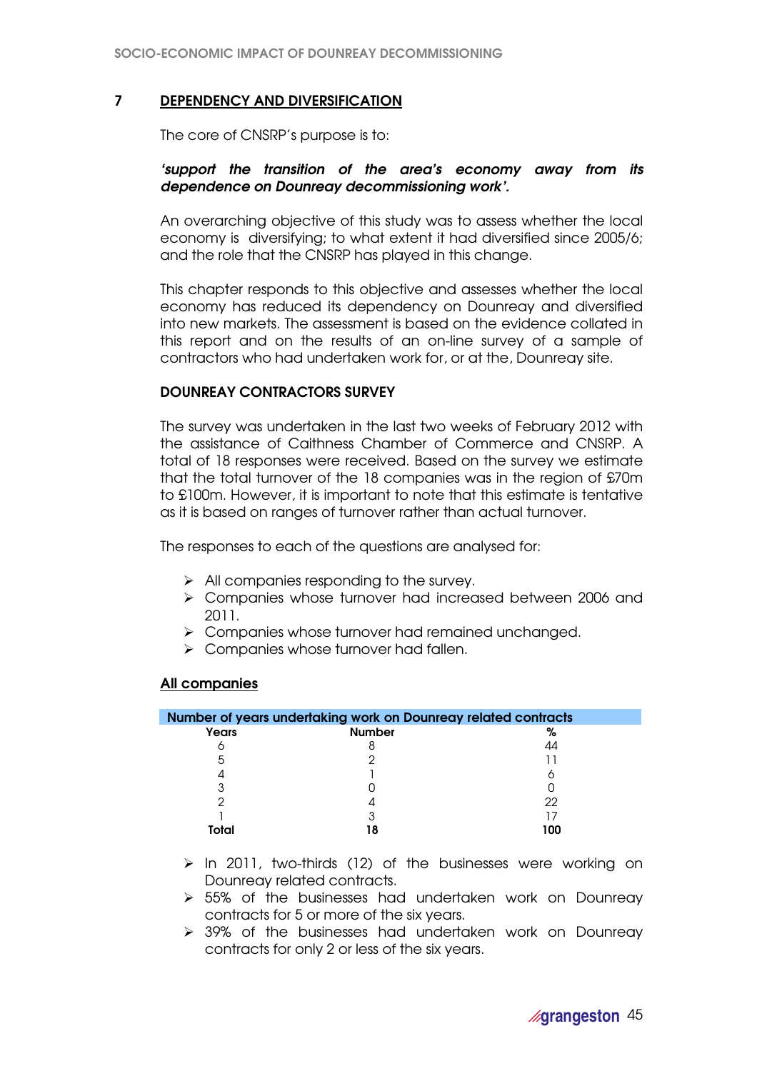## 7 DEPENDENCY AND DIVERSIFICATION

The core of CNSRP's purpose is to:

***'support the transition of the area's economy away from its dependence on Dounreay decommissioning work'.***

An overarching objective of this study was to assess whether the local economy is diversifying; to what extent it had diversified since 2005/6; and the role that the CNSRP has played in this change.

This chapter responds to this objective and assesses whether the local economy has reduced its dependency on Dounreay and diversified into new markets. The assessment is based on the evidence collated in this report and on the results of an on-line survey of a sample of contractors who had undertaken work for, or at the, Dounreay site.

### DOUNREAY CONTRACTORS SURVEY

The survey was undertaken in the last two weeks of February 2012 with the assistance of Caithness Chamber of Commerce and CNSRP. A total of 18 responses were received. Based on the survey we estimate that the total turnover of the 18 companies was in the region of £70m to £100m. However, it is important to note that this estimate is tentative as it is based on ranges of turnover rather than actual turnover.

The responses to each of the questions are analysed for:

- All companies responding to the survey.
- Companies whose turnover had increased between 2006 and 2011.
- Companies whose turnover had remained unchanged.
- Companies whose turnover had fallen.

#### All companies

**Number of years undertaking work on Dounreay related contracts**

| Years | Number | % |
|---|---|---|
| 6 | 8 | 44 |
| 5 | 2 | 11 |
| 4 | 1 | 6 |
| 3 | 0 | 0 |
| 2 | 4 | 22 |
| 1 | 3 | 17 |
| **Total** | **18** | **100** |

- In 2011, two-thirds (12) of the businesses were working on Dounreay related contracts.
- 55% of the businesses had undertaken work on Dounreay contracts for 5 or more of the six years.
- 39% of the businesses had undertaken work on Dounreay contracts for only 2 or less of the six years.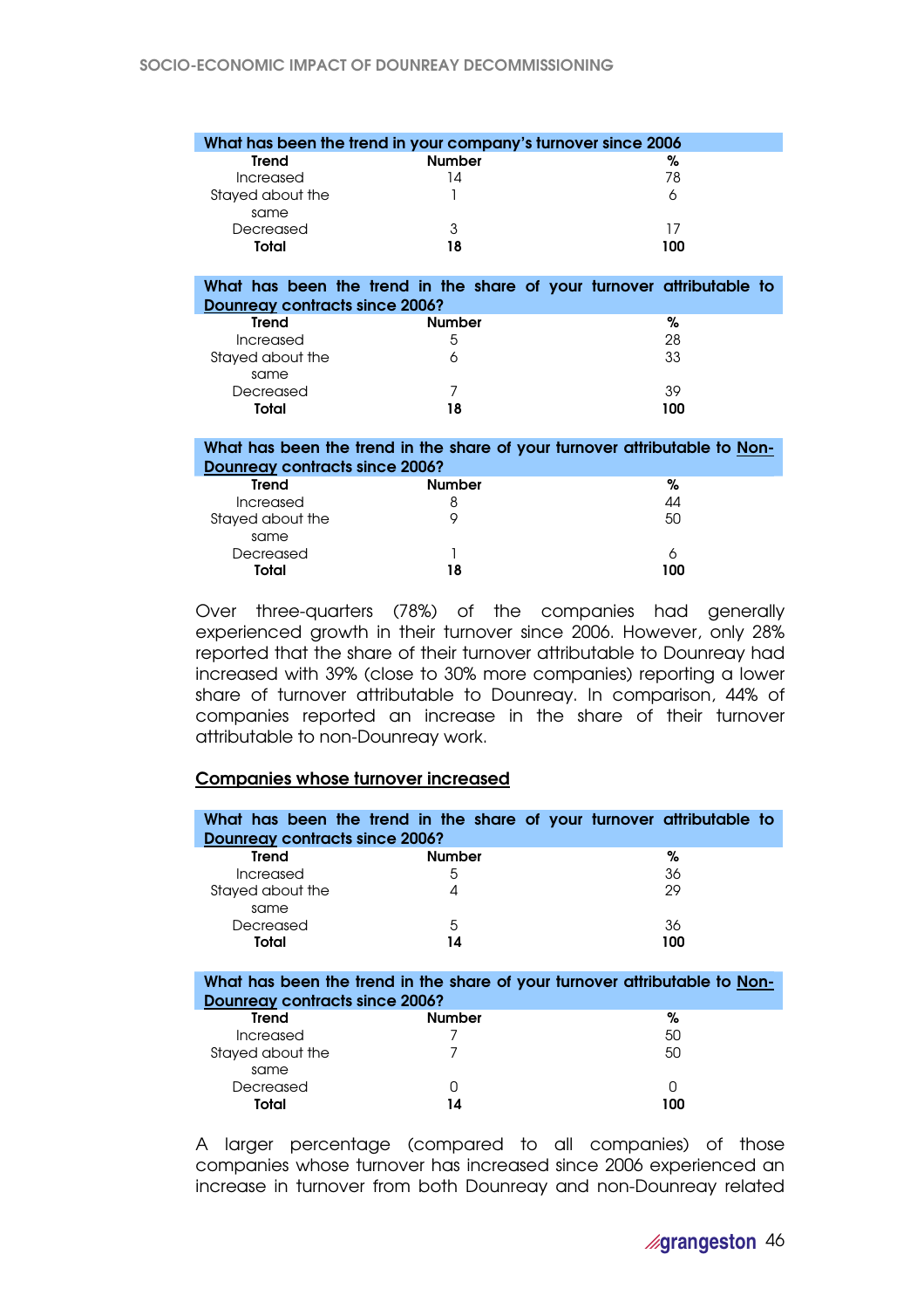| What has been the trend in your company's turnover since 2006 | | |
|---|---|---|
| **Trend** | **Number** | **%** |
| Increased | 14 | 78 |
| Stayed about the same | 1 | 6 |
| Decreased | 3 | 17 |
| **Total** | **18** | **100** |

| What has been the trend in the share of your turnover attributable to Dounreay contracts since 2006? | | |
|---|---|---|
| **Trend** | **Number** | **%** |
| Increased | 5 | 28 |
| Stayed about the same | 6 | 33 |
| Decreased | 7 | 39 |
| **Total** | **18** | **100** |

| What has been the trend in the share of your turnover attributable to Non-Dounreay contracts since 2006? | | |
|---|---|---|
| **Trend** | **Number** | **%** |
| Increased | 8 | 44 |
| Stayed about the same | 9 | 50 |
| Decreased | 1 | 6 |
| **Total** | **18** | **100** |

Over three-quarters (78%) of the companies had generally experienced growth in their turnover since 2006. However, only 28% reported that the share of their turnover attributable to Dounreay had increased with 39% (close to 30% more companies) reporting a lower share of turnover attributable to Dounreay. In comparison, 44% of companies reported an increase in the share of their turnover attributable to non-Dounreay work.

**Companies whose turnover increased**

| What has been the trend in the share of your turnover attributable to Dounreay contracts since 2006? | | |
|---|---|---|
| **Trend** | **Number** | **%** |
| Increased | 5 | 36 |
| Stayed about the same | 4 | 29 |
| Decreased | 5 | 36 |
| **Total** | **14** | **100** |

| What has been the trend in the share of your turnover attributable to Non-Dounreay contracts since 2006? | | |
|---|---|---|
| **Trend** | **Number** | **%** |
| Increased | 7 | 50 |
| Stayed about the same | 7 | 50 |
| Decreased | 0 | 0 |
| **Total** | **14** | **100** |

A larger percentage (compared to all companies) of those companies whose turnover has increased since 2006 experienced an increase in turnover from both Dounreay and non-Dounreay related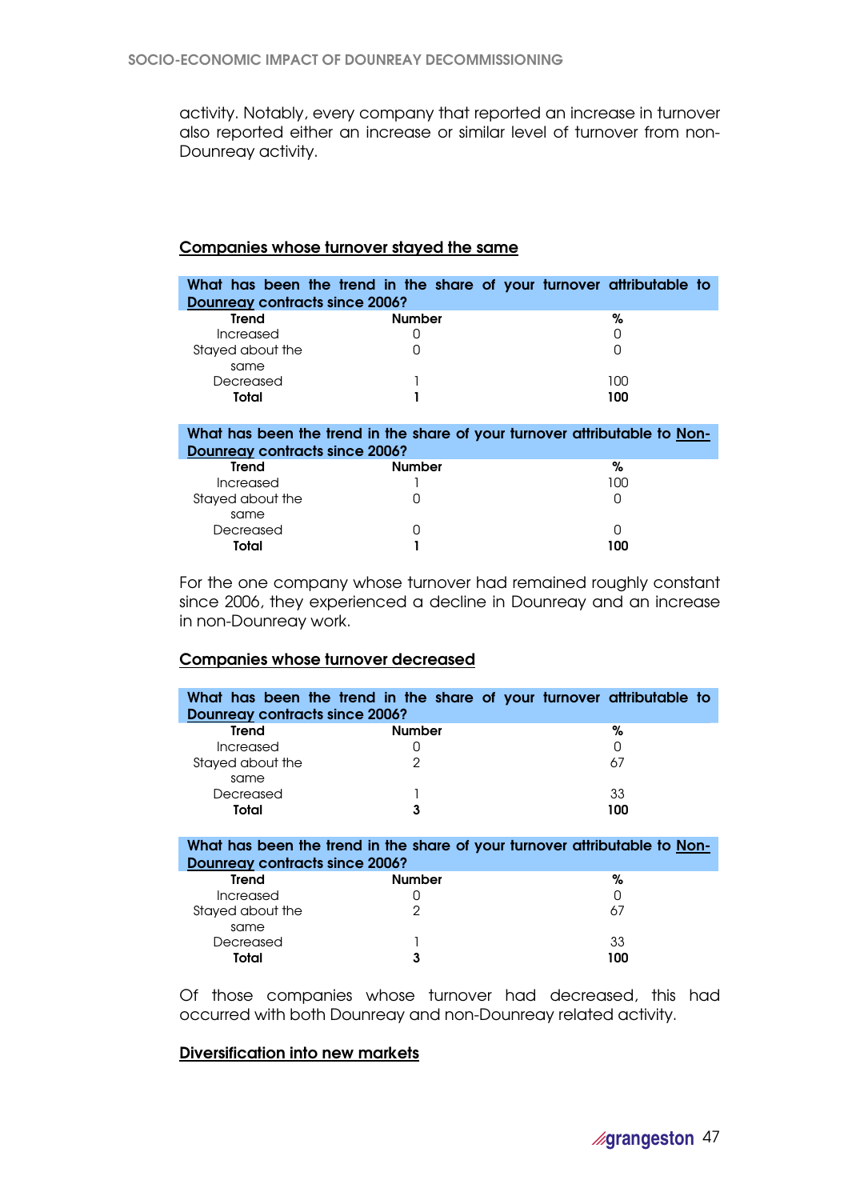activity. Notably, every company that reported an increase in turnover also reported either an increase or similar level of turnover from non-Dounreay activity.

**Companies whose turnover stayed the same**

| What has been the trend in the share of your turnover attributable to Dounreay contracts since 2006? | | |
|---|---|---|
| **Trend** | **Number** | **%** |
| Increased | 0 | 0 |
| Stayed about the same | 0 | 0 |
| Decreased | 1 | 100 |
| **Total** | **1** | **100** |

| What has been the trend in the share of your turnover attributable to Non-Dounreay contracts since 2006? | | |
|---|---|---|
| **Trend** | **Number** | **%** |
| Increased | 1 | 100 |
| Stayed about the same | 0 | 0 |
| Decreased | 0 | 0 |
| **Total** | **1** | **100** |

For the one company whose turnover had remained roughly constant since 2006, they experienced a decline in Dounreay and an increase in non-Dounreay work.

**Companies whose turnover decreased**

| What has been the trend in the share of your turnover attributable to Dounreay contracts since 2006? | | |
|---|---|---|
| **Trend** | **Number** | **%** |
| Increased | 0 | 0 |
| Stayed about the same | 2 | 67 |
| Decreased | 1 | 33 |
| **Total** | **3** | **100** |

| What has been the trend in the share of your turnover attributable to Non-Dounreay contracts since 2006? | | |
|---|---|---|
| **Trend** | **Number** | **%** |
| Increased | 0 | 0 |
| Stayed about the same | 2 | 67 |
| Decreased | 1 | 33 |
| **Total** | **3** | **100** |

Of those companies whose turnover had decreased, this had occurred with both Dounreay and non-Dounreay related activity.

**Diversification into new markets**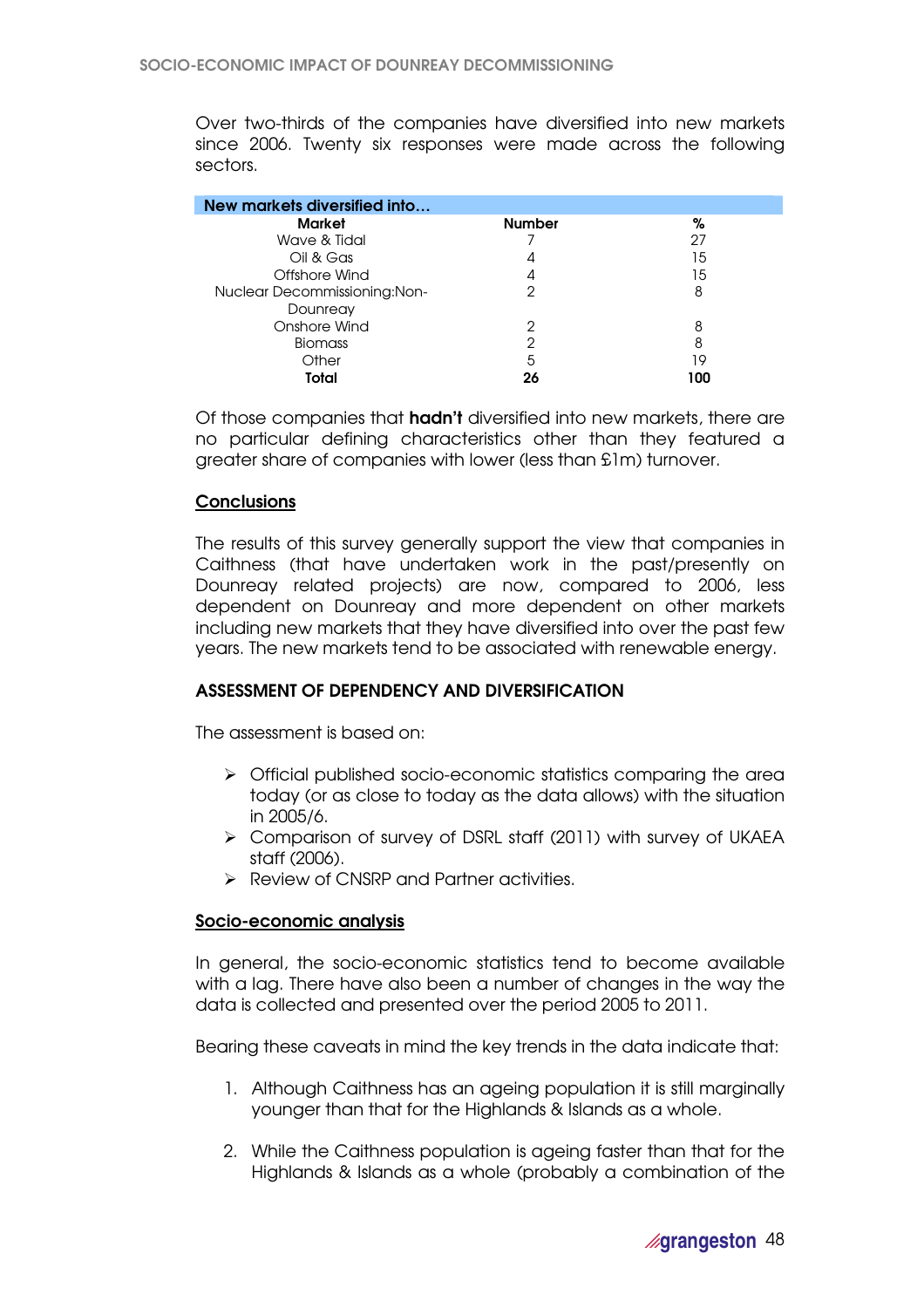Over two-thirds of the companies have diversified into new markets since 2006. Twenty six responses were made across the following sectors.

| New markets diversified into… | | |
|---|---|---|
| **Market** | **Number** | **%** |
| Wave & Tidal | 7 | 27 |
| Oil & Gas | 4 | 15 |
| Offshore Wind | 4 | 15 |
| Nuclear Decommissioning:Non-Dounreay | 2 | 8 |
| Onshore Wind | 2 | 8 |
| Biomass | 2 | 8 |
| Other | 5 | 19 |
| **Total** | **26** | **100** |

Of those companies that **hadn't** diversified into new markets, there are no particular defining characteristics other than they featured a greater share of companies with lower (less than £1m) turnover.

## Conclusions

The results of this survey generally support the view that companies in Caithness (that have undertaken work in the past/presently on Dounreay related projects) are now, compared to 2006, less dependent on Dounreay and more dependent on other markets including new markets that they have diversified into over the past few years. The new markets tend to be associated with renewable energy.

## ASSESSMENT OF DEPENDENCY AND DIVERSIFICATION

The assessment is based on:

- Official published socio-economic statistics comparing the area today (or as close to today as the data allows) with the situation in 2005/6.
- Comparison of survey of DSRL staff (2011) with survey of UKAEA staff (2006).
- Review of CNSRP and Partner activities.

## Socio-economic analysis

In general, the socio-economic statistics tend to become available with a lag. There have also been a number of changes in the way the data is collected and presented over the period 2005 to 2011.

Bearing these caveats in mind the key trends in the data indicate that:

1. Although Caithness has an ageing population it is still marginally younger than that for the Highlands & Islands as a whole.

2. While the Caithness population is ageing faster than that for the Highlands & Islands as a whole (probably a combination of the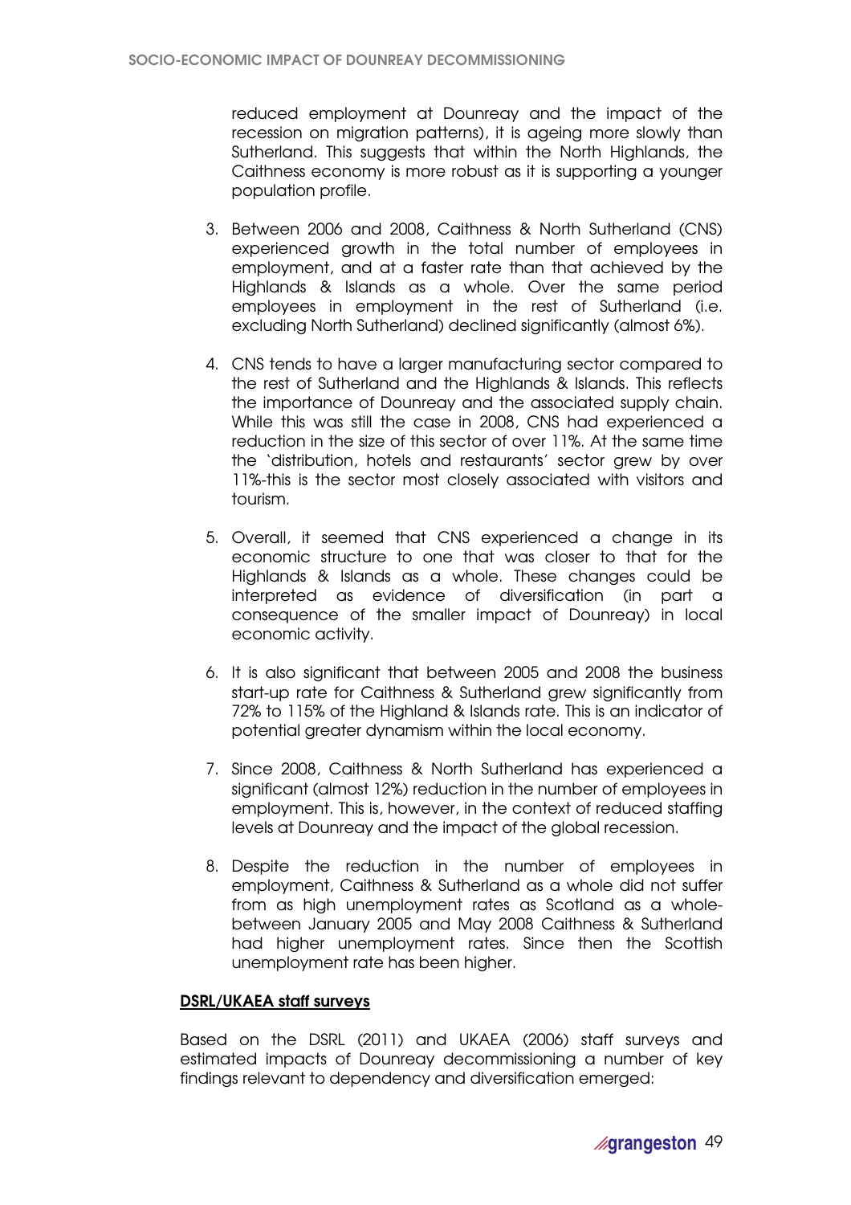reduced employment at Dounreay and the impact of the recession on migration patterns), it is ageing more slowly than Sutherland. This suggests that within the North Highlands, the Caithness economy is more robust as it is supporting a younger population profile.

3. Between 2006 and 2008, Caithness & North Sutherland (CNS) experienced growth in the total number of employees in employment, and at a faster rate than that achieved by the Highlands & Islands as a whole. Over the same period employees in employment in the rest of Sutherland (i.e. excluding North Sutherland) declined significantly (almost 6%).

4. CNS tends to have a larger manufacturing sector compared to the rest of Sutherland and the Highlands & Islands. This reflects the importance of Dounreay and the associated supply chain. While this was still the case in 2008, CNS had experienced a reduction in the size of this sector of over 11%. At the same time the 'distribution, hotels and restaurants' sector grew by over 11%-this is the sector most closely associated with visitors and tourism.

5. Overall, it seemed that CNS experienced a change in its economic structure to one that was closer to that for the Highlands & Islands as a whole. These changes could be interpreted as evidence of diversification (in part a consequence of the smaller impact of Dounreay) in local economic activity.

6. It is also significant that between 2005 and 2008 the business start-up rate for Caithness & Sutherland grew significantly from 72% to 115% of the Highland & Islands rate. This is an indicator of potential greater dynamism within the local economy.

7. Since 2008, Caithness & North Sutherland has experienced a significant (almost 12%) reduction in the number of employees in employment. This is, however, in the context of reduced staffing levels at Dounreay and the impact of the global recession.

8. Despite the reduction in the number of employees in employment, Caithness & Sutherland as a whole did not suffer from as high unemployment rates as Scotland as a whole-between January 2005 and May 2008 Caithness & Sutherland had higher unemployment rates. Since then the Scottish unemployment rate has been higher.

**DSRL/UKAEA staff surveys**

Based on the DSRL (2011) and UKAEA (2006) staff surveys and estimated impacts of Dounreay decommissioning a number of key findings relevant to dependency and diversification emerged: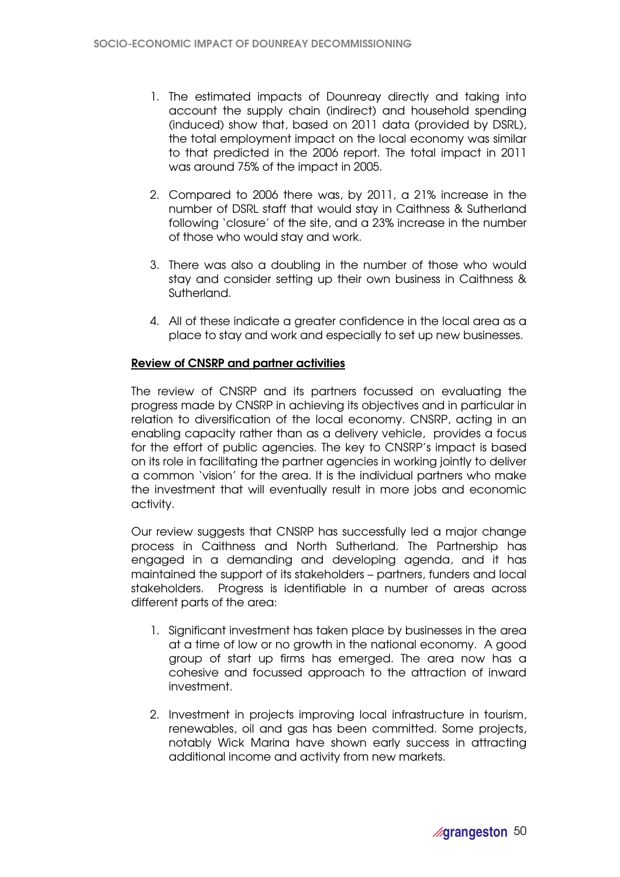1. The estimated impacts of Dounreay directly and taking into account the supply chain (indirect) and household spending (induced) show that, based on 2011 data (provided by DSRL), the total employment impact on the local economy was similar to that predicted in the 2006 report. The total impact in 2011 was around 75% of the impact in 2005.

2. Compared to 2006 there was, by 2011, a 21% increase in the number of DSRL staff that would stay in Caithness & Sutherland following 'closure' of the site, and a 23% increase in the number of those who would stay and work.

3. There was also a doubling in the number of those who would stay and consider setting up their own business in Caithness & Sutherland.

4. All of these indicate a greater confidence in the local area as a place to stay and work and especially to set up new businesses.

**Review of CNSRP and partner activities**

The review of CNSRP and its partners focussed on evaluating the progress made by CNSRP in achieving its objectives and in particular in relation to diversification of the local economy. CNSRP, acting in an enabling capacity rather than as a delivery vehicle, provides a focus for the effort of public agencies. The key to CNSRP's impact is based on its role in facilitating the partner agencies in working jointly to deliver a common 'vision' for the area. It is the individual partners who make the investment that will eventually result in more jobs and economic activity.

Our review suggests that CNSRP has successfully led a major change process in Caithness and North Sutherland. The Partnership has engaged in a demanding and developing agenda, and it has maintained the support of its stakeholders – partners, funders and local stakeholders. Progress is identifiable in a number of areas across different parts of the area:

1. Significant investment has taken place by businesses in the area at a time of low or no growth in the national economy. A good group of start up firms has emerged. The area now has a cohesive and focussed approach to the attraction of inward investment.

2. Investment in projects improving local infrastructure in tourism, renewables, oil and gas has been committed. Some projects, notably Wick Marina have shown early success in attracting additional income and activity from new markets.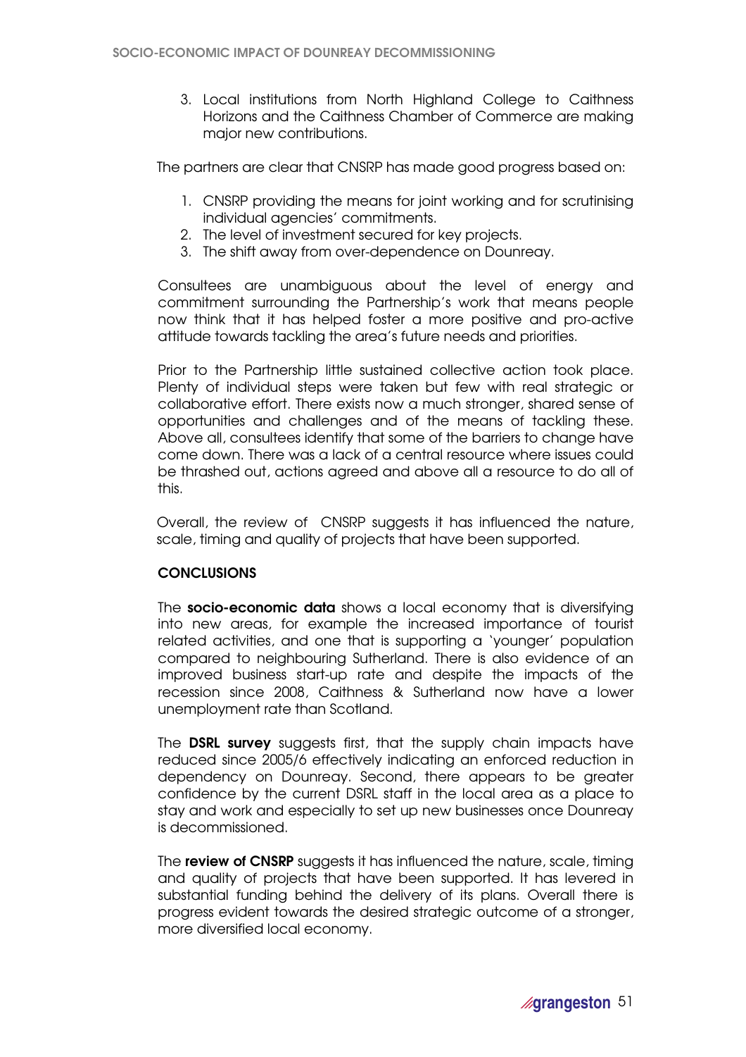3. Local institutions from North Highland College to Caithness Horizons and the Caithness Chamber of Commerce are making major new contributions.

The partners are clear that CNSRP has made good progress based on:

1. CNSRP providing the means for joint working and for scrutinising individual agencies' commitments.
2. The level of investment secured for key projects.
3. The shift away from over-dependence on Dounreay.

Consultees are unambiguous about the level of energy and commitment surrounding the Partnership's work that means people now think that it has helped foster a more positive and pro-active attitude towards tackling the area's future needs and priorities.

Prior to the Partnership little sustained collective action took place. Plenty of individual steps were taken but few with real strategic or collaborative effort. There exists now a much stronger, shared sense of opportunities and challenges and of the means of tackling these. Above all, consultees identify that some of the barriers to change have come down. There was a lack of a central resource where issues could be thrashed out, actions agreed and above all a resource to do all of this.

Overall, the review of CNSRP suggests it has influenced the nature, scale, timing and quality of projects that have been supported.

**CONCLUSIONS**

The **socio-economic data** shows a local economy that is diversifying into new areas, for example the increased importance of tourist related activities, and one that is supporting a 'younger' population compared to neighbouring Sutherland. There is also evidence of an improved business start-up rate and despite the impacts of the recession since 2008, Caithness & Sutherland now have a lower unemployment rate than Scotland.

The **DSRL survey** suggests first, that the supply chain impacts have reduced since 2005/6 effectively indicating an enforced reduction in dependency on Dounreay. Second, there appears to be greater confidence by the current DSRL staff in the local area as a place to stay and work and especially to set up new businesses once Dounreay is decommissioned.

The **review of CNSRP** suggests it has influenced the nature, scale, timing and quality of projects that have been supported. It has levered in substantial funding behind the delivery of its plans. Overall there is progress evident towards the desired strategic outcome of a stronger, more diversified local economy.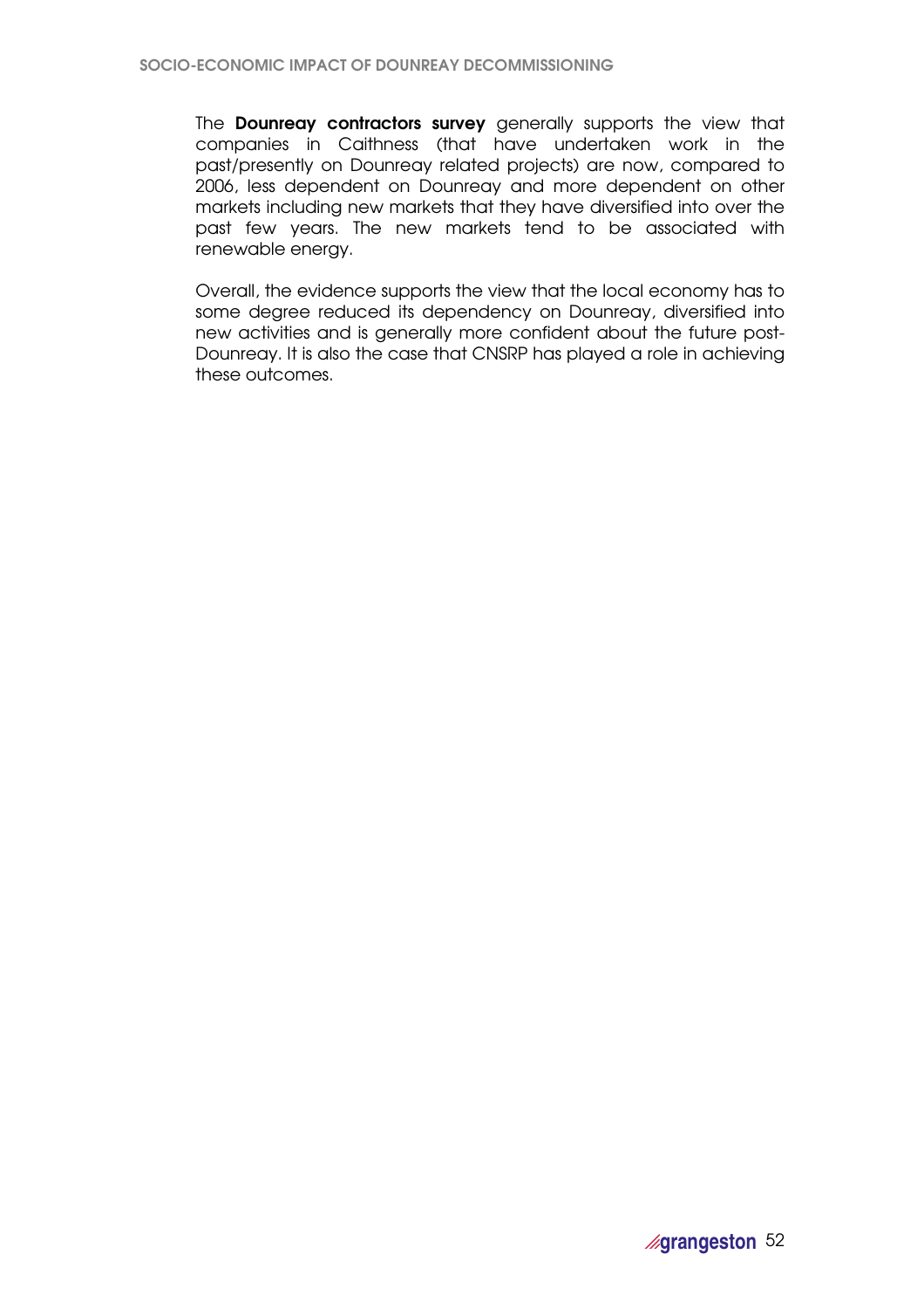The **Dounreay contractors survey** generally supports the view that companies in Caithness (that have undertaken work in the past/presently on Dounreay related projects) are now, compared to 2006, less dependent on Dounreay and more dependent on other markets including new markets that they have diversified into over the past few years. The new markets tend to be associated with renewable energy.

Overall, the evidence supports the view that the local economy has to some degree reduced its dependency on Dounreay, diversified into new activities and is generally more confident about the future post-Dounreay. It is also the case that CNSRP has played a role in achieving these outcomes.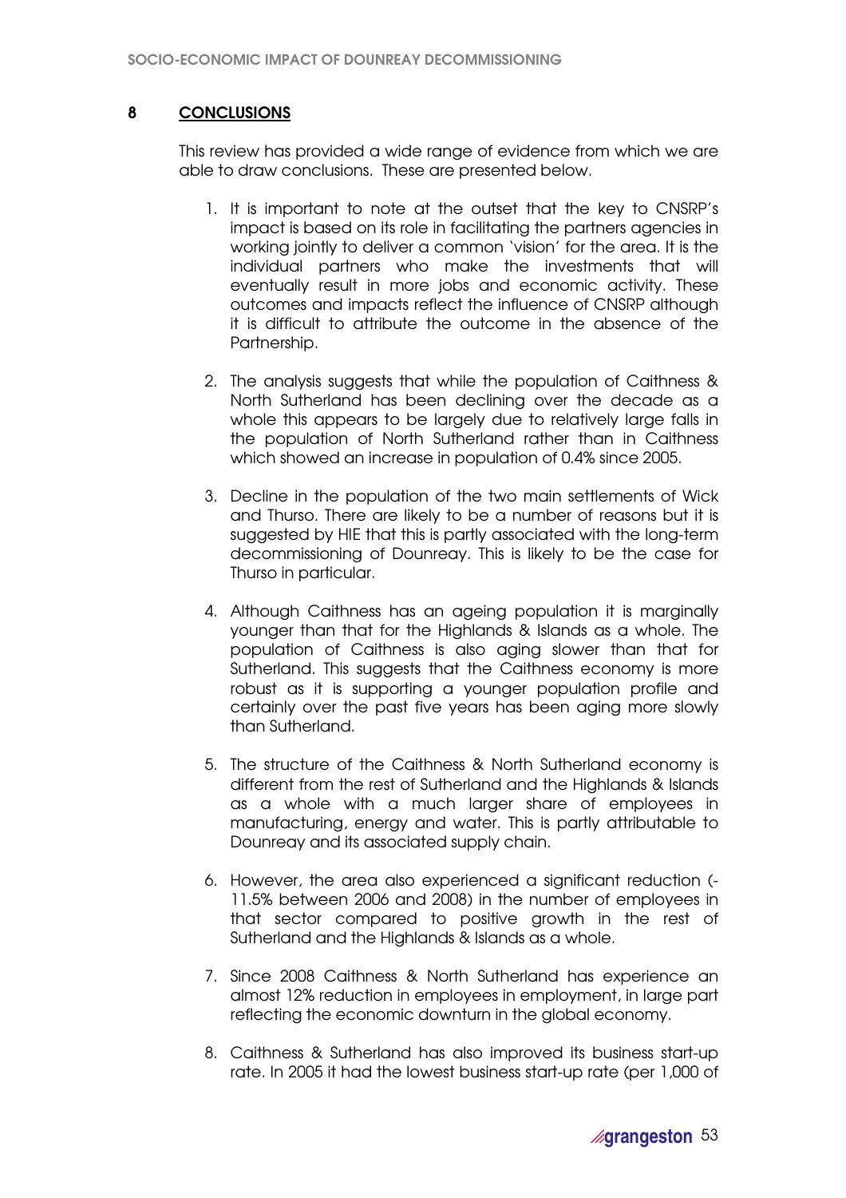## 8 CONCLUSIONS

This review has provided a wide range of evidence from which we are able to draw conclusions. These are presented below.

1. It is important to note at the outset that the key to CNSRP's impact is based on its role in facilitating the partners agencies in working jointly to deliver a common 'vision' for the area. It is the individual partners who make the investments that will eventually result in more jobs and economic activity. These outcomes and impacts reflect the influence of CNSRP although it is difficult to attribute the outcome in the absence of the Partnership.

2. The analysis suggests that while the population of Caithness & North Sutherland has been declining over the decade as a whole this appears to be largely due to relatively large falls in the population of North Sutherland rather than in Caithness which showed an increase in population of 0.4% since 2005.

3. Decline in the population of the two main settlements of Wick and Thurso. There are likely to be a number of reasons but it is suggested by HIE that this is partly associated with the long-term decommissioning of Dounreay. This is likely to be the case for Thurso in particular.

4. Although Caithness has an ageing population it is marginally younger than that for the Highlands & Islands as a whole. The population of Caithness is also aging slower than that for Sutherland. This suggests that the Caithness economy is more robust as it is supporting a younger population profile and certainly over the past five years has been aging more slowly than Sutherland.

5. The structure of the Caithness & North Sutherland economy is different from the rest of Sutherland and the Highlands & Islands as a whole with a much larger share of employees in manufacturing, energy and water. This is partly attributable to Dounreay and its associated supply chain.

6. However, the area also experienced a significant reduction (-11.5% between 2006 and 2008) in the number of employees in that sector compared to positive growth in the rest of Sutherland and the Highlands & Islands as a whole.

7. Since 2008 Caithness & North Sutherland has experience an almost 12% reduction in employees in employment, in large part reflecting the economic downturn in the global economy.

8. Caithness & Sutherland has also improved its business start-up rate. In 2005 it had the lowest business start-up rate (per 1,000 of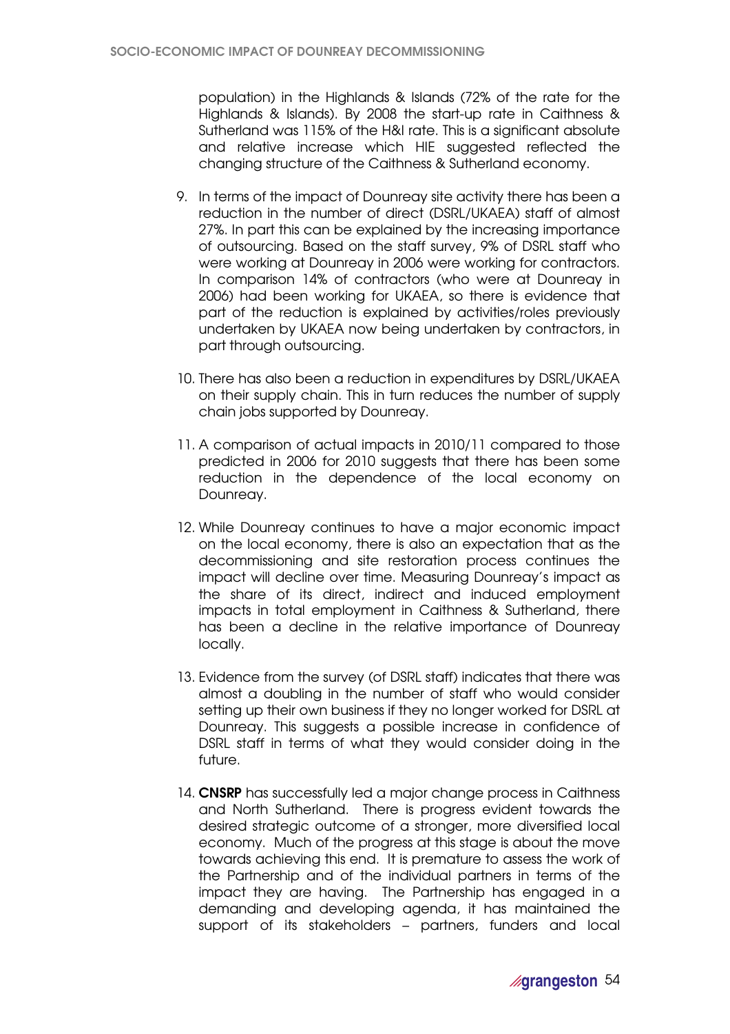population) in the Highlands & Islands (72% of the rate for the Highlands & Islands). By 2008 the start-up rate in Caithness & Sutherland was 115% of the H&I rate. This is a significant absolute and relative increase which HIE suggested reflected the changing structure of the Caithness & Sutherland economy.

9. In terms of the impact of Dounreay site activity there has been a reduction in the number of direct (DSRL/UKAEA) staff of almost 27%. In part this can be explained by the increasing importance of outsourcing. Based on the staff survey, 9% of DSRL staff who were working at Dounreay in 2006 were working for contractors. In comparison 14% of contractors (who were at Dounreay in 2006) had been working for UKAEA, so there is evidence that part of the reduction is explained by activities/roles previously undertaken by UKAEA now being undertaken by contractors, in part through outsourcing.

10. There has also been a reduction in expenditures by DSRL/UKAEA on their supply chain. This in turn reduces the number of supply chain jobs supported by Dounreay.

11. A comparison of actual impacts in 2010/11 compared to those predicted in 2006 for 2010 suggests that there has been some reduction in the dependence of the local economy on Dounreay.

12. While Dounreay continues to have a major economic impact on the local economy, there is also an expectation that as the decommissioning and site restoration process continues the impact will decline over time. Measuring Dounreay's impact as the share of its direct, indirect and induced employment impacts in total employment in Caithness & Sutherland, there has been a decline in the relative importance of Dounreay locally.

13. Evidence from the survey (of DSRL staff) indicates that there was almost a doubling in the number of staff who would consider setting up their own business if they no longer worked for DSRL at Dounreay. This suggests a possible increase in confidence of DSRL staff in terms of what they would consider doing in the future.

14. **CNSRP** has successfully led a major change process in Caithness and North Sutherland. There is progress evident towards the desired strategic outcome of a stronger, more diversified local economy. Much of the progress at this stage is about the move towards achieving this end. It is premature to assess the work of the Partnership and of the individual partners in terms of the impact they are having. The Partnership has engaged in a demanding and developing agenda, it has maintained the support of its stakeholders – partners, funders and local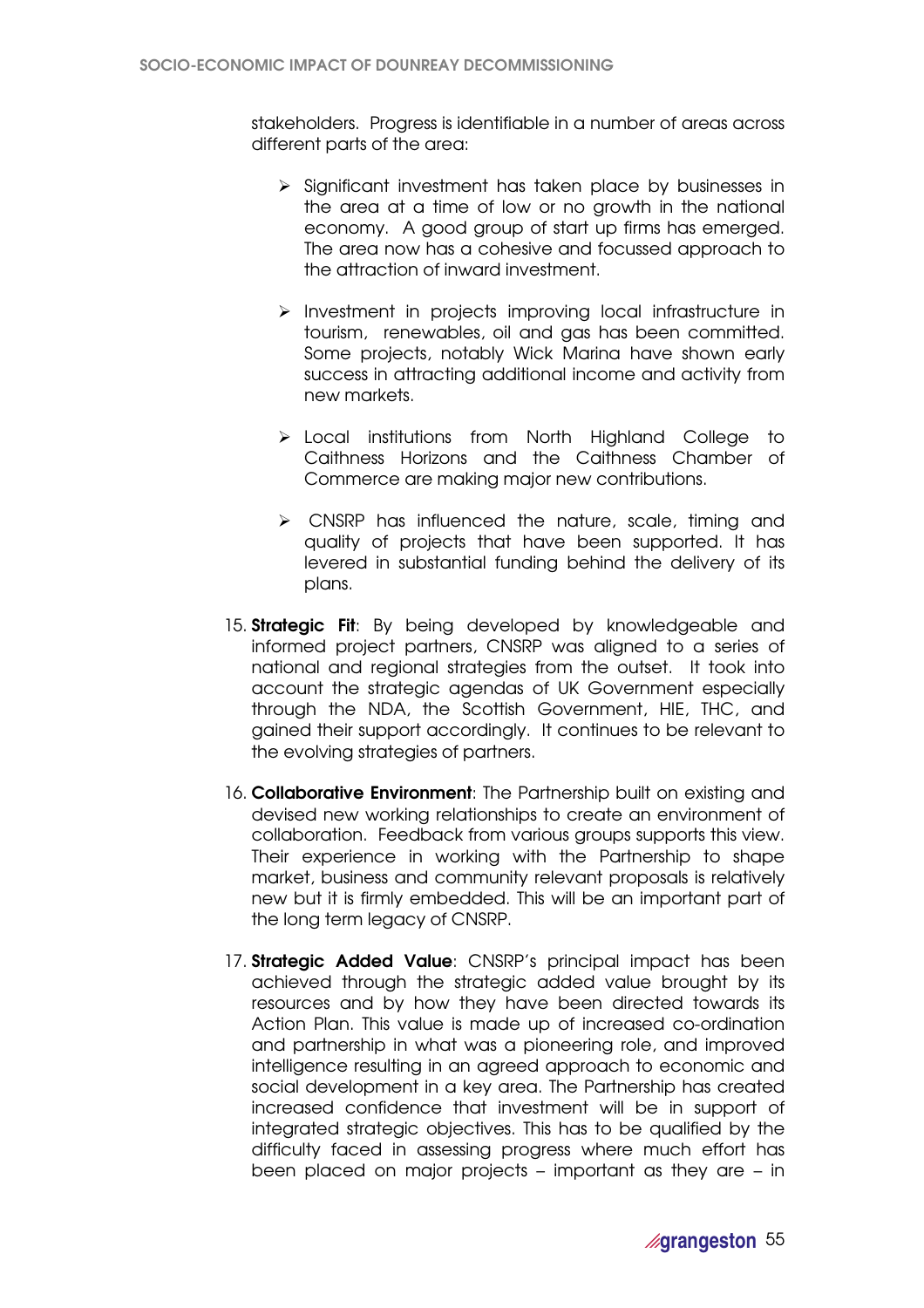stakeholders. Progress is identifiable in a number of areas across different parts of the area:

- Significant investment has taken place by businesses in the area at a time of low or no growth in the national economy. A good group of start up firms has emerged. The area now has a cohesive and focussed approach to the attraction of inward investment.

- Investment in projects improving local infrastructure in tourism, renewables, oil and gas has been committed. Some projects, notably Wick Marina have shown early success in attracting additional income and activity from new markets.

- Local institutions from North Highland College to Caithness Horizons and the Caithness Chamber of Commerce are making major new contributions.

- CNSRP has influenced the nature, scale, timing and quality of projects that have been supported. It has levered in substantial funding behind the delivery of its plans.

15. **Strategic Fit**: By being developed by knowledgeable and informed project partners, CNSRP was aligned to a series of national and regional strategies from the outset. It took into account the strategic agendas of UK Government especially through the NDA, the Scottish Government, HIE, THC, and gained their support accordingly. It continues to be relevant to the evolving strategies of partners.

16. **Collaborative Environment**: The Partnership built on existing and devised new working relationships to create an environment of collaboration. Feedback from various groups supports this view. Their experience in working with the Partnership to shape market, business and community relevant proposals is relatively new but it is firmly embedded. This will be an important part of the long term legacy of CNSRP.

17. **Strategic Added Value**: CNSRP's principal impact has been achieved through the strategic added value brought by its resources and by how they have been directed towards its Action Plan. This value is made up of increased co-ordination and partnership in what was a pioneering role, and improved intelligence resulting in an agreed approach to economic and social development in a key area. The Partnership has created increased confidence that investment will be in support of integrated strategic objectives. This has to be qualified by the difficulty faced in assessing progress where much effort has been placed on major projects – important as they are – in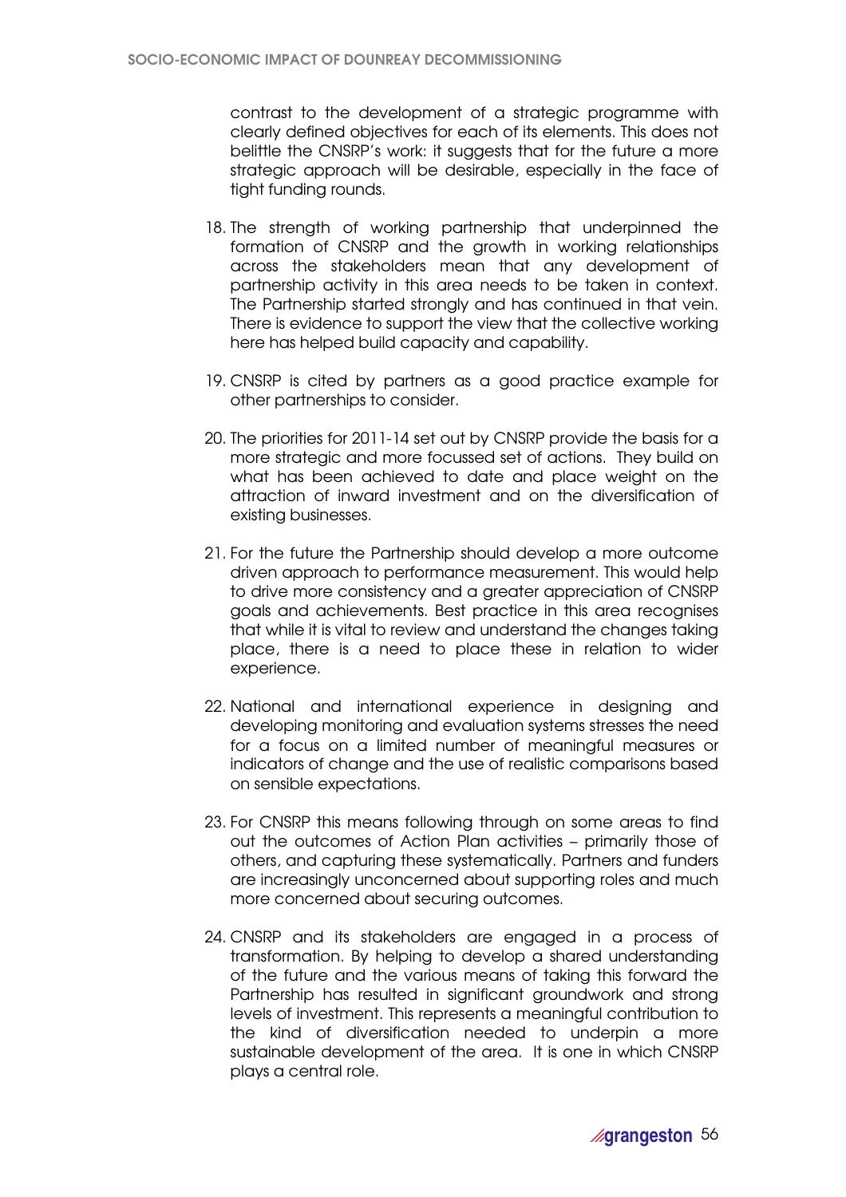contrast to the development of a strategic programme with clearly defined objectives for each of its elements. This does not belittle the CNSRP's work: it suggests that for the future a more strategic approach will be desirable, especially in the face of tight funding rounds.

18. The strength of working partnership that underpinned the formation of CNSRP and the growth in working relationships across the stakeholders mean that any development of partnership activity in this area needs to be taken in context. The Partnership started strongly and has continued in that vein. There is evidence to support the view that the collective working here has helped build capacity and capability.

19. CNSRP is cited by partners as a good practice example for other partnerships to consider.

20. The priorities for 2011-14 set out by CNSRP provide the basis for a more strategic and more focussed set of actions. They build on what has been achieved to date and place weight on the attraction of inward investment and on the diversification of existing businesses.

21. For the future the Partnership should develop a more outcome driven approach to performance measurement. This would help to drive more consistency and a greater appreciation of CNSRP goals and achievements. Best practice in this area recognises that while it is vital to review and understand the changes taking place, there is a need to place these in relation to wider experience.

22. National and international experience in designing and developing monitoring and evaluation systems stresses the need for a focus on a limited number of meaningful measures or indicators of change and the use of realistic comparisons based on sensible expectations.

23. For CNSRP this means following through on some areas to find out the outcomes of Action Plan activities – primarily those of others, and capturing these systematically. Partners and funders are increasingly unconcerned about supporting roles and much more concerned about securing outcomes.

24. CNSRP and its stakeholders are engaged in a process of transformation. By helping to develop a shared understanding of the future and the various means of taking this forward the Partnership has resulted in significant groundwork and strong levels of investment. This represents a meaningful contribution to the kind of diversification needed to underpin a more sustainable development of the area. It is one in which CNSRP plays a central role.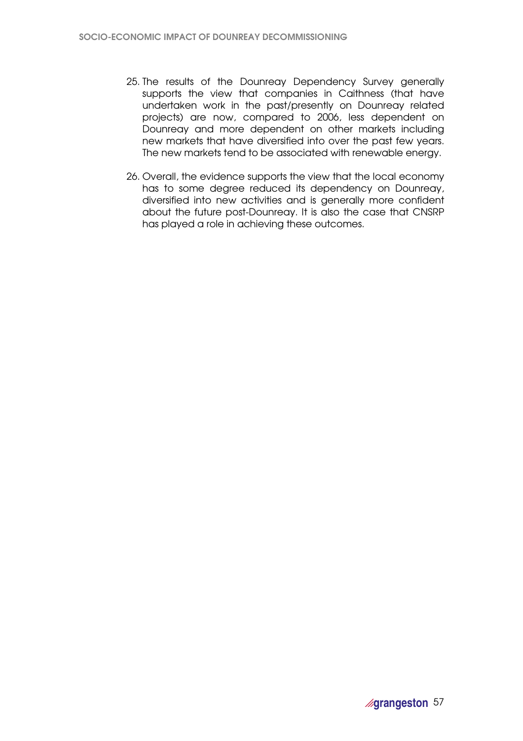25. The results of the Dounreay Dependency Survey generally supports the view that companies in Caithness (that have undertaken work in the past/presently on Dounreay related projects) are now, compared to 2006, less dependent on Dounreay and more dependent on other markets including new markets that have diversified into over the past few years. The new markets tend to be associated with renewable energy.

26. Overall, the evidence supports the view that the local economy has to some degree reduced its dependency on Dounreay, diversified into new activities and is generally more confident about the future post-Dounreay. It is also the case that CNSRP has played a role in achieving these outcomes.